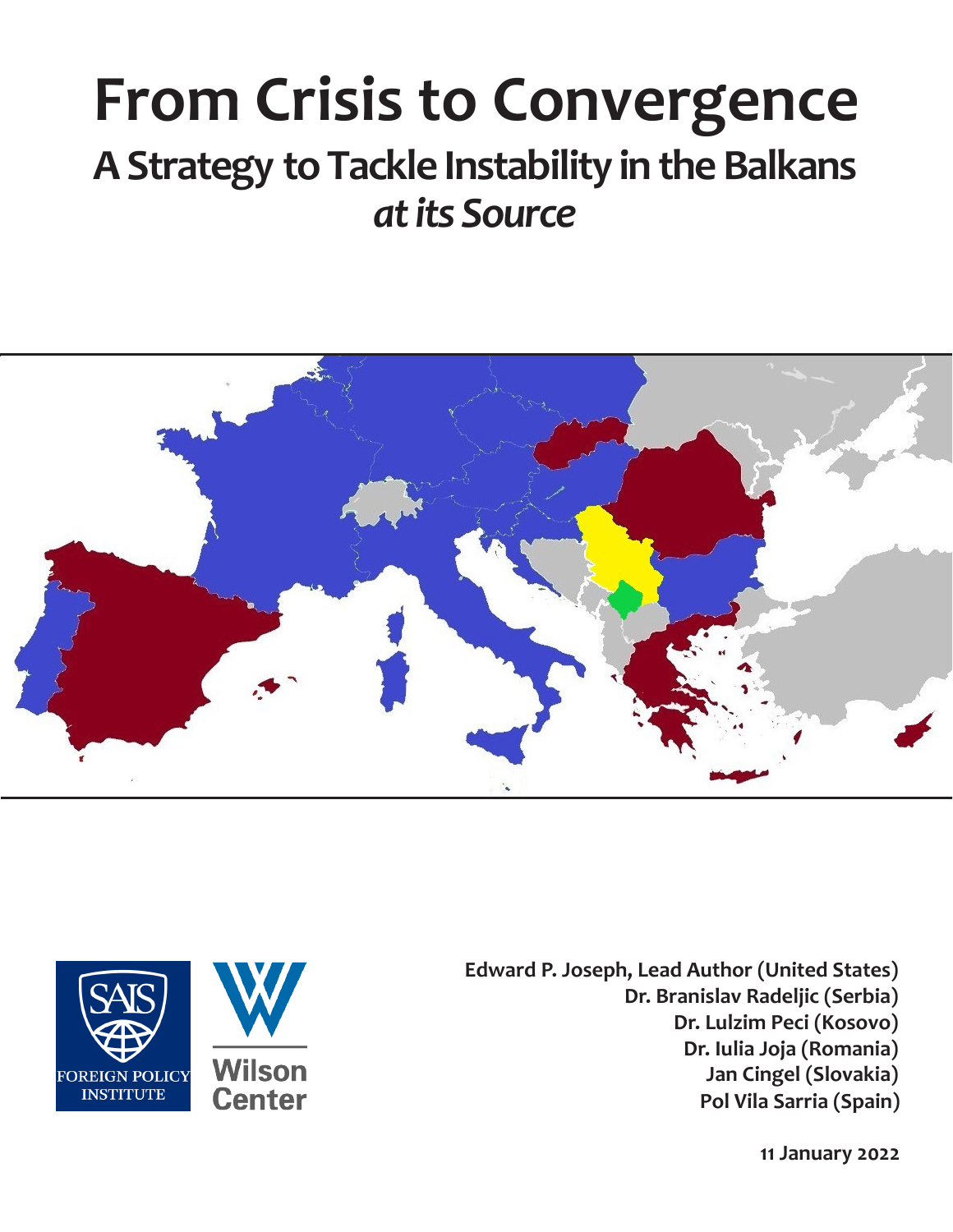# From Crisis to Convergence

## A Strategy to Tackle Instability in the Balkans *at its Source*

FOREIGN POLICY INSTITUTE

Wilson Center

**Edward P. Joseph, Lead Author (United States)**
**Dr. Branislav Radeljic (Serbia)**
**Dr. Lulzim Peci (Kosovo)**
**Dr. Iulia Joja (Romania)**
**Jan Cingel (Slovakia)**
**Pol Vila Sarria (Spain)**

**11 January 2022**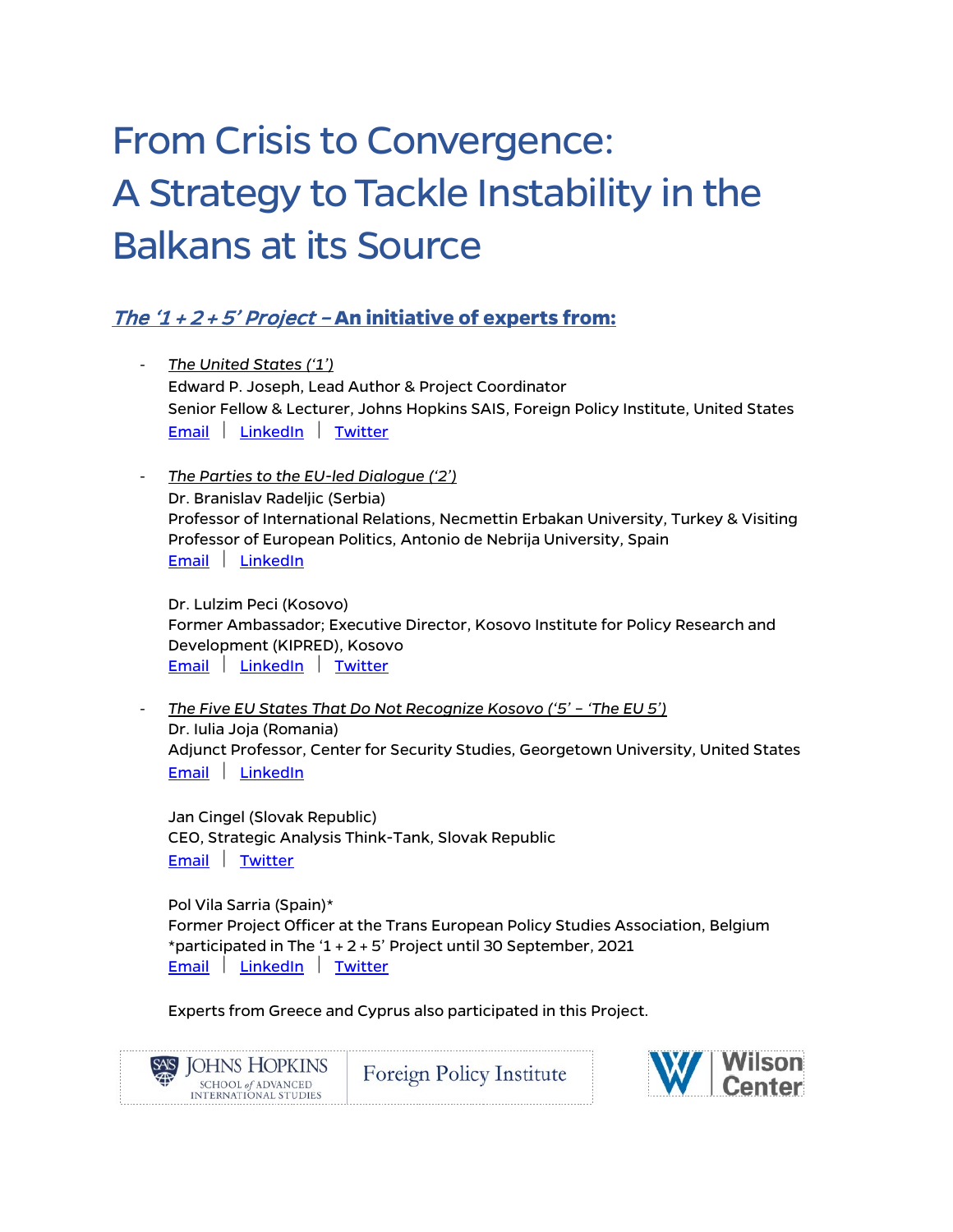# From Crisis to Convergence: A Strategy to Tackle Instability in the Balkans at its Source

## *The '1 + 2 + 5' Project* – An initiative of experts from:

- *The United States ('1')*
  Edward P. Joseph, Lead Author & Project Coordinator
  Senior Fellow & Lecturer, Johns Hopkins SAIS, Foreign Policy Institute, United States
  Email | LinkedIn | Twitter

- *The Parties to the EU-led Dialogue ('2')*
  Dr. Branislav Radeljic (Serbia)
  Professor of International Relations, Necmettin Erbakan University, Turkey & Visiting Professor of European Politics, Antonio de Nebrija University, Spain
  Email | LinkedIn

  Dr. Lulzim Peci (Kosovo)
  Former Ambassador; Executive Director, Kosovo Institute for Policy Research and Development (KIPRED), Kosovo
  Email | LinkedIn | Twitter

- *The Five EU States That Do Not Recognize Kosovo ('5' – 'The EU 5')*
  Dr. Iulia Joja (Romania)
  Adjunct Professor, Center for Security Studies, Georgetown University, United States
  Email | LinkedIn

  Jan Cingel (Slovak Republic)
  CEO, Strategic Analysis Think-Tank, Slovak Republic
  Email | Twitter

  Pol Vila Sarria (Spain)*
  Former Project Officer at the Trans European Policy Studies Association, Belgium
  *participated in The '1 + 2 + 5' Project until 30 September, 2021
  Email | LinkedIn | Twitter

  Experts from Greece and Cyprus also participated in this Project.

JOHNS HOPKINS SCHOOL *of* ADVANCED INTERNATIONAL STUDIES | Foreign Policy Institute

Wilson Center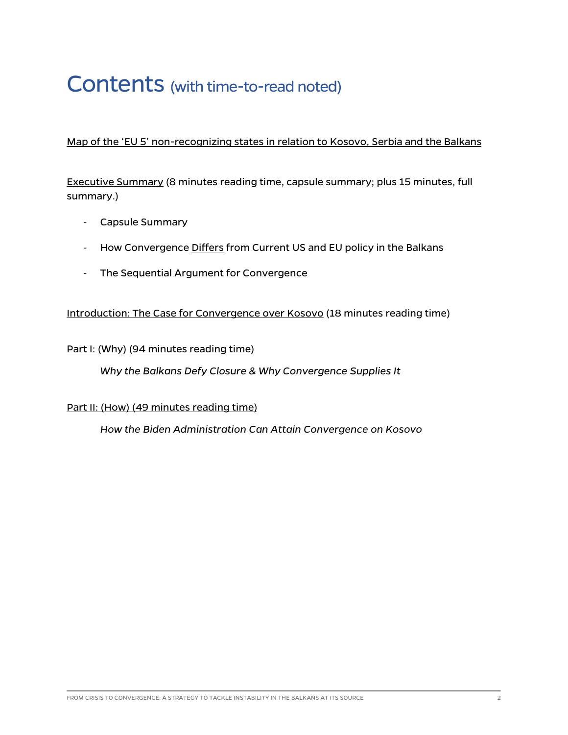# Contents (with time-to-read noted)

Map of the 'EU 5' non-recognizing states in relation to Kosovo, Serbia and the Balkans

Executive Summary (8 minutes reading time, capsule summary; plus 15 minutes, full summary.)

- Capsule Summary
- How Convergence Differs from Current US and EU policy in the Balkans
- The Sequential Argument for Convergence

Introduction: The Case for Convergence over Kosovo (18 minutes reading time)

Part I: (Why) (94 minutes reading time)

*Why the Balkans Defy Closure & Why Convergence Supplies It*

Part II: (How) (49 minutes reading time)

*How the Biden Administration Can Attain Convergence on Kosovo*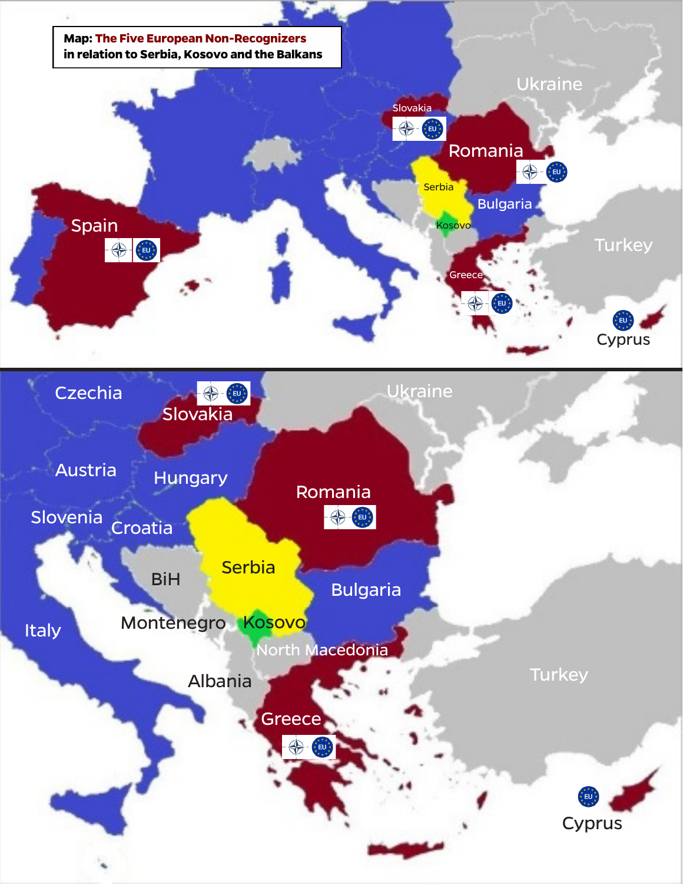**Map: The Five European Non-Recognizers in relation to Serbia, Kosovo and the Balkans**

Ukraine

Slovakia

Romania

Serbia

Bulgaria

Spain

Kosovo

Turkey

Greece

Cyprus

Czechia

Slovakia

Ukraine

Austria

Hungary

Romania

Slovenia

Croatia

BiH

Serbia

Bulgaria

Italy

Montenegro

Kosovo

North Macedonia

Turkey

Albania

Greece

Cyprus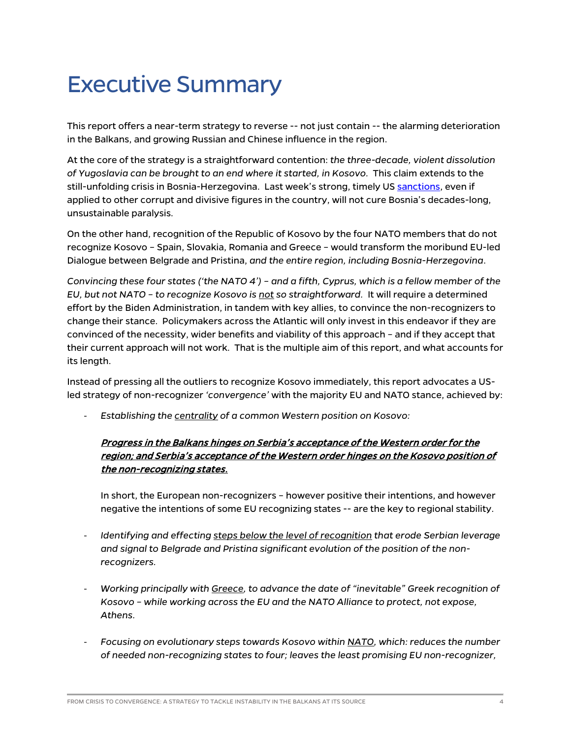# Executive Summary

This report offers a near-term strategy to reverse -- not just contain -- the alarming deterioration in the Balkans, and growing Russian and Chinese influence in the region.

At the core of the strategy is a straightforward contention: *the three-decade, violent dissolution of Yugoslavia can be brought to an end where it started, in Kosovo*. This claim extends to the still-unfolding crisis in Bosnia-Herzegovina. Last week's strong, timely US sanctions, even if applied to other corrupt and divisive figures in the country, will not cure Bosnia's decades-long, unsustainable paralysis.

On the other hand, recognition of the Republic of Kosovo by the four NATO members that do not recognize Kosovo – Spain, Slovakia, Romania and Greece – would transform the moribund EU-led Dialogue between Belgrade and Pristina, *and the entire region, including Bosnia-Herzegovina*.

*Convincing these four states ('the NATO 4') – and a fifth, Cyprus, which is a fellow member of the EU, but not NATO – to recognize Kosovo is <u>not</u> so straightforward.* It will require a determined effort by the Biden Administration, in tandem with key allies, to convince the non-recognizers to change their stance. Policymakers across the Atlantic will only invest in this endeavor if they are convinced of the necessity, wider benefits and viability of this approach – and if they accept that their current approach will not work. That is the multiple aim of this report, and what accounts for its length.

Instead of pressing all the outliers to recognize Kosovo immediately, this report advocates a US-led strategy of non-recognizer *'convergence'* with the majority EU and NATO stance, achieved by:

- *Establishing the <u>centrality</u> of a common Western position on Kosovo:*

  ***<u>Progress in the Balkans hinges on Serbia's acceptance of the Western order for the region; and Serbia's acceptance of the Western order hinges on the Kosovo position of the non-recognizing states.</u>***

  In short, the European non-recognizers – however positive their intentions, and however negative the intentions of some EU recognizing states -- are the key to regional stability.

- *Identifying and effecting <u>steps below the level of recognition</u> that erode Serbian leverage and signal to Belgrade and Pristina significant evolution of the position of the non-recognizers.*

- *Working principally with <u>Greece</u>, to advance the date of "inevitable" Greek recognition of Kosovo – while working across the EU and the NATO Alliance to protect, not expose, Athens.*

- *Focusing on evolutionary steps towards Kosovo within <u>NATO</u>, which: reduces the number of needed non-recognizing states to four; leaves the least promising EU non-recognizer,*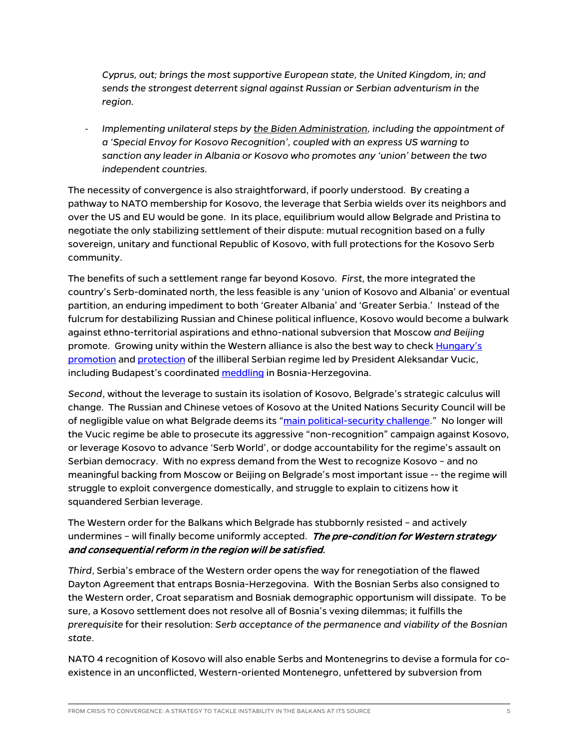*Cyprus, out; brings the most supportive European state, the United Kingdom, in; and sends the strongest deterrent signal against Russian or Serbian adventurism in the region.*

- *Implementing unilateral steps by the Biden Administration, including the appointment of a 'Special Envoy for Kosovo Recognition', coupled with an express US warning to sanction any leader in Albania or Kosovo who promotes any 'union' between the two independent countries.*

The necessity of convergence is also straightforward, if poorly understood. By creating a pathway to NATO membership for Kosovo, the leverage that Serbia wields over its neighbors and over the US and EU would be gone. In its place, equilibrium would allow Belgrade and Pristina to negotiate the only stabilizing settlement of their dispute: mutual recognition based on a fully sovereign, unitary and functional Republic of Kosovo, with full protections for the Kosovo Serb community.

The benefits of such a settlement range far beyond Kosovo. *First*, the more integrated the country's Serb-dominated north, the less feasible is any 'union of Kosovo and Albania' or eventual partition, an enduring impediment to both 'Greater Albania' and 'Greater Serbia.' Instead of the fulcrum for destabilizing Russian and Chinese political influence, Kosovo would become a bulwark against ethno-territorial aspirations and ethno-national subversion that Moscow *and Beijing* promote. Growing unity within the Western alliance is also the best way to check Hungary's promotion and protection of the illiberal Serbian regime led by President Aleksandar Vucic, including Budapest's coordinated meddling in Bosnia-Herzegovina.

*Second*, without the leverage to sustain its isolation of Kosovo, Belgrade's strategic calculus will change. The Russian and Chinese vetoes of Kosovo at the United Nations Security Council will be of negligible value on what Belgrade deems its "main political-security challenge." No longer will the Vucic regime be able to prosecute its aggressive "non-recognition" campaign against Kosovo, or leverage Kosovo to advance 'Serb World', or dodge accountability for the regime's assault on Serbian democracy. With no express demand from the West to recognize Kosovo – and no meaningful backing from Moscow or Beijing on Belgrade's most important issue -- the regime will struggle to exploit convergence domestically, and struggle to explain to citizens how it squandered Serbian leverage.

The Western order for the Balkans which Belgrade has stubbornly resisted – and actively undermines – will finally become uniformly accepted. ***The pre-condition for Western strategy and consequential reform in the region will be satisfied.***

*Third*, Serbia's embrace of the Western order opens the way for renegotiation of the flawed Dayton Agreement that entraps Bosnia-Herzegovina. With the Bosnian Serbs also consigned to the Western order, Croat separatism and Bosniak demographic opportunism will dissipate. To be sure, a Kosovo settlement does not resolve all of Bosnia's vexing dilemmas; it fulfills the *prerequisite* for their resolution: *Serb acceptance of the permanence and viability of the Bosnian state*.

NATO 4 recognition of Kosovo will also enable Serbs and Montenegrins to devise a formula for co-existence in an unconflicted, Western-oriented Montenegro, unfettered by subversion from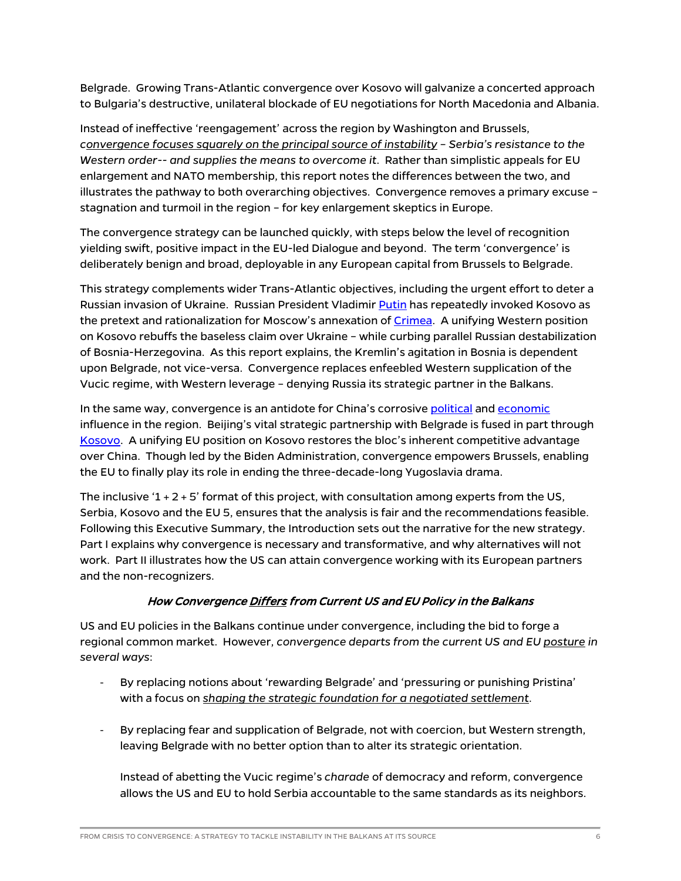Belgrade. Growing Trans-Atlantic convergence over Kosovo will galvanize a concerted approach to Bulgaria's destructive, unilateral blockade of EU negotiations for North Macedonia and Albania.

Instead of ineffective 'reengagement' across the region by Washington and Brussels, *convergence focuses squarely on the principal source of instability – Serbia's resistance to the Western order-- and supplies the means to overcome it*. Rather than simplistic appeals for EU enlargement and NATO membership, this report notes the differences between the two, and illustrates the pathway to both overarching objectives. Convergence removes a primary excuse – stagnation and turmoil in the region – for key enlargement skeptics in Europe.

The convergence strategy can be launched quickly, with steps below the level of recognition yielding swift, positive impact in the EU-led Dialogue and beyond. The term 'convergence' is deliberately benign and broad, deployable in any European capital from Brussels to Belgrade.

This strategy complements wider Trans-Atlantic objectives, including the urgent effort to deter a Russian invasion of Ukraine. Russian President Vladimir Putin has repeatedly invoked Kosovo as the pretext and rationalization for Moscow's annexation of Crimea. A unifying Western position on Kosovo rebuffs the baseless claim over Ukraine – while curbing parallel Russian destabilization of Bosnia-Herzegovina. As this report explains, the Kremlin's agitation in Bosnia is dependent upon Belgrade, not vice-versa. Convergence replaces enfeebled Western supplication of the Vucic regime, with Western leverage – denying Russia its strategic partner in the Balkans.

In the same way, convergence is an antidote for China's corrosive political and economic influence in the region. Beijing's vital strategic partnership with Belgrade is fused in part through Kosovo. A unifying EU position on Kosovo restores the bloc's inherent competitive advantage over China. Though led by the Biden Administration, convergence empowers Brussels, enabling the EU to finally play its role in ending the three-decade-long Yugoslavia drama.

The inclusive '1 + 2 + 5' format of this project, with consultation among experts from the US, Serbia, Kosovo and the EU 5, ensures that the analysis is fair and the recommendations feasible. Following this Executive Summary, the Introduction sets out the narrative for the new strategy. Part I explains why convergence is necessary and transformative, and why alternatives will not work. Part II illustrates how the US can attain convergence working with its European partners and the non-recognizers.

### *How Convergence Differs from Current US and EU Policy in the Balkans*

US and EU policies in the Balkans continue under convergence, including the bid to forge a regional common market. However, *convergence departs from the current US and EU posture in several ways*:

- By replacing notions about 'rewarding Belgrade' and 'pressuring or punishing Pristina' with a focus on *shaping the strategic foundation for a negotiated settlement*.

- By replacing fear and supplication of Belgrade, not with coercion, but Western strength, leaving Belgrade with no better option than to alter its strategic orientation.

  Instead of abetting the Vucic regime's *charade* of democracy and reform, convergence allows the US and EU to hold Serbia accountable to the same standards as its neighbors.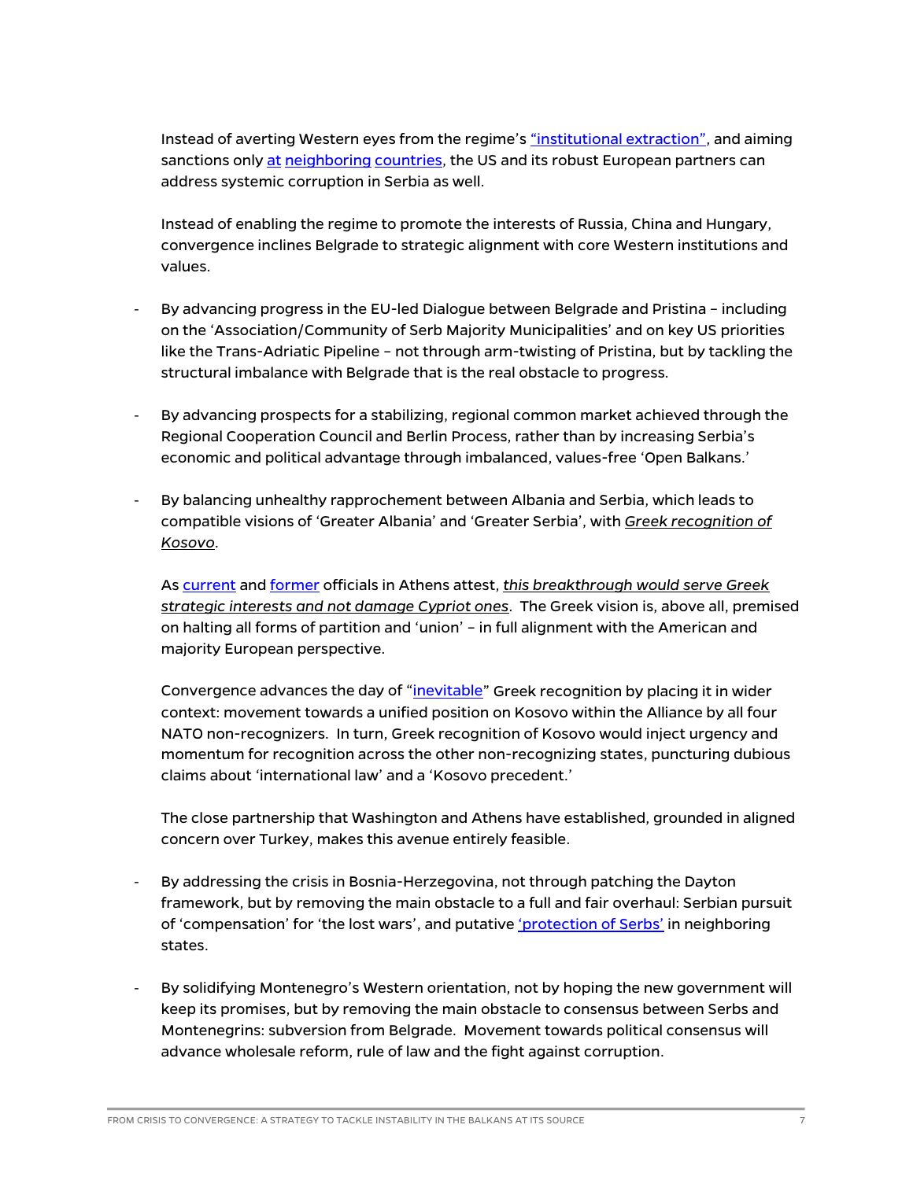Instead of averting Western eyes from the regime's "institutional extraction", and aiming sanctions only at neighboring countries, the US and its robust European partners can address systemic corruption in Serbia as well.

Instead of enabling the regime to promote the interests of Russia, China and Hungary, convergence inclines Belgrade to strategic alignment with core Western institutions and values.

- By advancing progress in the EU-led Dialogue between Belgrade and Pristina – including on the 'Association/Community of Serb Majority Municipalities' and on key US priorities like the Trans-Adriatic Pipeline – not through arm-twisting of Pristina, but by tackling the structural imbalance with Belgrade that is the real obstacle to progress.

- By advancing prospects for a stabilizing, regional common market achieved through the Regional Cooperation Council and Berlin Process, rather than by increasing Serbia's economic and political advantage through imbalanced, values-free 'Open Balkans.'

- By balancing unhealthy rapprochement between Albania and Serbia, which leads to compatible visions of 'Greater Albania' and 'Greater Serbia', with ***Greek recognition of Kosovo***.

  As current and former officials in Athens attest, ***this breakthrough would serve Greek strategic interests and not damage Cypriot ones***. The Greek vision is, above all, premised on halting all forms of partition and 'union' – in full alignment with the American and majority European perspective.

  Convergence advances the day of "inevitable" Greek recognition by placing it in wider context: movement towards a unified position on Kosovo within the Alliance by all four NATO non-recognizers. In turn, Greek recognition of Kosovo would inject urgency and momentum for recognition across the other non-recognizing states, puncturing dubious claims about 'international law' and a 'Kosovo precedent.'

  The close partnership that Washington and Athens have established, grounded in aligned concern over Turkey, makes this avenue entirely feasible.

- By addressing the crisis in Bosnia-Herzegovina, not through patching the Dayton framework, but by removing the main obstacle to a full and fair overhaul: Serbian pursuit of 'compensation' for 'the lost wars', and putative 'protection of Serbs' in neighboring states.

- By solidifying Montenegro's Western orientation, not by hoping the new government will keep its promises, but by removing the main obstacle to consensus between Serbs and Montenegrins: subversion from Belgrade. Movement towards political consensus will advance wholesale reform, rule of law and the fight against corruption.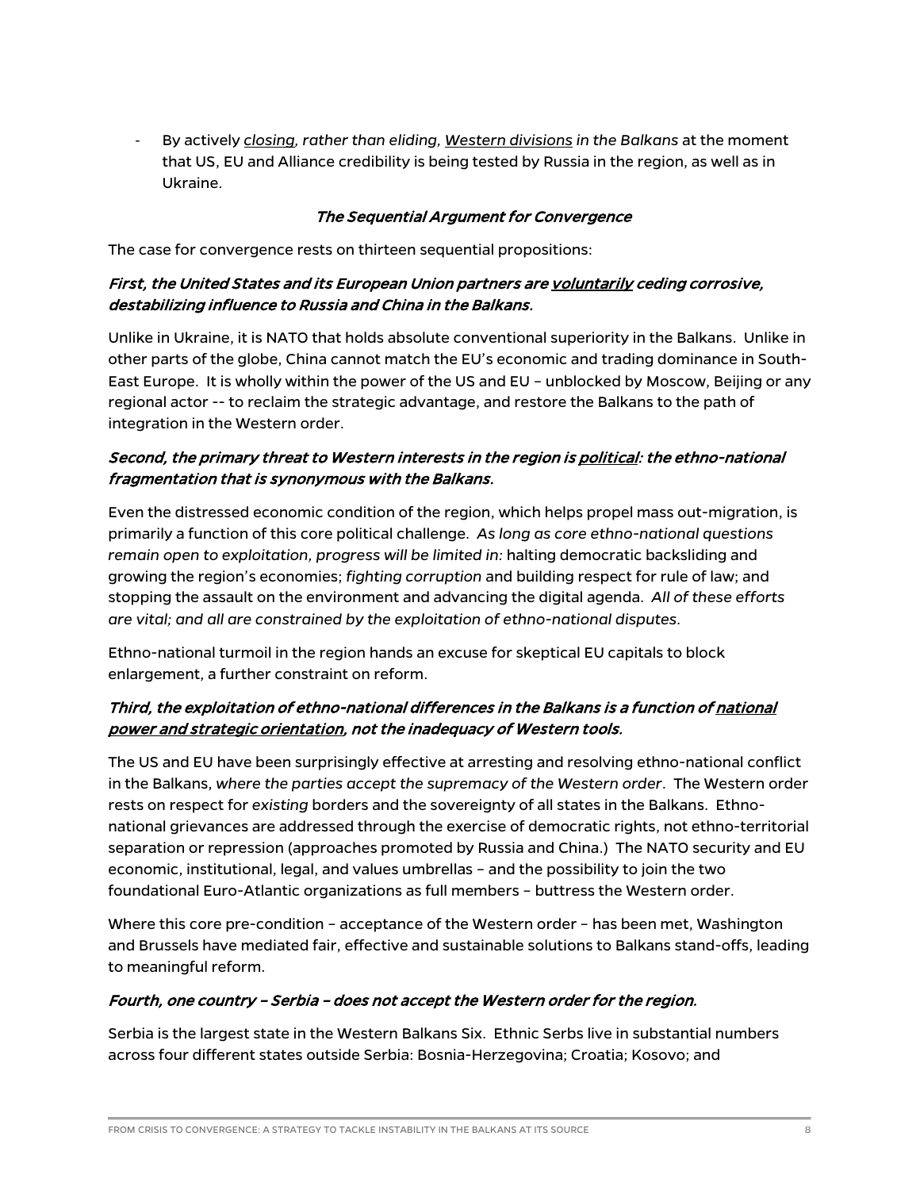- By actively *<u>closing</u>, rather than eliding, <u>Western divisions</u> in the Balkans* at the moment that US, EU and Alliance credibility is being tested by Russia in the region, as well as in Ukraine.

### *The Sequential Argument for Convergence*

The case for convergence rests on thirteen sequential propositions:

***First, the United States and its European Union partners are <u>voluntarily</u> ceding corrosive, destabilizing influence to Russia and China in the Balkans.***

Unlike in Ukraine, it is NATO that holds absolute conventional superiority in the Balkans. Unlike in other parts of the globe, China cannot match the EU's economic and trading dominance in South-East Europe. It is wholly within the power of the US and EU – unblocked by Moscow, Beijing or any regional actor -- to reclaim the strategic advantage, and restore the Balkans to the path of integration in the Western order.

***Second, the primary threat to Western interests in the region is <u>political</u>: the ethno-national fragmentation that is synonymous with the Balkans.***

Even the distressed economic condition of the region, which helps propel mass out-migration, is primarily a function of this core political challenge. *As long as core ethno-national questions remain open to exploitation, progress will be limited in:* halting democratic backsliding and growing the region's economies; *fighting corruption* and building respect for rule of law; and stopping the assault on the environment and advancing the digital agenda. *All of these efforts are vital; and all are constrained by the exploitation of ethno-national disputes.*

Ethno-national turmoil in the region hands an excuse for skeptical EU capitals to block enlargement, a further constraint on reform.

***Third, the exploitation of ethno-national differences in the Balkans is a function of <u>national power and strategic orientation</u>, not the inadequacy of Western tools.***

The US and EU have been surprisingly effective at arresting and resolving ethno-national conflict in the Balkans, *where the parties accept the supremacy of the Western order*. The Western order rests on respect for *existing* borders and the sovereignty of all states in the Balkans. Ethno-national grievances are addressed through the exercise of democratic rights, not ethno-territorial separation or repression (approaches promoted by Russia and China.) The NATO security and EU economic, institutional, legal, and values umbrellas – and the possibility to join the two foundational Euro-Atlantic organizations as full members – buttress the Western order.

Where this core pre-condition – acceptance of the Western order – has been met, Washington and Brussels have mediated fair, effective and sustainable solutions to Balkans stand-offs, leading to meaningful reform.

***Fourth, one country – Serbia – does not accept the Western order for the region.***

Serbia is the largest state in the Western Balkans Six. Ethnic Serbs live in substantial numbers across four different states outside Serbia: Bosnia-Herzegovina; Croatia; Kosovo; and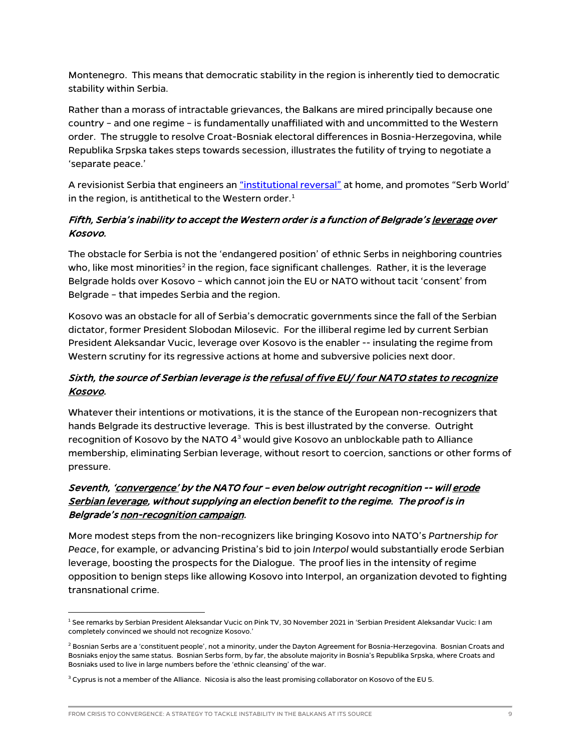Montenegro. This means that democratic stability in the region is inherently tied to democratic stability within Serbia.

Rather than a morass of intractable grievances, the Balkans are mired principally because one country – and one regime – is fundamentally unaffiliated with and uncommitted to the Western order. The struggle to resolve Croat-Bosniak electoral differences in Bosnia-Herzegovina, while Republika Srpska takes steps towards secession, illustrates the futility of trying to negotiate a 'separate peace.'

A revisionist Serbia that engineers an "institutional reversal" at home, and promotes "Serb World' in the region, is antithetical to the Western order.[1]

***Fifth, Serbia's inability to accept the Western order is a function of Belgrade's <u>leverage</u> over Kosovo.***

The obstacle for Serbia is not the 'endangered position' of ethnic Serbs in neighboring countries who, like most minorities[2] in the region, face significant challenges. Rather, it is the leverage Belgrade holds over Kosovo – which cannot join the EU or NATO without tacit 'consent' from Belgrade – that impedes Serbia and the region.

Kosovo was an obstacle for all of Serbia's democratic governments since the fall of the Serbian dictator, former President Slobodan Milosevic. For the illiberal regime led by current Serbian President Aleksandar Vucic, leverage over Kosovo is the enabler -- insulating the regime from Western scrutiny for its regressive actions at home and subversive policies next door.

***Sixth, the source of Serbian leverage is the <u>refusal of five EU/ four NATO states to recognize Kosovo</u>.***

Whatever their intentions or motivations, it is the stance of the European non-recognizers that hands Belgrade its destructive leverage. This is best illustrated by the converse. Outright recognition of Kosovo by the NATO 4[3] would give Kosovo an unblockable path to Alliance membership, eliminating Serbian leverage, without resort to coercion, sanctions or other forms of pressure.

***Seventh, '<u>convergence</u>' by the NATO four – even below outright recognition -- will <u>erode Serbian leverage</u>, without supplying an election benefit to the regime. The proof is in Belgrade's <u>non-recognition campaign</u>.***

More modest steps from the non-recognizers like bringing Kosovo into NATO's *Partnership for Peace*, for example, or advancing Pristina's bid to join *Interpol* would substantially erode Serbian leverage, boosting the prospects for the Dialogue. The proof lies in the intensity of regime opposition to benign steps like allowing Kosovo into Interpol, an organization devoted to fighting transnational crime.

---

[1] See remarks by Serbian President Aleksandar Vucic on Pink TV, 30 November 2021 in 'Serbian President Aleksandar Vucic: I am completely convinced we should not recognize Kosovo.'

[2] Bosnian Serbs are a 'constituent people', not a minority, under the Dayton Agreement for Bosnia-Herzegovina. Bosnian Croats and Bosniaks enjoy the same status. Bosnian Serbs form, by far, the absolute majority in Bosnia's Republika Srpska, where Croats and Bosniaks used to live in large numbers before the 'ethnic cleansing' of the war.

[3] Cyprus is not a member of the Alliance. Nicosia is also the least promising collaborator on Kosovo of the EU 5.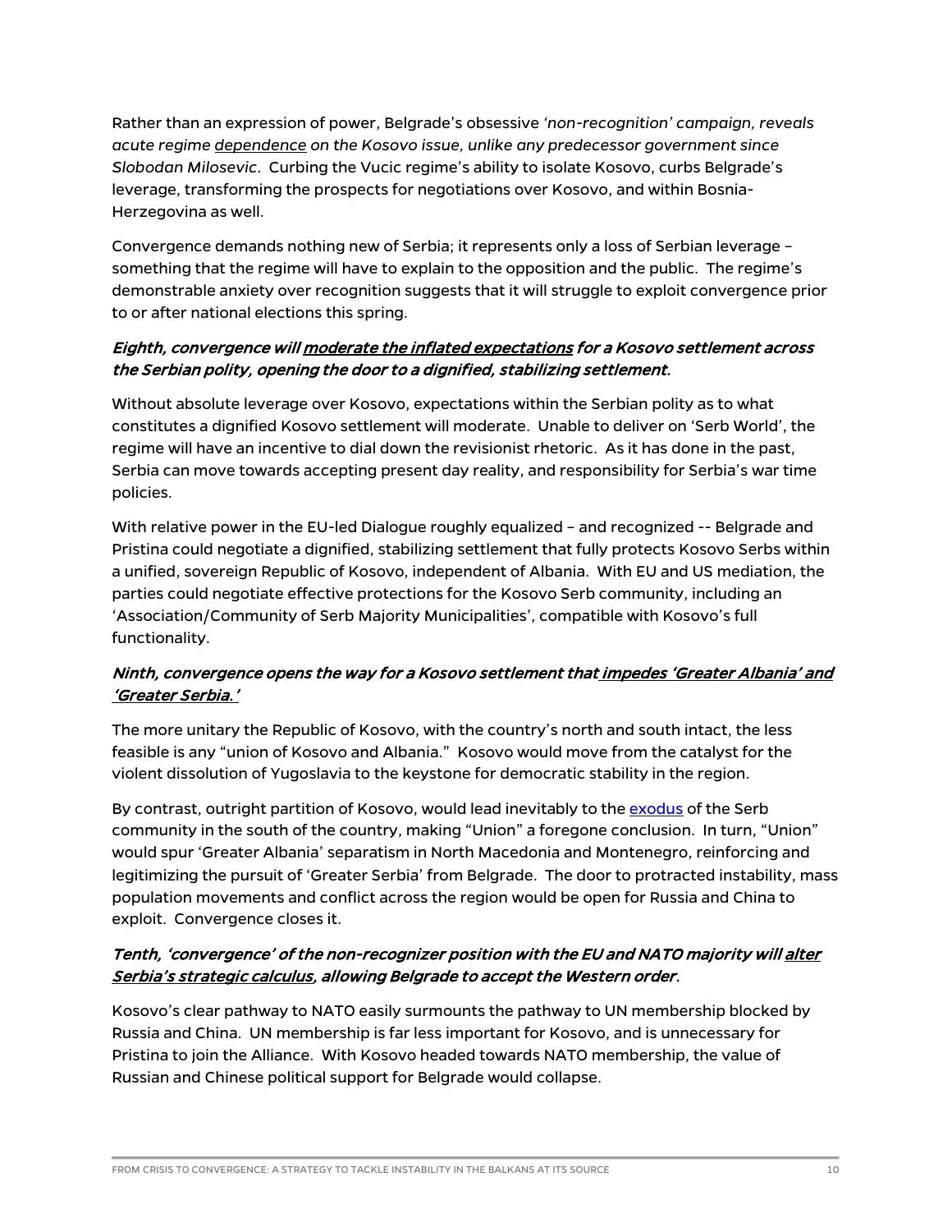Rather than an expression of power, Belgrade's obsessive *'non-recognition' campaign, reveals acute regime dependence on the Kosovo issue, unlike any predecessor government since Slobodan Milosevic*. Curbing the Vucic regime's ability to isolate Kosovo, curbs Belgrade's leverage, transforming the prospects for negotiations over Kosovo, and within Bosnia-Herzegovina as well.

Convergence demands nothing new of Serbia; it represents only a loss of Serbian leverage – something that the regime will have to explain to the opposition and the public. The regime's demonstrable anxiety over recognition suggests that it will struggle to exploit convergence prior to or after national elections this spring.

***Eighth, convergence will moderate the inflated expectations for a Kosovo settlement across the Serbian polity, opening the door to a dignified, stabilizing settlement.***

Without absolute leverage over Kosovo, expectations within the Serbian polity as to what constitutes a dignified Kosovo settlement will moderate. Unable to deliver on 'Serb World', the regime will have an incentive to dial down the revisionist rhetoric. As it has done in the past, Serbia can move towards accepting present day reality, and responsibility for Serbia's war time policies.

With relative power in the EU-led Dialogue roughly equalized – and recognized -- Belgrade and Pristina could negotiate a dignified, stabilizing settlement that fully protects Kosovo Serbs within a unified, sovereign Republic of Kosovo, independent of Albania. With EU and US mediation, the parties could negotiate effective protections for the Kosovo Serb community, including an 'Association/Community of Serb Majority Municipalities', compatible with Kosovo's full functionality.

***Ninth, convergence opens the way for a Kosovo settlement that impedes 'Greater Albania' and 'Greater Serbia.'***

The more unitary the Republic of Kosovo, with the country's north and south intact, the less feasible is any "union of Kosovo and Albania." Kosovo would move from the catalyst for the violent dissolution of Yugoslavia to the keystone for democratic stability in the region.

By contrast, outright partition of Kosovo, would lead inevitably to the exodus of the Serb community in the south of the country, making "Union" a foregone conclusion. In turn, "Union" would spur 'Greater Albania' separatism in North Macedonia and Montenegro, reinforcing and legitimizing the pursuit of 'Greater Serbia' from Belgrade. The door to protracted instability, mass population movements and conflict across the region would be open for Russia and China to exploit. Convergence closes it.

***Tenth, 'convergence' of the non-recognizer position with the EU and NATO majority will alter Serbia's strategic calculus, allowing Belgrade to accept the Western order.***

Kosovo's clear pathway to NATO easily surmounts the pathway to UN membership blocked by Russia and China. UN membership is far less important for Kosovo, and is unnecessary for Pristina to join the Alliance. With Kosovo headed towards NATO membership, the value of Russian and Chinese political support for Belgrade would collapse.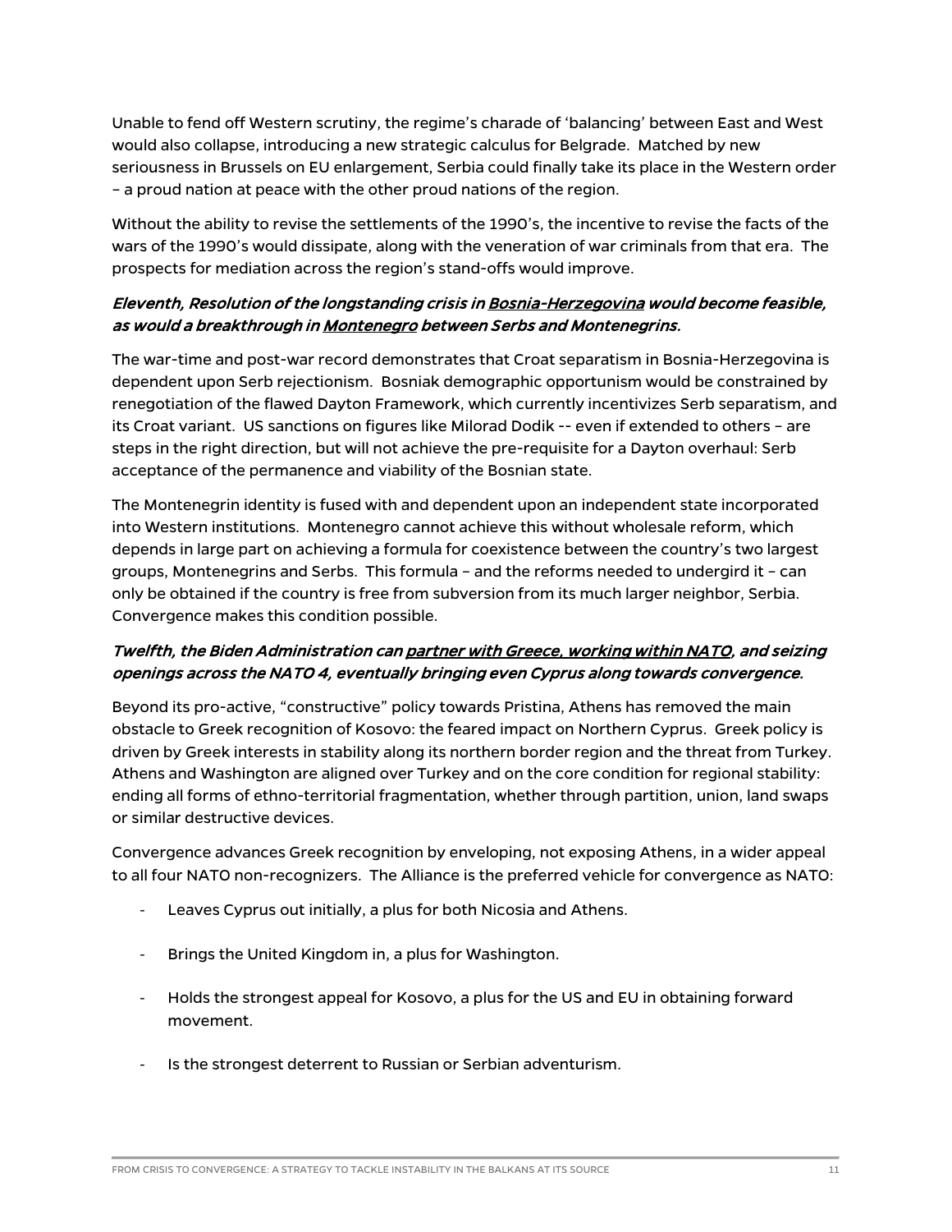Unable to fend off Western scrutiny, the regime's charade of 'balancing' between East and West would also collapse, introducing a new strategic calculus for Belgrade. Matched by new seriousness in Brussels on EU enlargement, Serbia could finally take its place in the Western order – a proud nation at peace with the other proud nations of the region.

Without the ability to revise the settlements of the 1990's, the incentive to revise the facts of the wars of the 1990's would dissipate, along with the veneration of war criminals from that era. The prospects for mediation across the region's stand-offs would improve.

### *Eleventh, Resolution of the longstanding crisis in Bosnia-Herzegovina would become feasible, as would a breakthrough in Montenegro between Serbs and Montenegrins.*

The war-time and post-war record demonstrates that Croat separatism in Bosnia-Herzegovina is dependent upon Serb rejectionism. Bosniak demographic opportunism would be constrained by renegotiation of the flawed Dayton Framework, which currently incentivizes Serb separatism, and its Croat variant. US sanctions on figures like Milorad Dodik -- even if extended to others – are steps in the right direction, but will not achieve the pre-requisite for a Dayton overhaul: Serb acceptance of the permanence and viability of the Bosnian state.

The Montenegrin identity is fused with and dependent upon an independent state incorporated into Western institutions. Montenegro cannot achieve this without wholesale reform, which depends in large part on achieving a formula for coexistence between the country's two largest groups, Montenegrins and Serbs. This formula – and the reforms needed to undergird it – can only be obtained if the country is free from subversion from its much larger neighbor, Serbia. Convergence makes this condition possible.

### *Twelfth, the Biden Administration can partner with Greece, working within NATO, and seizing openings across the NATO 4, eventually bringing even Cyprus along towards convergence.*

Beyond its pro-active, "constructive" policy towards Pristina, Athens has removed the main obstacle to Greek recognition of Kosovo: the feared impact on Northern Cyprus. Greek policy is driven by Greek interests in stability along its northern border region and the threat from Turkey. Athens and Washington are aligned over Turkey and on the core condition for regional stability: ending all forms of ethno-territorial fragmentation, whether through partition, union, land swaps or similar destructive devices.

Convergence advances Greek recognition by enveloping, not exposing Athens, in a wider appeal to all four NATO non-recognizers. The Alliance is the preferred vehicle for convergence as NATO:

- Leaves Cyprus out initially, a plus for both Nicosia and Athens.
- Brings the United Kingdom in, a plus for Washington.
- Holds the strongest appeal for Kosovo, a plus for the US and EU in obtaining forward movement.
- Is the strongest deterrent to Russian or Serbian adventurism.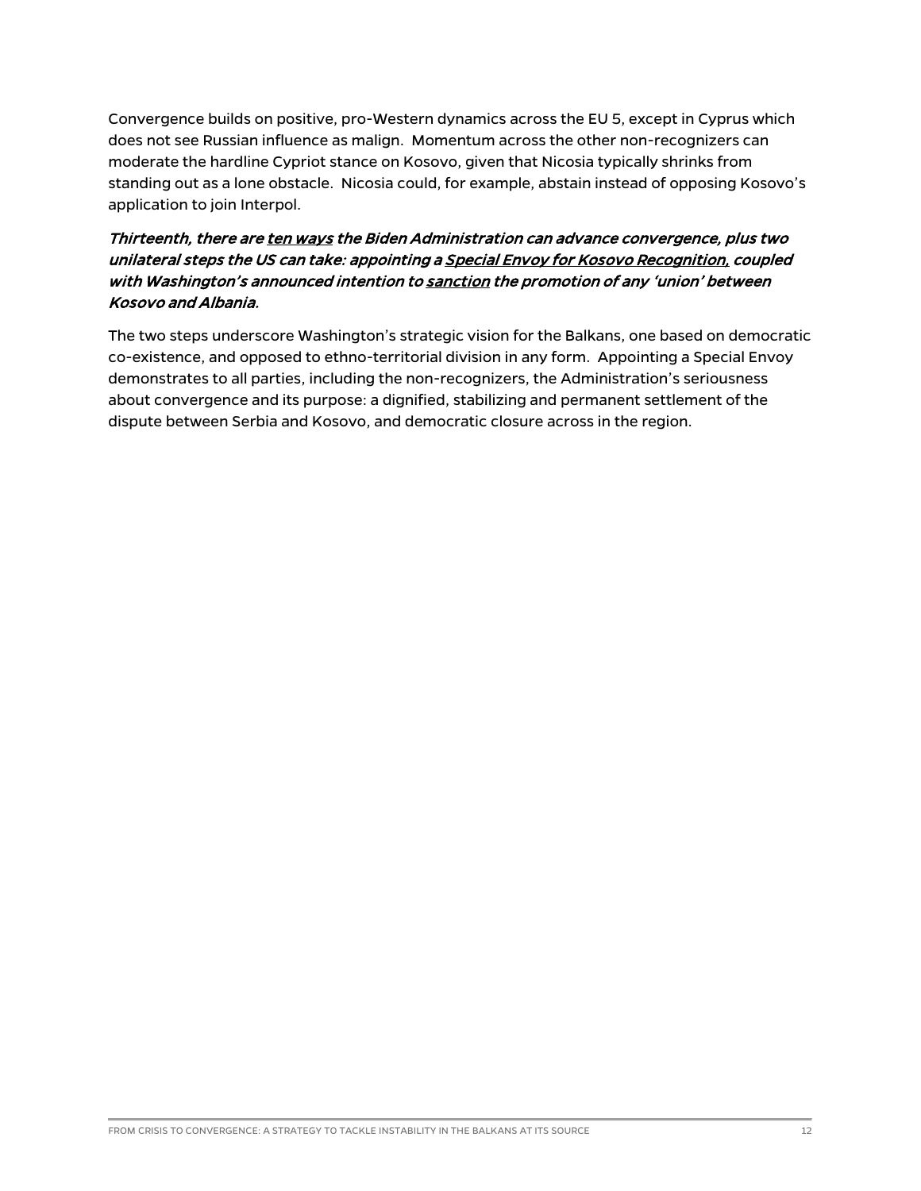Convergence builds on positive, pro-Western dynamics across the EU 5, except in Cyprus which does not see Russian influence as malign. Momentum across the other non-recognizers can moderate the hardline Cypriot stance on Kosovo, given that Nicosia typically shrinks from standing out as a lone obstacle. Nicosia could, for example, abstain instead of opposing Kosovo's application to join Interpol.

***Thirteenth, there are ten ways the Biden Administration can advance convergence, plus two unilateral steps the US can take: appointing a Special Envoy for Kosovo Recognition, coupled with Washington's announced intention to sanction the promotion of any 'union' between Kosovo and Albania.***

The two steps underscore Washington's strategic vision for the Balkans, one based on democratic co-existence, and opposed to ethno-territorial division in any form. Appointing a Special Envoy demonstrates to all parties, including the non-recognizers, the Administration's seriousness about convergence and its purpose: a dignified, stabilizing and permanent settlement of the dispute between Serbia and Kosovo, and democratic closure across in the region.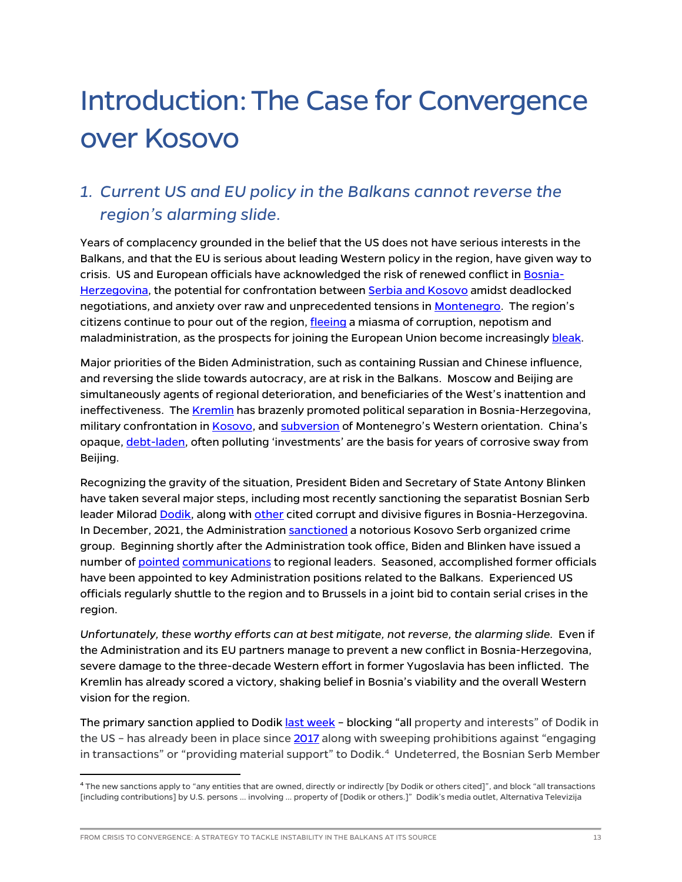# Introduction: The Case for Convergence over Kosovo

## *1. Current US and EU policy in the Balkans cannot reverse the region's alarming slide.*

Years of complacency grounded in the belief that the US does not have serious interests in the Balkans, and that the EU is serious about leading Western policy in the region, have given way to crisis. US and European officials have acknowledged the risk of renewed conflict in Bosnia-Herzegovina, the potential for confrontation between Serbia and Kosovo amidst deadlocked negotiations, and anxiety over raw and unprecedented tensions in Montenegro. The region's citizens continue to pour out of the region, fleeing a miasma of corruption, nepotism and maladministration, as the prospects for joining the European Union become increasingly bleak.

Major priorities of the Biden Administration, such as containing Russian and Chinese influence, and reversing the slide towards autocracy, are at risk in the Balkans. Moscow and Beijing are simultaneously agents of regional deterioration, and beneficiaries of the West's inattention and ineffectiveness. The Kremlin has brazenly promoted political separation in Bosnia-Herzegovina, military confrontation in Kosovo, and subversion of Montenegro's Western orientation. China's opaque, debt-laden, often polluting 'investments' are the basis for years of corrosive sway from Beijing.

Recognizing the gravity of the situation, President Biden and Secretary of State Antony Blinken have taken several major steps, including most recently sanctioning the separatist Bosnian Serb leader Milorad Dodik, along with other cited corrupt and divisive figures in Bosnia-Herzegovina. In December, 2021, the Administration sanctioned a notorious Kosovo Serb organized crime group. Beginning shortly after the Administration took office, Biden and Blinken have issued a number of pointed communications to regional leaders. Seasoned, accomplished former officials have been appointed to key Administration positions related to the Balkans. Experienced US officials regularly shuttle to the region and to Brussels in a joint bid to contain serial crises in the region.

*Unfortunately, these worthy efforts can at best mitigate, not reverse, the alarming slide.* Even if the Administration and its EU partners manage to prevent a new conflict in Bosnia-Herzegovina, severe damage to the three-decade Western effort in former Yugoslavia has been inflicted. The Kremlin has already scored a victory, shaking belief in Bosnia's viability and the overall Western vision for the region.

The primary sanction applied to Dodik last week – blocking "all property and interests" of Dodik in the US – has already been in place since 2017 along with sweeping prohibitions against "engaging in transactions" or "providing material support" to Dodik.[4] Undeterred, the Bosnian Serb Member

---

[4] The new sanctions apply to "any entities that are owned, directly or indirectly [by Dodik or others cited]", and block "all transactions [including contributions] by U.S. persons … involving … property of [Dodik or others.]" Dodik's media outlet, Alternativa Televizija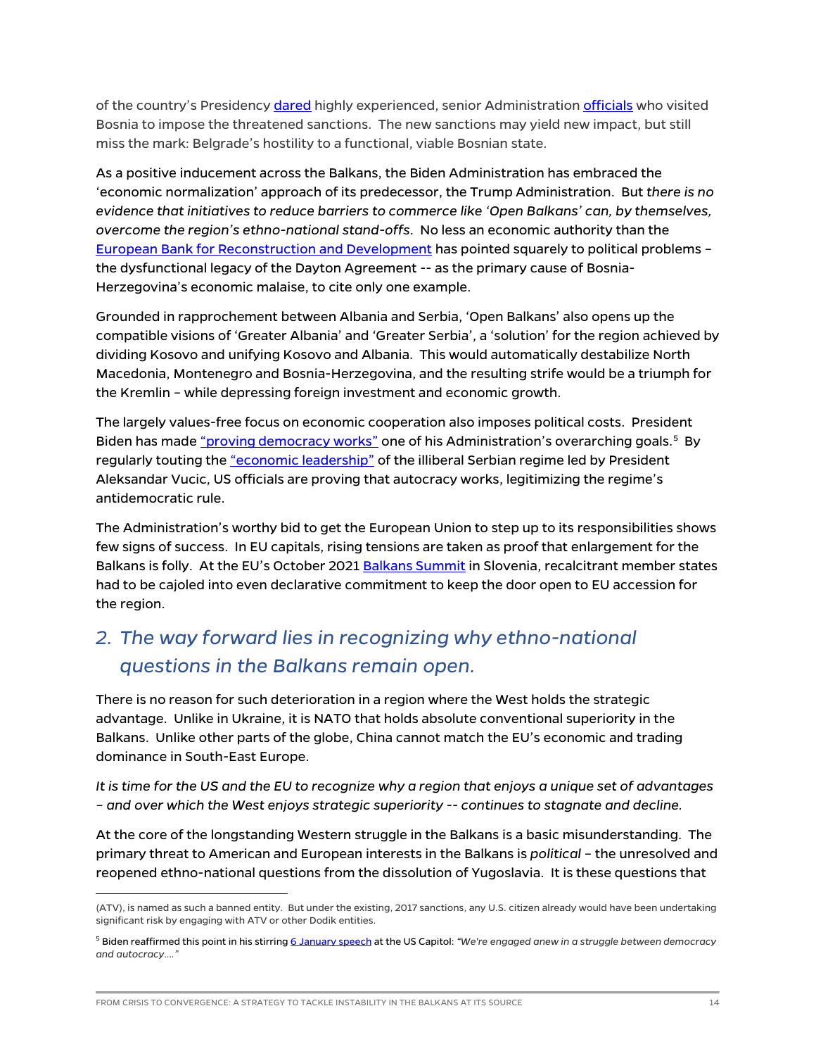of the country's Presidency dared highly experienced, senior Administration officials who visited Bosnia to impose the threatened sanctions. The new sanctions may yield new impact, but still miss the mark: Belgrade's hostility to a functional, viable Bosnian state.

As a positive inducement across the Balkans, the Biden Administration has embraced the 'economic normalization' approach of its predecessor, the Trump Administration. But *there is no evidence that initiatives to reduce barriers to commerce like 'Open Balkans' can, by themselves, overcome the region's ethno-national stand-offs*. No less an economic authority than the European Bank for Reconstruction and Development has pointed squarely to political problems – the dysfunctional legacy of the Dayton Agreement -- as the primary cause of Bosnia-Herzegovina's economic malaise, to cite only one example.

Grounded in rapprochement between Albania and Serbia, 'Open Balkans' also opens up the compatible visions of 'Greater Albania' and 'Greater Serbia', a 'solution' for the region achieved by dividing Kosovo and unifying Kosovo and Albania. This would automatically destabilize North Macedonia, Montenegro and Bosnia-Herzegovina, and the resulting strife would be a triumph for the Kremlin – while depressing foreign investment and economic growth.

The largely values-free focus on economic cooperation also imposes political costs. President Biden has made "proving democracy works" one of his Administration's overarching goals.[5] By regularly touting the "economic leadership" of the illiberal Serbian regime led by President Aleksandar Vucic, US officials are proving that autocracy works, legitimizing the regime's antidemocratic rule.

The Administration's worthy bid to get the European Union to step up to its responsibilities shows few signs of success. In EU capitals, rising tensions are taken as proof that enlargement for the Balkans is folly. At the EU's October 2021 Balkans Summit in Slovenia, recalcitrant member states had to be cajoled into even declarative commitment to keep the door open to EU accession for the region.

## *2. The way forward lies in recognizing why ethno-national questions in the Balkans remain open.*

There is no reason for such deterioration in a region where the West holds the strategic advantage. Unlike in Ukraine, it is NATO that holds absolute conventional superiority in the Balkans. Unlike other parts of the globe, China cannot match the EU's economic and trading dominance in South-East Europe.

*It is time for the US and the EU to recognize why a region that enjoys a unique set of advantages – and over which the West enjoys strategic superiority -- continues to stagnate and decline.*

At the core of the longstanding Western struggle in the Balkans is a basic misunderstanding. The primary threat to American and European interests in the Balkans is *political* – the unresolved and reopened ethno-national questions from the dissolution of Yugoslavia. It is these questions that

---

(ATV), is named as such a banned entity. But under the existing, 2017 sanctions, any U.S. citizen already would have been undertaking significant risk by engaging with ATV or other Dodik entities.

[5] Biden reaffirmed this point in his stirring 6 January speech at the US Capitol: *"We're engaged anew in a struggle between democracy and autocracy…."*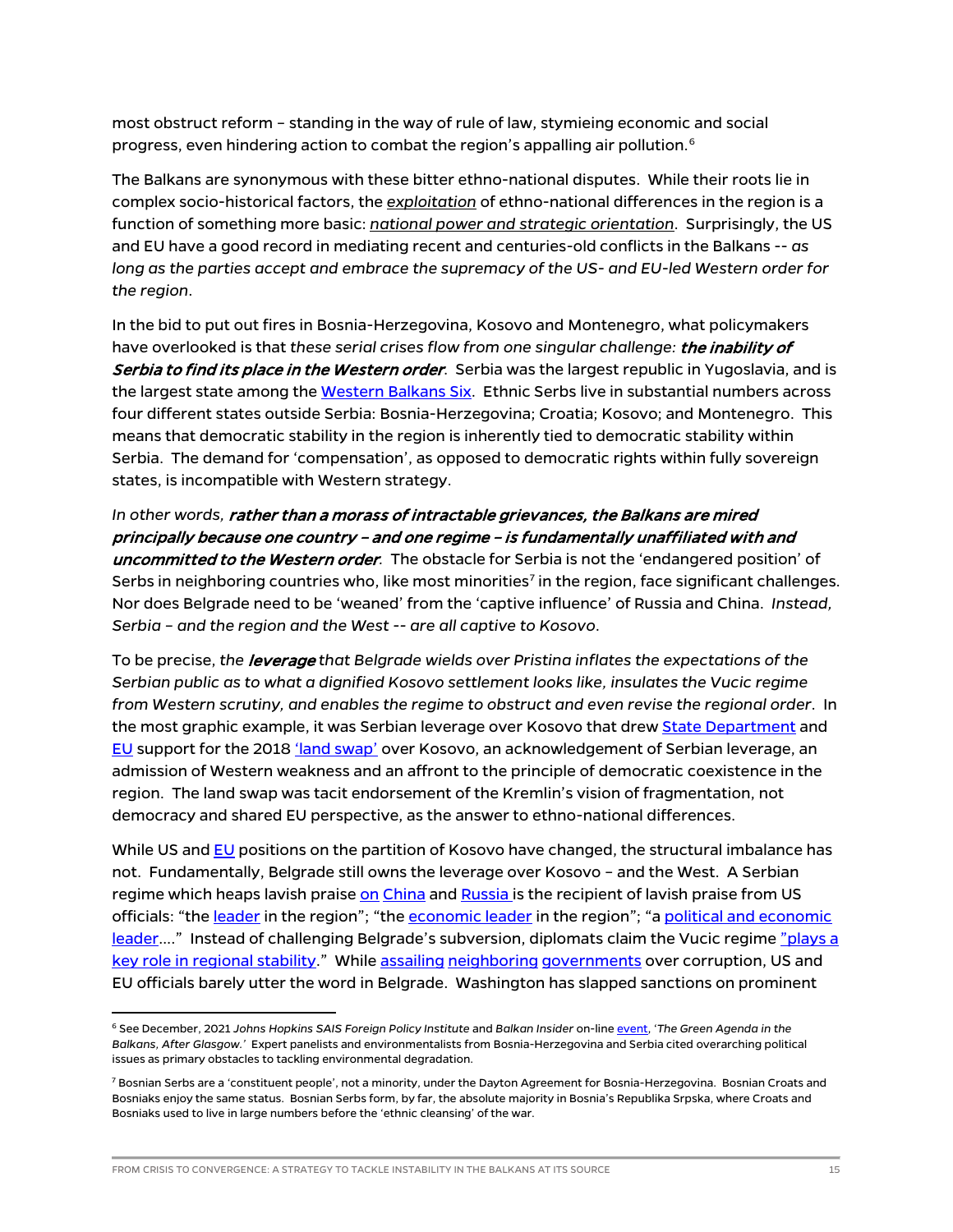most obstruct reform – standing in the way of rule of law, stymieing economic and social progress, even hindering action to combat the region's appalling air pollution.[6]

The Balkans are synonymous with these bitter ethno-national disputes. While their roots lie in complex socio-historical factors, the *exploitation* of ethno-national differences in the region is a function of something more basic: *national power and strategic orientation*. Surprisingly, the US and EU have a good record in mediating recent and centuries-old conflicts in the Balkans -- *as long as the parties accept and embrace the supremacy of the US- and EU-led Western order for the region*.

In the bid to put out fires in Bosnia-Herzegovina, Kosovo and Montenegro, what policymakers have overlooked is that *these serial crises flow from one singular challenge: **the inability of Serbia to find its place in the Western order***. Serbia was the largest republic in Yugoslavia, and is the largest state among the Western Balkans Six. Ethnic Serbs live in substantial numbers across four different states outside Serbia: Bosnia-Herzegovina; Croatia; Kosovo; and Montenegro. This means that democratic stability in the region is inherently tied to democratic stability within Serbia. The demand for 'compensation', as opposed to democratic rights within fully sovereign states, is incompatible with Western strategy.

*In other words, **rather than a morass of intractable grievances, the Balkans are mired principally because one country – and one regime – is fundamentally unaffiliated with and uncommitted to the Western order***. The obstacle for Serbia is not the 'endangered position' of Serbs in neighboring countries who, like most minorities[7] in the region, face significant challenges. Nor does Belgrade need to be 'weaned' from the 'captive influence' of Russia and China. *Instead, Serbia – and the region and the West -- are all captive to Kosovo*.

To be precise, *the **leverage** that Belgrade wields over Pristina inflates the expectations of the Serbian public as to what a dignified Kosovo settlement looks like, insulates the Vucic regime from Western scrutiny, and enables the regime to obstruct and even revise the regional order*. In the most graphic example, it was Serbian leverage over Kosovo that drew State Department and EU support for the 2018 'land swap' over Kosovo, an acknowledgement of Serbian leverage, an admission of Western weakness and an affront to the principle of democratic coexistence in the region. The land swap was tacit endorsement of the Kremlin's vision of fragmentation, not democracy and shared EU perspective, as the answer to ethno-national differences.

While US and EU positions on the partition of Kosovo have changed, the structural imbalance has not. Fundamentally, Belgrade still owns the leverage over Kosovo – and the West. A Serbian regime which heaps lavish praise on China and Russia is the recipient of lavish praise from US officials: "the leader in the region"; "the economic leader in the region"; "a political and economic leader…." Instead of challenging Belgrade's subversion, diplomats claim the Vucic regime "plays a key role in regional stability." While assailing neighboring governments over corruption, US and EU officials barely utter the word in Belgrade. Washington has slapped sanctions on prominent

---

[6] See December, 2021 *Johns Hopkins SAIS Foreign Policy Institute* and *Balkan Insider* on-line event, '*The Green Agenda in the Balkans, After Glasgow.*' Expert panelists and environmentalists from Bosnia-Herzegovina and Serbia cited overarching political issues as primary obstacles to tackling environmental degradation.

[7] Bosnian Serbs are a 'constituent people', not a minority, under the Dayton Agreement for Bosnia-Herzegovina. Bosnian Croats and Bosniaks enjoy the same status. Bosnian Serbs form, by far, the absolute majority in Bosnia's Republika Srpska, where Croats and Bosniaks used to live in large numbers before the 'ethnic cleansing' of the war.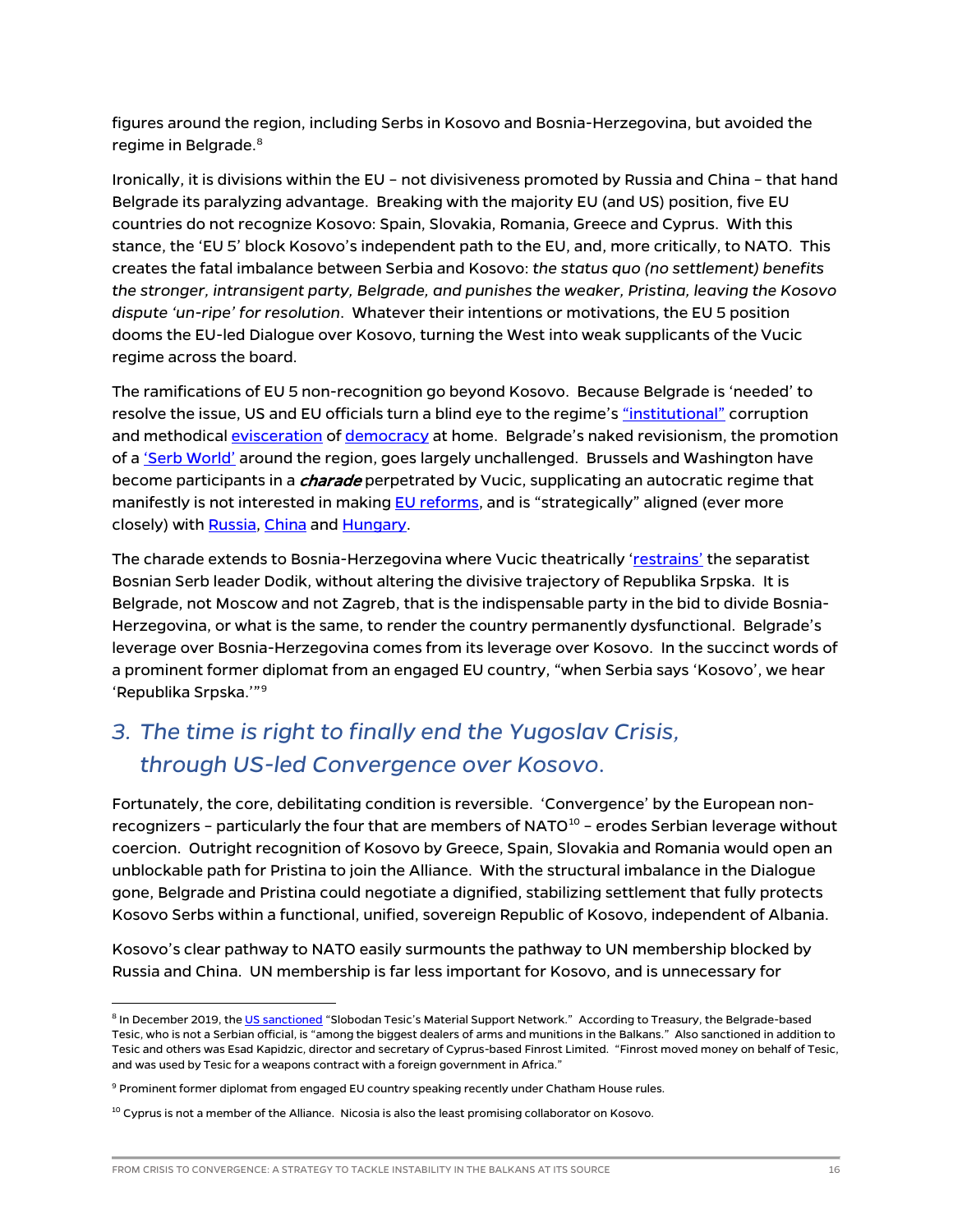figures around the region, including Serbs in Kosovo and Bosnia-Herzegovina, but avoided the regime in Belgrade.[8]

Ironically, it is divisions within the EU – not divisiveness promoted by Russia and China – that hand Belgrade its paralyzing advantage. Breaking with the majority EU (and US) position, five EU countries do not recognize Kosovo: Spain, Slovakia, Romania, Greece and Cyprus. With this stance, the 'EU 5' block Kosovo's independent path to the EU, and, more critically, to NATO. This creates the fatal imbalance between Serbia and Kosovo: *the status quo (no settlement) benefits the stronger, intransigent party, Belgrade, and punishes the weaker, Pristina, leaving the Kosovo dispute 'un-ripe' for resolution*. Whatever their intentions or motivations, the EU 5 position dooms the EU-led Dialogue over Kosovo, turning the West into weak supplicants of the Vucic regime across the board.

The ramifications of EU 5 non-recognition go beyond Kosovo. Because Belgrade is 'needed' to resolve the issue, US and EU officials turn a blind eye to the regime's "institutional" corruption and methodical evisceration of democracy at home. Belgrade's naked revisionism, the promotion of a 'Serb World' around the region, goes largely unchallenged. Brussels and Washington have become participants in a ***charade*** perpetrated by Vucic, supplicating an autocratic regime that manifestly is not interested in making EU reforms, and is "strategically" aligned (ever more closely) with Russia, China and Hungary.

The charade extends to Bosnia-Herzegovina where Vucic theatrically 'restrains' the separatist Bosnian Serb leader Dodik, without altering the divisive trajectory of Republika Srpska. It is Belgrade, not Moscow and not Zagreb, that is the indispensable party in the bid to divide Bosnia-Herzegovina, or what is the same, to render the country permanently dysfunctional. Belgrade's leverage over Bosnia-Herzegovina comes from its leverage over Kosovo. In the succinct words of a prominent former diplomat from an engaged EU country, "when Serbia says 'Kosovo', we hear 'Republika Srpska.'"[9]

## *3. The time is right to finally end the Yugoslav Crisis, through US-led Convergence over Kosovo.*

Fortunately, the core, debilitating condition is reversible. 'Convergence' by the European non-recognizers – particularly the four that are members of NATO[10] – erodes Serbian leverage without coercion. Outright recognition of Kosovo by Greece, Spain, Slovakia and Romania would open an unblockable path for Pristina to join the Alliance. With the structural imbalance in the Dialogue gone, Belgrade and Pristina could negotiate a dignified, stabilizing settlement that fully protects Kosovo Serbs within a functional, unified, sovereign Republic of Kosovo, independent of Albania.

Kosovo's clear pathway to NATO easily surmounts the pathway to UN membership blocked by Russia and China. UN membership is far less important for Kosovo, and is unnecessary for

---

[8] In December 2019, the US sanctioned "Slobodan Tesic's Material Support Network." According to Treasury, the Belgrade-based Tesic, who is not a Serbian official, is "among the biggest dealers of arms and munitions in the Balkans." Also sanctioned in addition to Tesic and others was Esad Kapidzic, director and secretary of Cyprus-based Finrost Limited. "Finrost moved money on behalf of Tesic, and was used by Tesic for a weapons contract with a foreign government in Africa."

[9] Prominent former diplomat from engaged EU country speaking recently under Chatham House rules.

[10] Cyprus is not a member of the Alliance. Nicosia is also the least promising collaborator on Kosovo.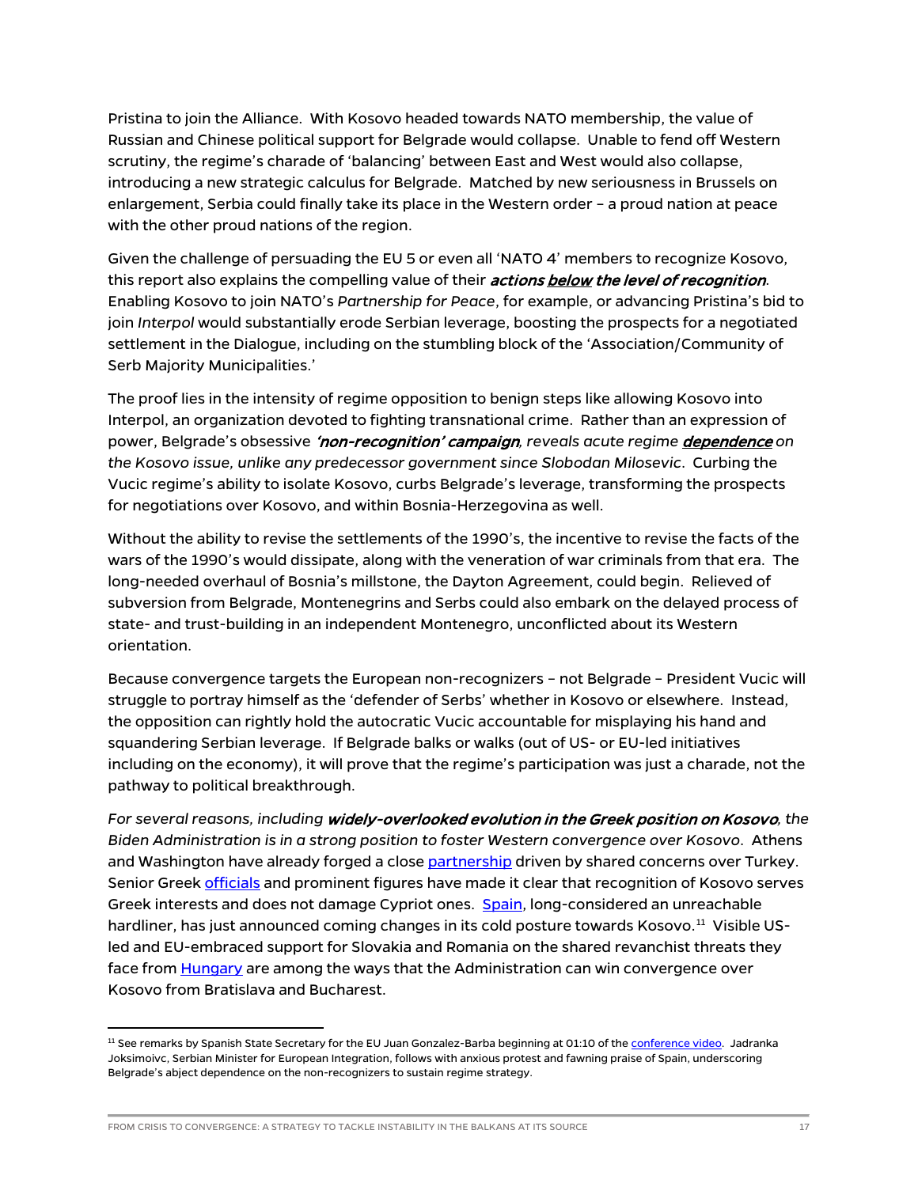Pristina to join the Alliance. With Kosovo headed towards NATO membership, the value of Russian and Chinese political support for Belgrade would collapse. Unable to fend off Western scrutiny, the regime's charade of 'balancing' between East and West would also collapse, introducing a new strategic calculus for Belgrade. Matched by new seriousness in Brussels on enlargement, Serbia could finally take its place in the Western order – a proud nation at peace with the other proud nations of the region.

Given the challenge of persuading the EU 5 or even all 'NATO 4' members to recognize Kosovo, this report also explains the compelling value of their ***actions <u>below</u> the level of recognition***. Enabling Kosovo to join NATO's *Partnership for Peace*, for example, or advancing Pristina's bid to join *Interpol* would substantially erode Serbian leverage, boosting the prospects for a negotiated settlement in the Dialogue, including on the stumbling block of the 'Association/Community of Serb Majority Municipalities.'

The proof lies in the intensity of regime opposition to benign steps like allowing Kosovo into Interpol, an organization devoted to fighting transnational crime. Rather than an expression of power, Belgrade's obsessive ***'non-recognition' campaign****, reveals acute regime* ***<u>dependence</u>*** *on the Kosovo issue, unlike any predecessor government since Slobodan Milosevic*. Curbing the Vucic regime's ability to isolate Kosovo, curbs Belgrade's leverage, transforming the prospects for negotiations over Kosovo, and within Bosnia-Herzegovina as well.

Without the ability to revise the settlements of the 1990's, the incentive to revise the facts of the wars of the 1990's would dissipate, along with the veneration of war criminals from that era. The long-needed overhaul of Bosnia's millstone, the Dayton Agreement, could begin. Relieved of subversion from Belgrade, Montenegrins and Serbs could also embark on the delayed process of state- and trust-building in an independent Montenegro, unconflicted about its Western orientation.

Because convergence targets the European non-recognizers – not Belgrade – President Vucic will struggle to portray himself as the 'defender of Serbs' whether in Kosovo or elsewhere. Instead, the opposition can rightly hold the autocratic Vucic accountable for misplaying his hand and squandering Serbian leverage. If Belgrade balks or walks (out of US- or EU-led initiatives including on the economy), it will prove that the regime's participation was just a charade, not the pathway to political breakthrough.

*For several reasons, including* ***widely-overlooked evolution in the Greek position on Kosovo****, the Biden Administration is in a strong position to foster Western convergence over Kosovo*. Athens and Washington have already forged a close partnership driven by shared concerns over Turkey. Senior Greek officials and prominent figures have made it clear that recognition of Kosovo serves Greek interests and does not damage Cypriot ones. Spain, long-considered an unreachable hardliner, has just announced coming changes in its cold posture towards Kosovo.[11] Visible US-led and EU-embraced support for Slovakia and Romania on the shared revanchist threats they face from Hungary are among the ways that the Administration can win convergence over Kosovo from Bratislava and Bucharest.

---

[11] See remarks by Spanish State Secretary for the EU Juan Gonzalez-Barba beginning at 01:10 of the conference video. Jadranka Joksimoivc, Serbian Minister for European Integration, follows with anxious protest and fawning praise of Spain, underscoring Belgrade's abject dependence on the non-recognizers to sustain regime strategy.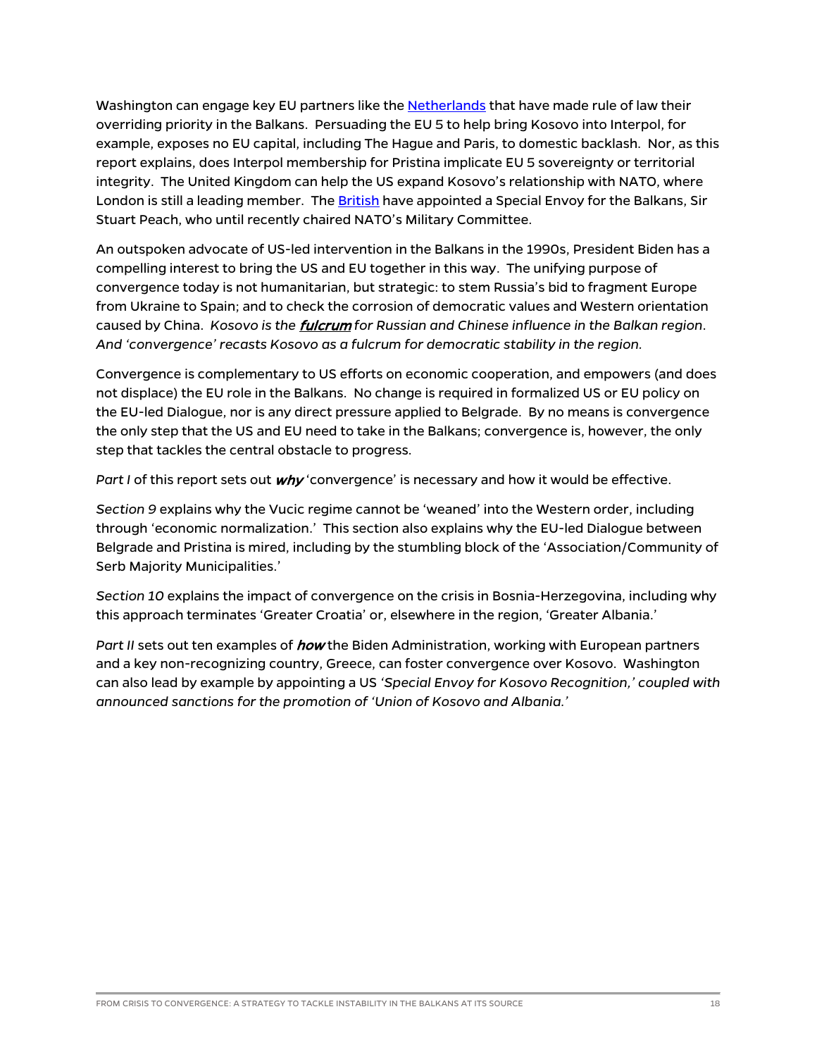Washington can engage key EU partners like the Netherlands that have made rule of law their overriding priority in the Balkans. Persuading the EU 5 to help bring Kosovo into Interpol, for example, exposes no EU capital, including The Hague and Paris, to domestic backlash. Nor, as this report explains, does Interpol membership for Pristina implicate EU 5 sovereignty or territorial integrity. The United Kingdom can help the US expand Kosovo's relationship with NATO, where London is still a leading member. The British have appointed a Special Envoy for the Balkans, Sir Stuart Peach, who until recently chaired NATO's Military Committee.

An outspoken advocate of US-led intervention in the Balkans in the 1990s, President Biden has a compelling interest to bring the US and EU together in this way. The unifying purpose of convergence today is not humanitarian, but strategic: to stem Russia's bid to fragment Europe from Ukraine to Spain; and to check the corrosion of democratic values and Western orientation caused by China. *Kosovo is the **fulcrum** for Russian and Chinese influence in the Balkan region. And 'convergence' recasts Kosovo as a fulcrum for democratic stability in the region.*

Convergence is complementary to US efforts on economic cooperation, and empowers (and does not displace) the EU role in the Balkans. No change is required in formalized US or EU policy on the EU-led Dialogue, nor is any direct pressure applied to Belgrade. By no means is convergence the only step that the US and EU need to take in the Balkans; convergence is, however, the only step that tackles the central obstacle to progress.

*Part I* of this report sets out ***why*** 'convergence' is necessary and how it would be effective.

*Section 9* explains why the Vucic regime cannot be 'weaned' into the Western order, including through 'economic normalization.' This section also explains why the EU-led Dialogue between Belgrade and Pristina is mired, including by the stumbling block of the 'Association/Community of Serb Majority Municipalities.'

*Section 10* explains the impact of convergence on the crisis in Bosnia-Herzegovina, including why this approach terminates 'Greater Croatia' or, elsewhere in the region, 'Greater Albania.'

*Part II* sets out ten examples of ***how*** the Biden Administration, working with European partners and a key non-recognizing country, Greece, can foster convergence over Kosovo. Washington can also lead by example by appointing a US *'Special Envoy for Kosovo Recognition,' coupled with announced sanctions for the promotion of 'Union of Kosovo and Albania.'*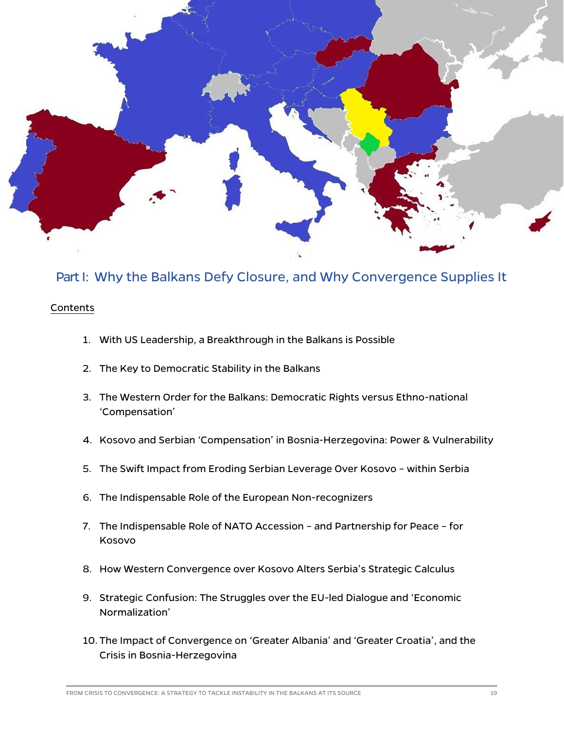## Part I: Why the Balkans Defy Closure, and Why Convergence Supplies It

Contents

1. With US Leadership, a Breakthrough in the Balkans is Possible
2. The Key to Democratic Stability in the Balkans
3. The Western Order for the Balkans: Democratic Rights versus Ethno-national 'Compensation'
4. Kosovo and Serbian 'Compensation' in Bosnia-Herzegovina: Power & Vulnerability
5. The Swift Impact from Eroding Serbian Leverage Over Kosovo – within Serbia
6. The Indispensable Role of the European Non-recognizers
7. The Indispensable Role of NATO Accession – and Partnership for Peace – for Kosovo
8. How Western Convergence over Kosovo Alters Serbia's Strategic Calculus
9. Strategic Confusion: The Struggles over the EU-led Dialogue and 'Economic Normalization'
10. The Impact of Convergence on 'Greater Albania' and 'Greater Croatia', and the Crisis in Bosnia-Herzegovina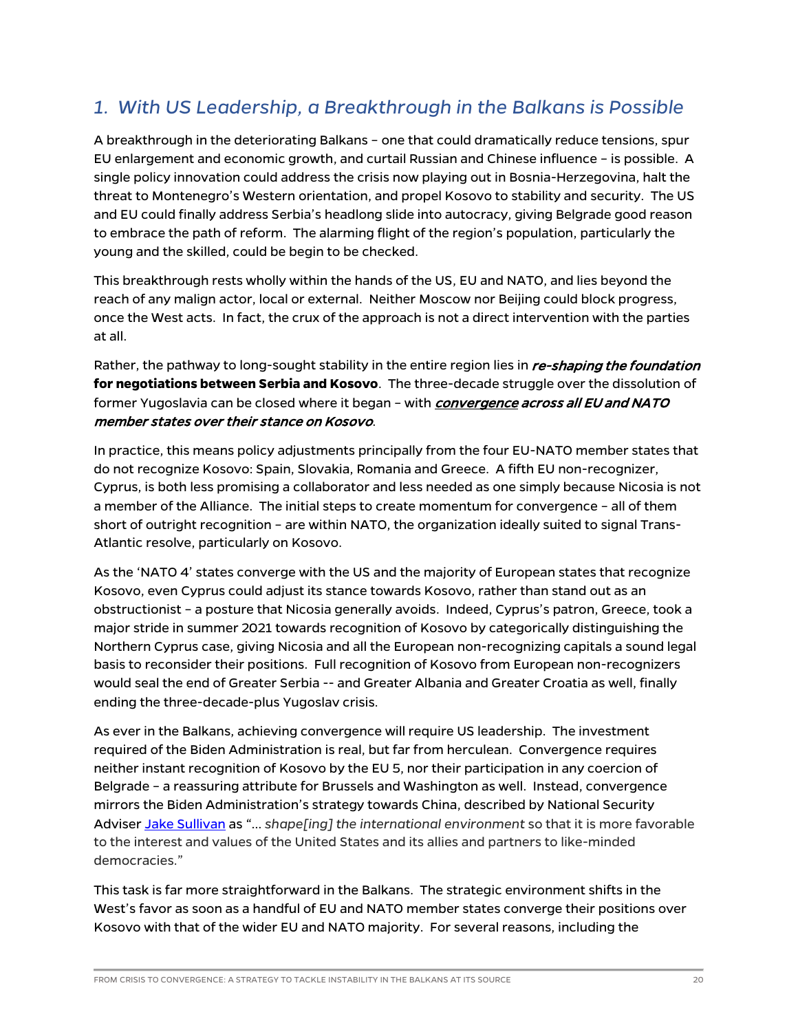## 1. With US Leadership, a Breakthrough in the Balkans is Possible

A breakthrough in the deteriorating Balkans – one that could dramatically reduce tensions, spur EU enlargement and economic growth, and curtail Russian and Chinese influence – is possible. A single policy innovation could address the crisis now playing out in Bosnia-Herzegovina, halt the threat to Montenegro's Western orientation, and propel Kosovo to stability and security. The US and EU could finally address Serbia's headlong slide into autocracy, giving Belgrade good reason to embrace the path of reform. The alarming flight of the region's population, particularly the young and the skilled, could be begin to be checked.

This breakthrough rests wholly within the hands of the US, EU and NATO, and lies beyond the reach of any malign actor, local or external. Neither Moscow nor Beijing could block progress, once the West acts. In fact, the crux of the approach is not a direct intervention with the parties at all.

Rather, the pathway to long-sought stability in the entire region lies in ***re-shaping the foundation*** **for negotiations between Serbia and Kosovo**. The three-decade struggle over the dissolution of former Yugoslavia can be closed where it began – with ***convergence across all EU and NATO member states over their stance on Kosovo***.

In practice, this means policy adjustments principally from the four EU-NATO member states that do not recognize Kosovo: Spain, Slovakia, Romania and Greece. A fifth EU non-recognizer, Cyprus, is both less promising a collaborator and less needed as one simply because Nicosia is not a member of the Alliance. The initial steps to create momentum for convergence – all of them short of outright recognition – are within NATO, the organization ideally suited to signal Trans-Atlantic resolve, particularly on Kosovo.

As the 'NATO 4' states converge with the US and the majority of European states that recognize Kosovo, even Cyprus could adjust its stance towards Kosovo, rather than stand out as an obstructionist – a posture that Nicosia generally avoids. Indeed, Cyprus's patron, Greece, took a major stride in summer 2021 towards recognition of Kosovo by categorically distinguishing the Northern Cyprus case, giving Nicosia and all the European non-recognizing capitals a sound legal basis to reconsider their positions. Full recognition of Kosovo from European non-recognizers would seal the end of Greater Serbia -- and Greater Albania and Greater Croatia as well, finally ending the three-decade-plus Yugoslav crisis.

As ever in the Balkans, achieving convergence will require US leadership. The investment required of the Biden Administration is real, but far from herculean. Convergence requires neither instant recognition of Kosovo by the EU 5, nor their participation in any coercion of Belgrade – a reassuring attribute for Brussels and Washington as well. Instead, convergence mirrors the Biden Administration's strategy towards China, described by National Security Adviser [Jake Sullivan] as "... *shape[ing] the international environment* so that it is more favorable to the interest and values of the United States and its allies and partners to like-minded democracies."

This task is far more straightforward in the Balkans. The strategic environment shifts in the West's favor as soon as a handful of EU and NATO member states converge their positions over Kosovo with that of the wider EU and NATO majority. For several reasons, including the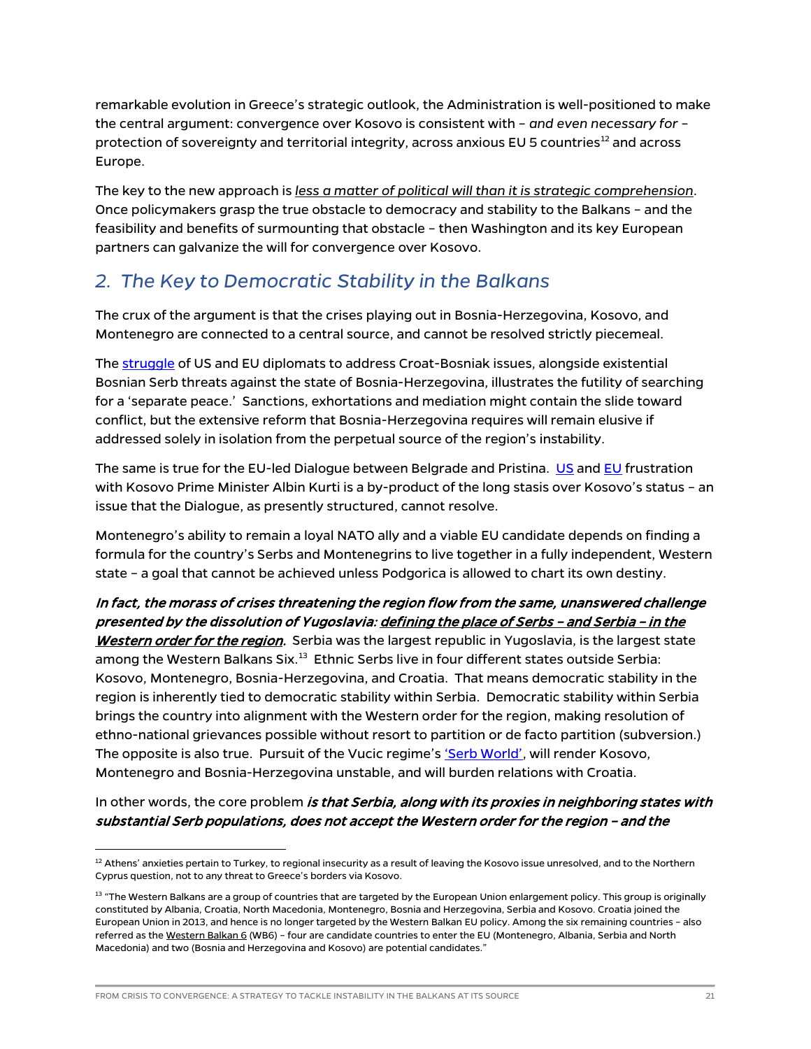remarkable evolution in Greece's strategic outlook, the Administration is well-positioned to make the central argument: convergence over Kosovo is consistent with – *and even necessary for* – protection of sovereignty and territorial integrity, across anxious EU 5 countries[12] and across Europe.

The key to the new approach is *less a matter of political will than it is strategic comprehension*. Once policymakers grasp the true obstacle to democracy and stability to the Balkans – and the feasibility and benefits of surmounting that obstacle – then Washington and its key European partners can galvanize the will for convergence over Kosovo.

## 2. The Key to Democratic Stability in the Balkans

The crux of the argument is that the crises playing out in Bosnia-Herzegovina, Kosovo, and Montenegro are connected to a central source, and cannot be resolved strictly piecemeal.

The struggle of US and EU diplomats to address Croat-Bosniak issues, alongside existential Bosnian Serb threats against the state of Bosnia-Herzegovina, illustrates the futility of searching for a 'separate peace.' Sanctions, exhortations and mediation might contain the slide toward conflict, but the extensive reform that Bosnia-Herzegovina requires will remain elusive if addressed solely in isolation from the perpetual source of the region's instability.

The same is true for the EU-led Dialogue between Belgrade and Pristina. US and EU frustration with Kosovo Prime Minister Albin Kurti is a by-product of the long stasis over Kosovo's status – an issue that the Dialogue, as presently structured, cannot resolve.

Montenegro's ability to remain a loyal NATO ally and a viable EU candidate depends on finding a formula for the country's Serbs and Montenegrins to live together in a fully independent, Western state – a goal that cannot be achieved unless Podgorica is allowed to chart its own destiny.

***In fact, the morass of crises threatening the region flow from the same, unanswered challenge presented by the dissolution of Yugoslavia: defining the place of Serbs – and Serbia – in the Western order for the region.*** Serbia was the largest republic in Yugoslavia, is the largest state among the Western Balkans Six.[13] Ethnic Serbs live in four different states outside Serbia: Kosovo, Montenegro, Bosnia-Herzegovina, and Croatia. That means democratic stability in the region is inherently tied to democratic stability within Serbia. Democratic stability within Serbia brings the country into alignment with the Western order for the region, making resolution of ethno-national grievances possible without resort to partition or de facto partition (subversion.) The opposite is also true. Pursuit of the Vucic regime's 'Serb World', will render Kosovo, Montenegro and Bosnia-Herzegovina unstable, and will burden relations with Croatia.

In other words, the core problem ***is that Serbia, along with its proxies in neighboring states with substantial Serb populations, does not accept the Western order for the region – and the***

---

[12] Athens' anxieties pertain to Turkey, to regional insecurity as a result of leaving the Kosovo issue unresolved, and to the Northern Cyprus question, not to any threat to Greece's borders via Kosovo.

[13] "The Western Balkans are a group of countries that are targeted by the European Union enlargement policy. This group is originally constituted by Albania, Croatia, North Macedonia, Montenegro, Bosnia and Herzegovina, Serbia and Kosovo. Croatia joined the European Union in 2013, and hence is no longer targeted by the Western Balkan EU policy. Among the six remaining countries – also referred as the Western Balkan 6 (WB6) – four are candidate countries to enter the EU (Montenegro, Albania, Serbia and North Macedonia) and two (Bosnia and Herzegovina and Kosovo) are potential candidates."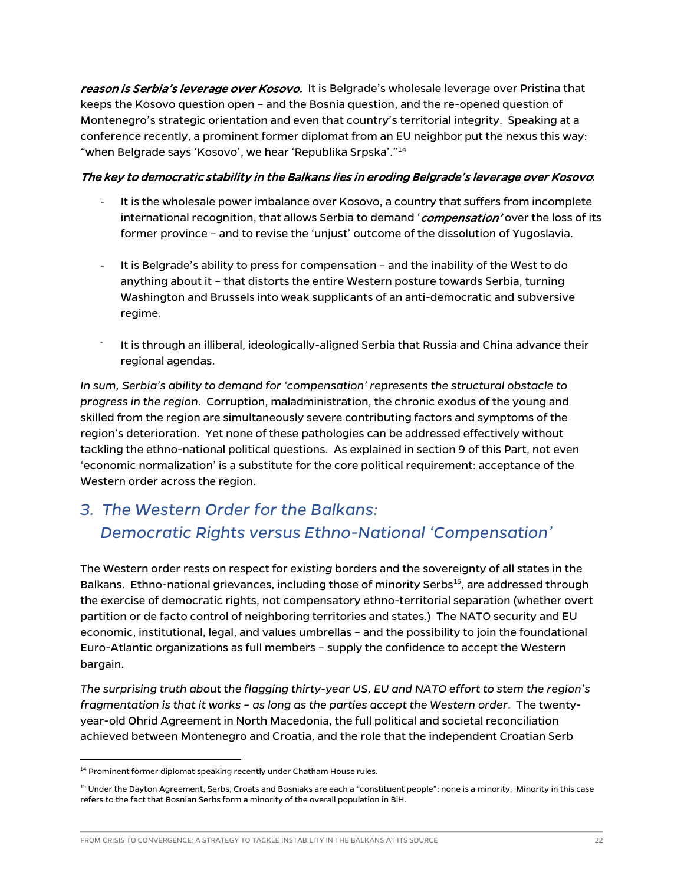***reason is Serbia's leverage over Kosovo.*** It is Belgrade's wholesale leverage over Pristina that keeps the Kosovo question open – and the Bosnia question, and the re-opened question of Montenegro's strategic orientation and even that country's territorial integrity. Speaking at a conference recently, a prominent former diplomat from an EU neighbor put the nexus this way: "when Belgrade says 'Kosovo', we hear 'Republika Srpska'."[14]

***The key to democratic stability in the Balkans lies in eroding Belgrade's leverage over Kosovo***:

- It is the wholesale power imbalance over Kosovo, a country that suffers from incomplete international recognition, that allows Serbia to demand '***compensation'*** over the loss of its former province – and to revise the 'unjust' outcome of the dissolution of Yugoslavia.

- It is Belgrade's ability to press for compensation – and the inability of the West to do anything about it – that distorts the entire Western posture towards Serbia, turning Washington and Brussels into weak supplicants of an anti-democratic and subversive regime.

- It is through an illiberal, ideologically-aligned Serbia that Russia and China advance their regional agendas.

*In sum, Serbia's ability to demand for 'compensation' represents the structural obstacle to progress in the region*. Corruption, maladministration, the chronic exodus of the young and skilled from the region are simultaneously severe contributing factors and symptoms of the region's deterioration. Yet none of these pathologies can be addressed effectively without tackling the ethno-national political questions. As explained in section 9 of this Part, not even 'economic normalization' is a substitute for the core political requirement: acceptance of the Western order across the region.

## *3. The Western Order for the Balkans: Democratic Rights versus Ethno-National 'Compensation'*

The Western order rests on respect for *existing* borders and the sovereignty of all states in the Balkans. Ethno-national grievances, including those of minority Serbs[15], are addressed through the exercise of democratic rights, not compensatory ethno-territorial separation (whether overt partition or de facto control of neighboring territories and states.) The NATO security and EU economic, institutional, legal, and values umbrellas – and the possibility to join the foundational Euro-Atlantic organizations as full members – supply the confidence to accept the Western bargain.

*The surprising truth about the flagging thirty-year US, EU and NATO effort to stem the region's fragmentation is that it works – as long as the parties accept the Western order*. The twenty-year-old Ohrid Agreement in North Macedonia, the full political and societal reconciliation achieved between Montenegro and Croatia, and the role that the independent Croatian Serb

---

[14] Prominent former diplomat speaking recently under Chatham House rules.

[15] Under the Dayton Agreement, Serbs, Croats and Bosniaks are each a "constituent people"; none is a minority. Minority in this case refers to the fact that Bosnian Serbs form a minority of the overall population in BiH.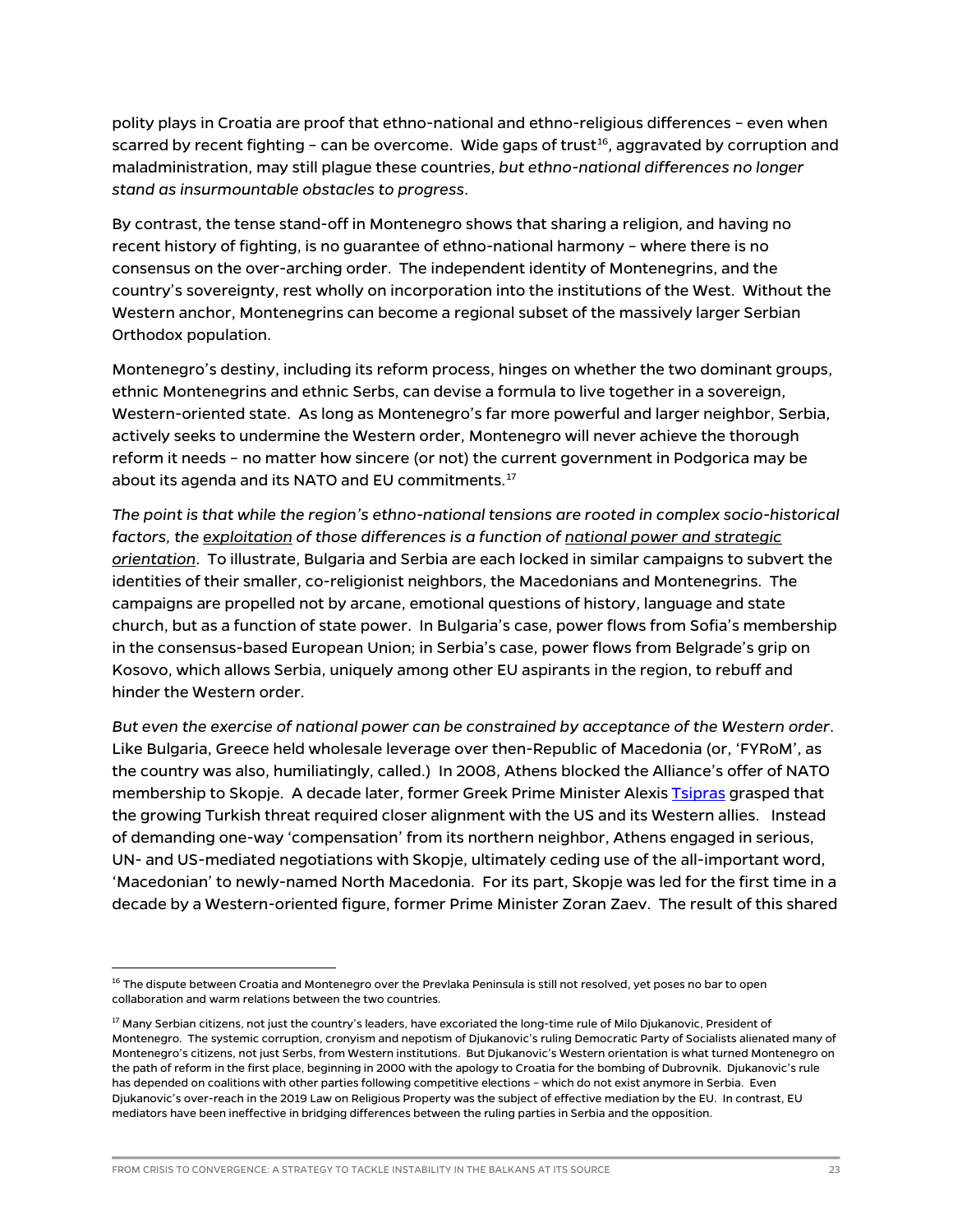polity plays in Croatia are proof that ethno-national and ethno-religious differences – even when scarred by recent fighting – can be overcome. Wide gaps of trust[16], aggravated by corruption and maladministration, may still plague these countries, *but ethno-national differences no longer stand as insurmountable obstacles to progress*.

By contrast, the tense stand-off in Montenegro shows that sharing a religion, and having no recent history of fighting, is no guarantee of ethno-national harmony – where there is no consensus on the over-arching order. The independent identity of Montenegrins, and the country's sovereignty, rest wholly on incorporation into the institutions of the West. Without the Western anchor, Montenegrins can become a regional subset of the massively larger Serbian Orthodox population.

Montenegro's destiny, including its reform process, hinges on whether the two dominant groups, ethnic Montenegrins and ethnic Serbs, can devise a formula to live together in a sovereign, Western-oriented state. As long as Montenegro's far more powerful and larger neighbor, Serbia, actively seeks to undermine the Western order, Montenegro will never achieve the thorough reform it needs – no matter how sincere (or not) the current government in Podgorica may be about its agenda and its NATO and EU commitments.[17]

*The point is that while the region's ethno-national tensions are rooted in complex socio-historical factors, the <u>exploitation</u> of those differences is a function of <u>national power and strategic orientation</u>*. To illustrate, Bulgaria and Serbia are each locked in similar campaigns to subvert the identities of their smaller, co-religionist neighbors, the Macedonians and Montenegrins. The campaigns are propelled not by arcane, emotional questions of history, language and state church, but as a function of state power. In Bulgaria's case, power flows from Sofia's membership in the consensus-based European Union; in Serbia's case, power flows from Belgrade's grip on Kosovo, which allows Serbia, uniquely among other EU aspirants in the region, to rebuff and hinder the Western order.

*But even the exercise of national power can be constrained by acceptance of the Western order*. Like Bulgaria, Greece held wholesale leverage over then-Republic of Macedonia (or, 'FYRoM', as the country was also, humiliatingly, called.) In 2008, Athens blocked the Alliance's offer of NATO membership to Skopje. A decade later, former Greek Prime Minister Alexis Tsipras grasped that the growing Turkish threat required closer alignment with the US and its Western allies. Instead of demanding one-way 'compensation' from its northern neighbor, Athens engaged in serious, UN- and US-mediated negotiations with Skopje, ultimately ceding use of the all-important word, 'Macedonian' to newly-named North Macedonia. For its part, Skopje was led for the first time in a decade by a Western-oriented figure, former Prime Minister Zoran Zaev. The result of this shared

---

[16] The dispute between Croatia and Montenegro over the Prevlaka Peninsula is still not resolved, yet poses no bar to open collaboration and warm relations between the two countries.

[17] Many Serbian citizens, not just the country's leaders, have excoriated the long-time rule of Milo Djukanovic, President of Montenegro. The systemic corruption, cronyism and nepotism of Djukanovic's ruling Democratic Party of Socialists alienated many of Montenegro's citizens, not just Serbs, from Western institutions. But Djukanovic's Western orientation is what turned Montenegro on the path of reform in the first place, beginning in 2000 with the apology to Croatia for the bombing of Dubrovnik. Djukanovic's rule has depended on coalitions with other parties following competitive elections – which do not exist anymore in Serbia. Even Djukanovic's over-reach in the 2019 Law on Religious Property was the subject of effective mediation by the EU. In contrast, EU mediators have been ineffective in bridging differences between the ruling parties in Serbia and the opposition.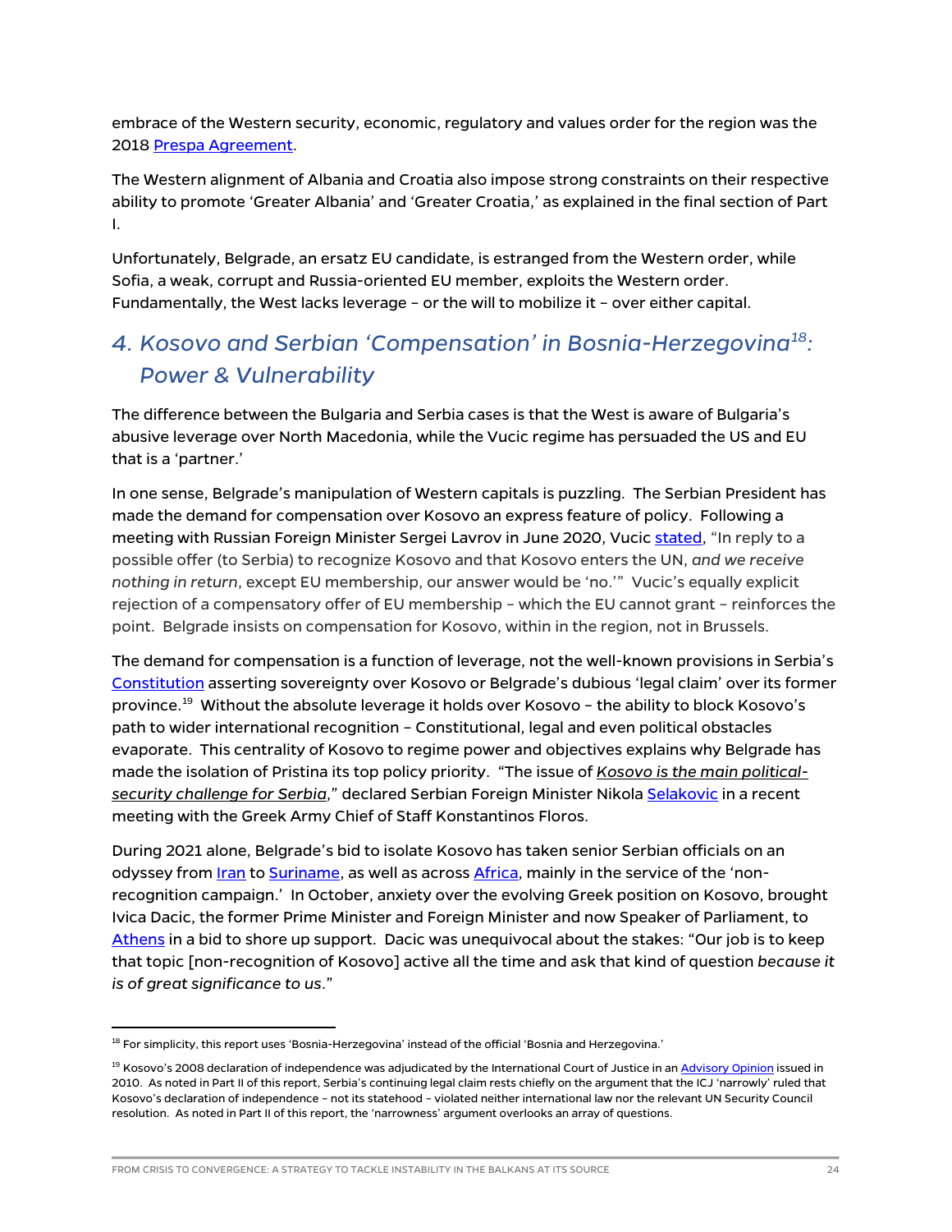embrace of the Western security, economic, regulatory and values order for the region was the 2018 Prespa Agreement.

The Western alignment of Albania and Croatia also impose strong constraints on their respective ability to promote 'Greater Albania' and 'Greater Croatia,' as explained in the final section of Part I.

Unfortunately, Belgrade, an ersatz EU candidate, is estranged from the Western order, while Sofia, a weak, corrupt and Russia-oriented EU member, exploits the Western order. Fundamentally, the West lacks leverage – or the will to mobilize it – over either capital.

## *4. Kosovo and Serbian 'Compensation' in Bosnia-Herzegovina[18]: Power & Vulnerability*

The difference between the Bulgaria and Serbia cases is that the West is aware of Bulgaria's abusive leverage over North Macedonia, while the Vucic regime has persuaded the US and EU that is a 'partner.'

In one sense, Belgrade's manipulation of Western capitals is puzzling. The Serbian President has made the demand for compensation over Kosovo an express feature of policy. Following a meeting with Russian Foreign Minister Sergei Lavrov in June 2020, Vucic stated, "In reply to a possible offer (to Serbia) to recognize Kosovo and that Kosovo enters the UN, *and we receive nothing in return*, except EU membership, our answer would be 'no.'" Vucic's equally explicit rejection of a compensatory offer of EU membership – which the EU cannot grant – reinforces the point. Belgrade insists on compensation for Kosovo, within in the region, not in Brussels.

The demand for compensation is a function of leverage, not the well-known provisions in Serbia's Constitution asserting sovereignty over Kosovo or Belgrade's dubious 'legal claim' over its former province.[19] Without the absolute leverage it holds over Kosovo – the ability to block Kosovo's path to wider international recognition – Constitutional, legal and even political obstacles evaporate. This centrality of Kosovo to regime power and objectives explains why Belgrade has made the isolation of Pristina its top policy priority. "The issue of *Kosovo is the main political-security challenge for Serbia*," declared Serbian Foreign Minister Nikola Selakovic in a recent meeting with the Greek Army Chief of Staff Konstantinos Floros.

During 2021 alone, Belgrade's bid to isolate Kosovo has taken senior Serbian officials on an odyssey from Iran to Suriname, as well as across Africa, mainly in the service of the 'non-recognition campaign.' In October, anxiety over the evolving Greek position on Kosovo, brought Ivica Dacic, the former Prime Minister and Foreign Minister and now Speaker of Parliament, to Athens in a bid to shore up support. Dacic was unequivocal about the stakes: "Our job is to keep that topic [non-recognition of Kosovo] active all the time and ask that kind of question *because it is of great significance to us*."

---

[18] For simplicity, this report uses 'Bosnia-Herzegovina' instead of the official 'Bosnia and Herzegovina.'

[19] Kosovo's 2008 declaration of independence was adjudicated by the International Court of Justice in an Advisory Opinion issued in 2010. As noted in Part II of this report, Serbia's continuing legal claim rests chiefly on the argument that the ICJ 'narrowly' ruled that Kosovo's declaration of independence – not its statehood – violated neither international law nor the relevant UN Security Council resolution. As noted in Part II of this report, the 'narrowness' argument overlooks an array of questions.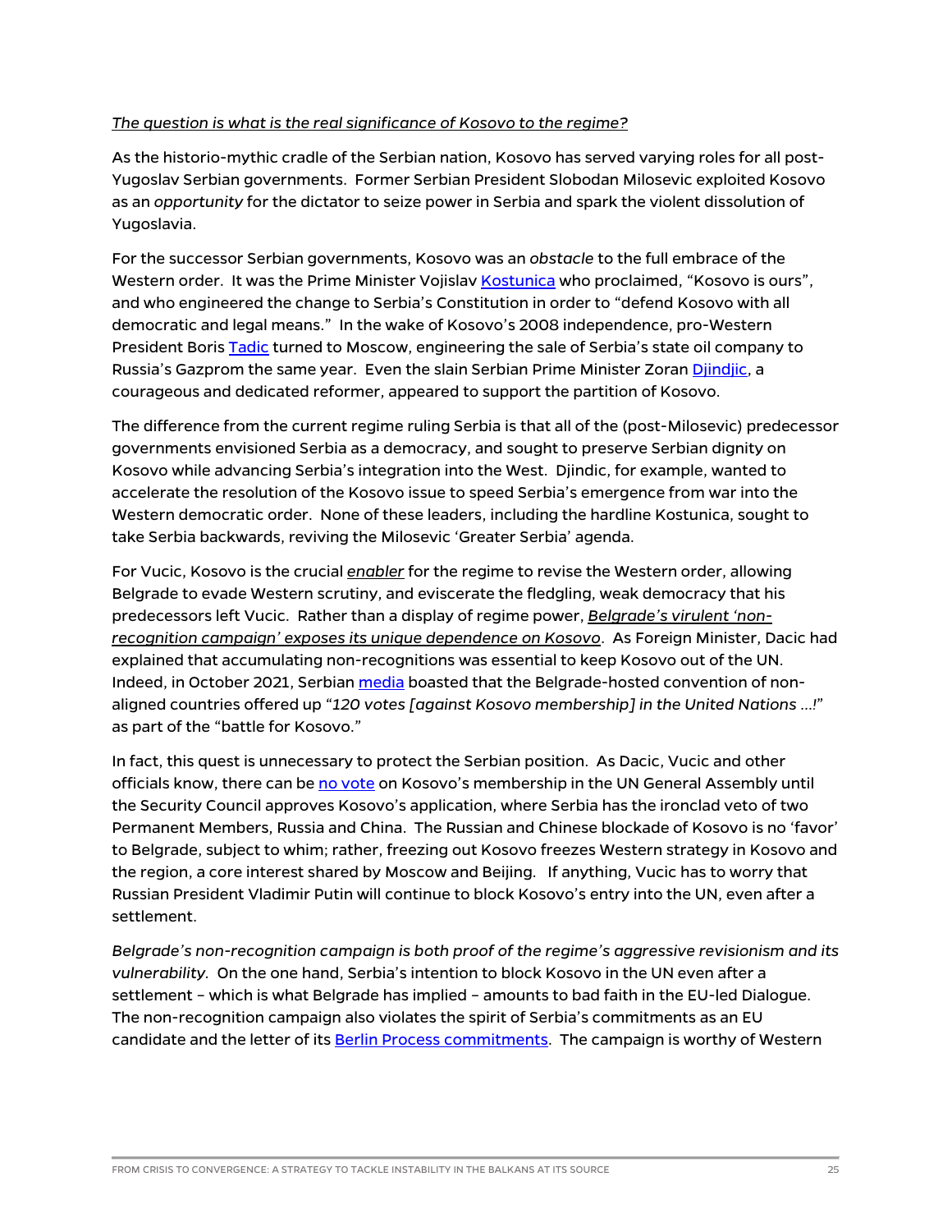*The question is what is the real significance of Kosovo to the regime?*

As the historio-mythic cradle of the Serbian nation, Kosovo has served varying roles for all post-Yugoslav Serbian governments. Former Serbian President Slobodan Milosevic exploited Kosovo as an *opportunity* for the dictator to seize power in Serbia and spark the violent dissolution of Yugoslavia.

For the successor Serbian governments, Kosovo was an *obstacle* to the full embrace of the Western order. It was the Prime Minister Vojislav Kostunica who proclaimed, "Kosovo is ours", and who engineered the change to Serbia's Constitution in order to "defend Kosovo with all democratic and legal means." In the wake of Kosovo's 2008 independence, pro-Western President Boris Tadic turned to Moscow, engineering the sale of Serbia's state oil company to Russia's Gazprom the same year. Even the slain Serbian Prime Minister Zoran Djindjic, a courageous and dedicated reformer, appeared to support the partition of Kosovo.

The difference from the current regime ruling Serbia is that all of the (post-Milosevic) predecessor governments envisioned Serbia as a democracy, and sought to preserve Serbian dignity on Kosovo while advancing Serbia's integration into the West. Djindic, for example, wanted to accelerate the resolution of the Kosovo issue to speed Serbia's emergence from war into the Western democratic order. None of these leaders, including the hardline Kostunica, sought to take Serbia backwards, reviving the Milosevic 'Greater Serbia' agenda.

For Vucic, Kosovo is the crucial ***enabler*** for the regime to revise the Western order, allowing Belgrade to evade Western scrutiny, and eviscerate the fledgling, weak democracy that his predecessors left Vucic. Rather than a display of regime power, ***Belgrade's virulent 'non-recognition campaign' exposes its unique dependence on Kosovo***. As Foreign Minister, Dacic had explained that accumulating non-recognitions was essential to keep Kosovo out of the UN. Indeed, in October 2021, Serbian media boasted that the Belgrade-hosted convention of non-aligned countries offered up "*120 votes [against Kosovo membership] in the United Nations …!*" as part of the "battle for Kosovo."

In fact, this quest is unnecessary to protect the Serbian position. As Dacic, Vucic and other officials know, there can be no vote on Kosovo's membership in the UN General Assembly until the Security Council approves Kosovo's application, where Serbia has the ironclad veto of two Permanent Members, Russia and China. The Russian and Chinese blockade of Kosovo is no 'favor' to Belgrade, subject to whim; rather, freezing out Kosovo freezes Western strategy in Kosovo and the region, a core interest shared by Moscow and Beijing. If anything, Vucic has to worry that Russian President Vladimir Putin will continue to block Kosovo's entry into the UN, even after a settlement.

*Belgrade's non-recognition campaign is both proof of the regime's aggressive revisionism and its vulnerability.* On the one hand, Serbia's intention to block Kosovo in the UN even after a settlement – which is what Belgrade has implied – amounts to bad faith in the EU-led Dialogue. The non-recognition campaign also violates the spirit of Serbia's commitments as an EU candidate and the letter of its Berlin Process commitments. The campaign is worthy of Western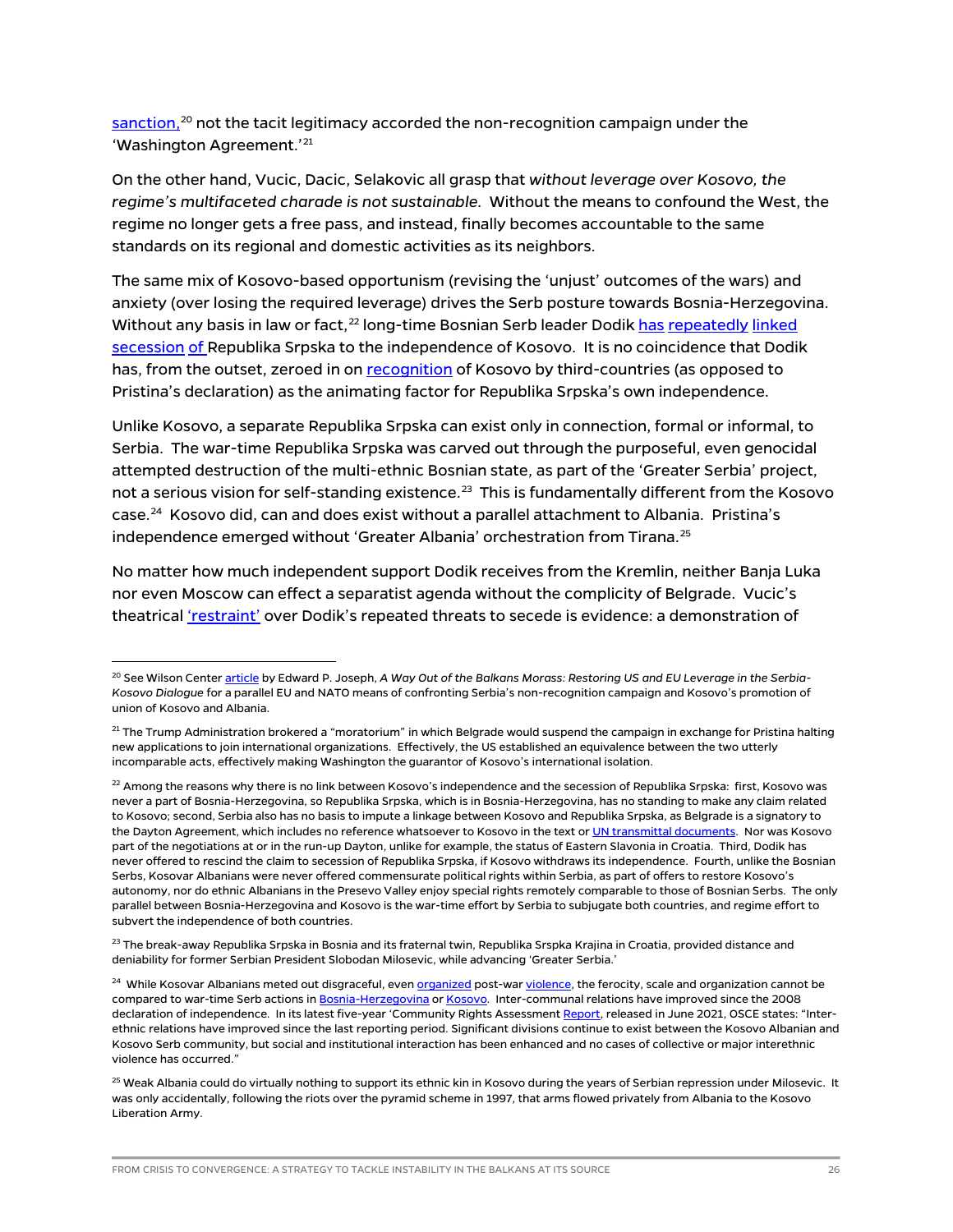sanction,[20] not the tacit legitimacy accorded the non-recognition campaign under the 'Washington Agreement.'[21]

On the other hand, Vucic, Dacic, Selakovic all grasp that *without leverage over Kosovo, the regime's multifaceted charade is not sustainable*. Without the means to confound the West, the regime no longer gets a free pass, and instead, finally becomes accountable to the same standards on its regional and domestic activities as its neighbors.

The same mix of Kosovo-based opportunism (revising the 'unjust' outcomes of the wars) and anxiety (over losing the required leverage) drives the Serb posture towards Bosnia-Herzegovina. Without any basis in law or fact,[22] long-time Bosnian Serb leader Dodik has repeatedly linked secession of Republika Srpska to the independence of Kosovo. It is no coincidence that Dodik has, from the outset, zeroed in on recognition of Kosovo by third-countries (as opposed to Pristina's declaration) as the animating factor for Republika Srpska's own independence.

Unlike Kosovo, a separate Republika Srpska can exist only in connection, formal or informal, to Serbia. The war-time Republika Srpska was carved out through the purposeful, even genocidal attempted destruction of the multi-ethnic Bosnian state, as part of the 'Greater Serbia' project, not a serious vision for self-standing existence.[23] This is fundamentally different from the Kosovo case.[24] Kosovo did, can and does exist without a parallel attachment to Albania. Pristina's independence emerged without 'Greater Albania' orchestration from Tirana.[25]

No matter how much independent support Dodik receives from the Kremlin, neither Banja Luka nor even Moscow can effect a separatist agenda without the complicity of Belgrade. Vucic's theatrical 'restraint' over Dodik's repeated threats to secede is evidence: a demonstration of

---

[20] See Wilson Center article by Edward P. Joseph, *A Way Out of the Balkans Morass: Restoring US and EU Leverage in the Serbia-Kosovo Dialogue* for a parallel EU and NATO means of confronting Serbia's non-recognition campaign and Kosovo's promotion of union of Kosovo and Albania.

[21] The Trump Administration brokered a "moratorium" in which Belgrade would suspend the campaign in exchange for Pristina halting new applications to join international organizations. Effectively, the US established an equivalence between the two utterly incomparable acts, effectively making Washington the guarantor of Kosovo's international isolation.

[22] Among the reasons why there is no link between Kosovo's independence and the secession of Republika Srpska: first, Kosovo was never a part of Bosnia-Herzegovina, so Republika Srpska, which is in Bosnia-Herzegovina, has no standing to make any claim related to Kosovo; second, Serbia also has no basis to impute a linkage between Kosovo and Republika Srpska, as Belgrade is a signatory to the Dayton Agreement, which includes no reference whatsoever to Kosovo in the text or UN transmittal documents. Nor was Kosovo part of the negotiations at or in the run-up Dayton, unlike for example, the status of Eastern Slavonia in Croatia. Third, Dodik has never offered to rescind the claim to secession of Republika Srpska, if Kosovo withdraws its independence. Fourth, unlike the Bosnian Serbs, Kosovar Albanians were never offered commensurate political rights within Serbia, as part of offers to restore Kosovo's autonomy, nor do ethnic Albanians in the Presevo Valley enjoy special rights remotely comparable to those of Bosnian Serbs. The only parallel between Bosnia-Herzegovina and Kosovo is the war-time effort by Serbia to subjugate both countries, and regime effort to subvert the independence of both countries.

[23] The break-away Republika Srpska in Bosnia and its fraternal twin, Republika Srpska Krajina in Croatia, provided distance and deniability for former Serbian President Slobodan Milosevic, while advancing 'Greater Serbia.'

[24] While Kosovar Albanians meted out disgraceful, even organized post-war violence, the ferocity, scale and organization cannot be compared to war-time Serb actions in Bosnia-Herzegovina or Kosovo. Inter-communal relations have improved since the 2008 declaration of independence. In its latest five-year 'Community Rights Assessment Report, released in June 2021, OSCE states: "Inter-ethnic relations have improved since the last reporting period. Significant divisions continue to exist between the Kosovo Albanian and Kosovo Serb community, but social and institutional interaction has been enhanced and no cases of collective or major interethnic violence has occurred."

[25] Weak Albania could do virtually nothing to support its ethnic kin in Kosovo during the years of Serbian repression under Milosevic. It was only accidentally, following the riots over the pyramid scheme in 1997, that arms flowed privately from Albania to the Kosovo Liberation Army.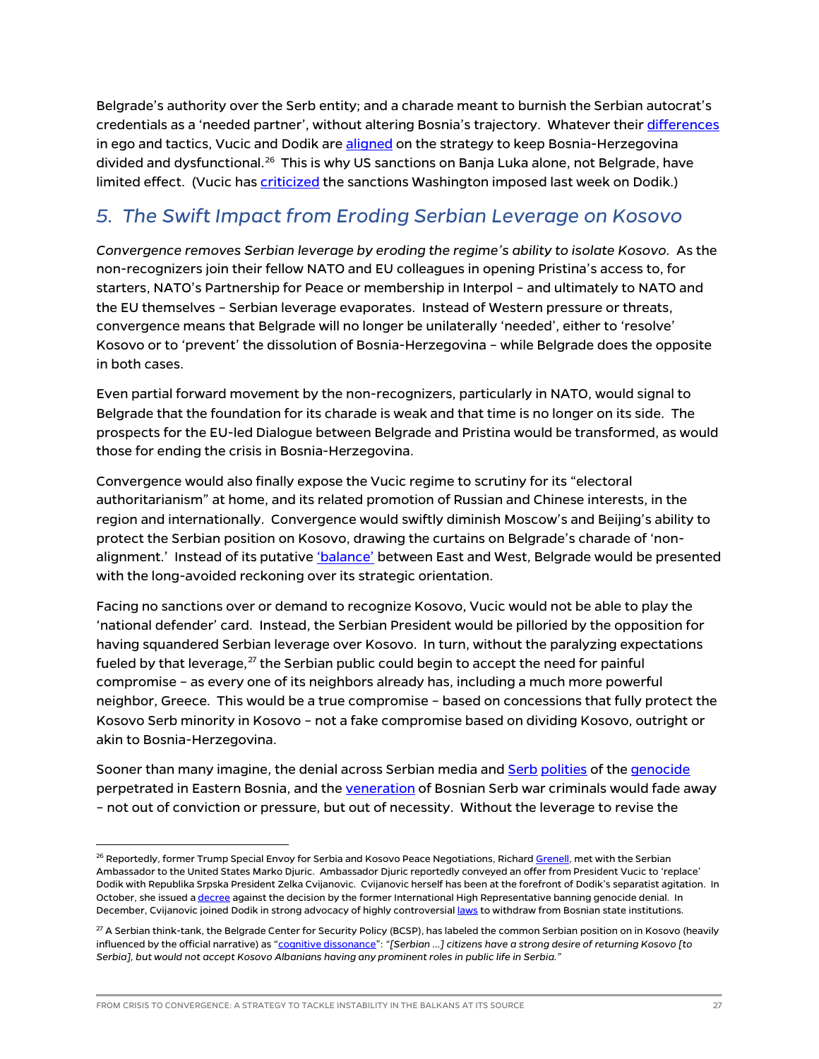Belgrade's authority over the Serb entity; and a charade meant to burnish the Serbian autocrat's credentials as a 'needed partner', without altering Bosnia's trajectory. Whatever their differences in ego and tactics, Vucic and Dodik are aligned on the strategy to keep Bosnia-Herzegovina divided and dysfunctional.[26] This is why US sanctions on Banja Luka alone, not Belgrade, have limited effect. (Vucic has criticized the sanctions Washington imposed last week on Dodik.)

## *5. The Swift Impact from Eroding Serbian Leverage on Kosovo*

*Convergence removes Serbian leverage by eroding the regime's ability to isolate Kosovo.* As the non-recognizers join their fellow NATO and EU colleagues in opening Pristina's access to, for starters, NATO's Partnership for Peace or membership in Interpol – and ultimately to NATO and the EU themselves – Serbian leverage evaporates. Instead of Western pressure or threats, convergence means that Belgrade will no longer be unilaterally 'needed', either to 'resolve' Kosovo or to 'prevent' the dissolution of Bosnia-Herzegovina – while Belgrade does the opposite in both cases.

Even partial forward movement by the non-recognizers, particularly in NATO, would signal to Belgrade that the foundation for its charade is weak and that time is no longer on its side. The prospects for the EU-led Dialogue between Belgrade and Pristina would be transformed, as would those for ending the crisis in Bosnia-Herzegovina.

Convergence would also finally expose the Vucic regime to scrutiny for its "electoral authoritarianism" at home, and its related promotion of Russian and Chinese interests, in the region and internationally. Convergence would swiftly diminish Moscow's and Beijing's ability to protect the Serbian position on Kosovo, drawing the curtains on Belgrade's charade of 'non-alignment.' Instead of its putative 'balance' between East and West, Belgrade would be presented with the long-avoided reckoning over its strategic orientation.

Facing no sanctions over or demand to recognize Kosovo, Vucic would not be able to play the 'national defender' card. Instead, the Serbian President would be pilloried by the opposition for having squandered Serbian leverage over Kosovo. In turn, without the paralyzing expectations fueled by that leverage,[27] the Serbian public could begin to accept the need for painful compromise – as every one of its neighbors already has, including a much more powerful neighbor, Greece. This would be a true compromise – based on concessions that fully protect the Kosovo Serb minority in Kosovo – not a fake compromise based on dividing Kosovo, outright or akin to Bosnia-Herzegovina.

Sooner than many imagine, the denial across Serbian media and Serb polities of the genocide perpetrated in Eastern Bosnia, and the veneration of Bosnian Serb war criminals would fade away – not out of conviction or pressure, but out of necessity. Without the leverage to revise the

---

[26] Reportedly, former Trump Special Envoy for Serbia and Kosovo Peace Negotiations, Richard Grenell, met with the Serbian Ambassador to the United States Marko Djuric. Ambassador Djuric reportedly conveyed an offer from President Vucic to 'replace' Dodik with Republika Srpska President Zelka Cvijanovic. Cvijanovic herself has been at the forefront of Dodik's separatist agitation. In October, she issued a decree against the decision by the former International High Representative banning genocide denial. In December, Cvijanovic joined Dodik in strong advocacy of highly controversial laws to withdraw from Bosnian state institutions.

[27] A Serbian think-tank, the Belgrade Center for Security Policy (BCSP), has labeled the common Serbian position on in Kosovo (heavily influenced by the official narrative) as "cognitive dissonance": *"[Serbian …] citizens have a strong desire of returning Kosovo [to Serbia], but would not accept Kosovo Albanians having any prominent roles in public life in Serbia."*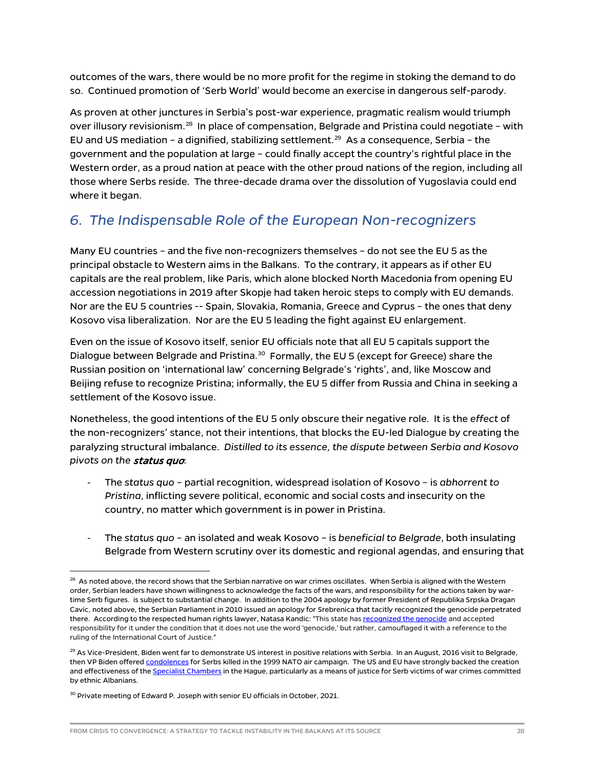outcomes of the wars, there would be no more profit for the regime in stoking the demand to do so. Continued promotion of 'Serb World' would become an exercise in dangerous self-parody.

As proven at other junctures in Serbia's post-war experience, pragmatic realism would triumph over illusory revisionism.[28] In place of compensation, Belgrade and Pristina could negotiate – with EU and US mediation – a dignified, stabilizing settlement.[29] As a consequence, Serbia – the government and the population at large – could finally accept the country's rightful place in the Western order, as a proud nation at peace with the other proud nations of the region, including all those where Serbs reside. The three-decade drama over the dissolution of Yugoslavia could end where it began.

## 6. The Indispensable Role of the European Non-recognizers

Many EU countries – and the five non-recognizers themselves – do not see the EU 5 as the principal obstacle to Western aims in the Balkans. To the contrary, it appears as if other EU capitals are the real problem, like Paris, which alone blocked North Macedonia from opening EU accession negotiations in 2019 after Skopje had taken heroic steps to comply with EU demands. Nor are the EU 5 countries -- Spain, Slovakia, Romania, Greece and Cyprus – the ones that deny Kosovo visa liberalization. Nor are the EU 5 leading the fight against EU enlargement.

Even on the issue of Kosovo itself, senior EU officials note that all EU 5 capitals support the Dialogue between Belgrade and Pristina.[30] Formally, the EU 5 (except for Greece) share the Russian position on 'international law' concerning Belgrade's 'rights', and, like Moscow and Beijing refuse to recognize Pristina; informally, the EU 5 differ from Russia and China in seeking a settlement of the Kosovo issue.

Nonetheless, the good intentions of the EU 5 only obscure their negative role. It is the *effect* of the non-recognizers' stance, not their intentions, that blocks the EU-led Dialogue by creating the paralyzing structural imbalance. *Distilled to its essence, the dispute between Serbia and Kosovo pivots on the* ***status quo***:

- The *status quo* – partial recognition, widespread isolation of Kosovo – is *abhorrent to Pristina*, inflicting severe political, economic and social costs and insecurity on the country, no matter which government is in power in Pristina.

- The *status quo* – an isolated and weak Kosovo – is *beneficial to Belgrade*, both insulating Belgrade from Western scrutiny over its domestic and regional agendas, and ensuring that

---

[28] As noted above, the record shows that the Serbian narrative on war crimes oscillates. When Serbia is aligned with the Western order, Serbian leaders have shown willingness to acknowledge the facts of the wars, and responsibility for the actions taken by war-time Serb figures. is subject to substantial change. In addition to the 2004 apology by former President of Republika Srpska Dragan Cavic, noted above, the Serbian Parliament in 2010 issued an apology for Srebrenica that tacitly recognized the genocide perpetrated there. According to the respected human rights lawyer, Natasa Kandic: "This state has recognized the genocide and accepted responsibility for it under the condition that it does not use the word 'genocide,' but rather, camouflaged it with a reference to the ruling of the International Court of Justice."

[29] As Vice-President, Biden went far to demonstrate US interest in positive relations with Serbia. In an August, 2016 visit to Belgrade, then VP Biden offered condolences for Serbs killed in the 1999 NATO air campaign. The US and EU have strongly backed the creation and effectiveness of the Specialist Chambers in the Hague, particularly as a means of justice for Serb victims of war crimes committed by ethnic Albanians.

[30] Private meeting of Edward P. Joseph with senior EU officials in October, 2021.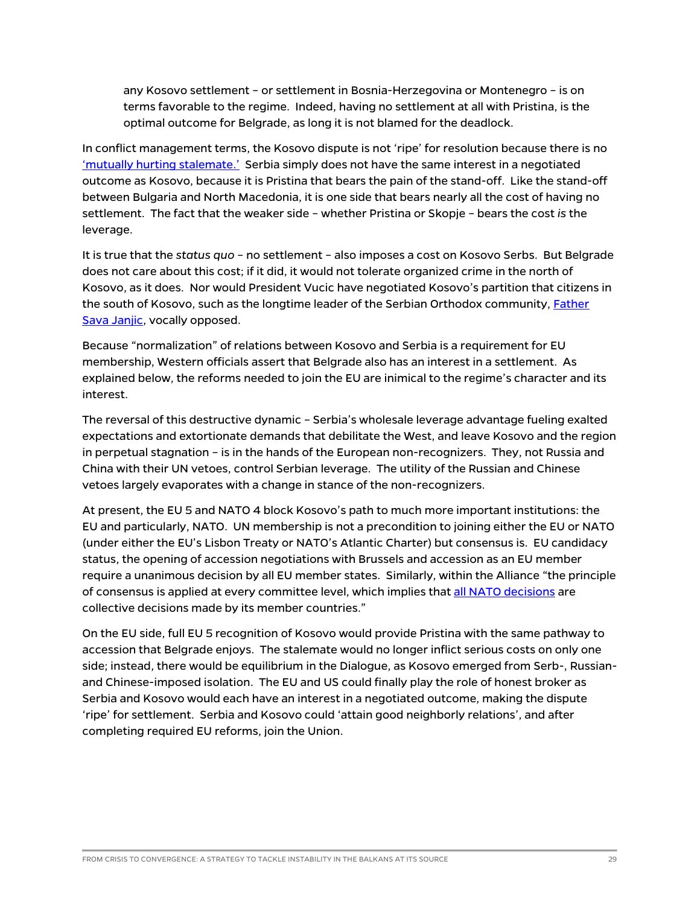> any Kosovo settlement – or settlement in Bosnia-Herzegovina or Montenegro – is on terms favorable to the regime. Indeed, having no settlement at all with Pristina, is the optimal outcome for Belgrade, as long it is not blamed for the deadlock.

In conflict management terms, the Kosovo dispute is not 'ripe' for resolution because there is no 'mutually hurting stalemate.' Serbia simply does not have the same interest in a negotiated outcome as Kosovo, because it is Pristina that bears the pain of the stand-off. Like the stand-off between Bulgaria and North Macedonia, it is one side that bears nearly all the cost of having no settlement. The fact that the weaker side – whether Pristina or Skopje – bears the cost *is* the leverage.

It is true that the *status quo* – no settlement – also imposes a cost on Kosovo Serbs. But Belgrade does not care about this cost; if it did, it would not tolerate organized crime in the north of Kosovo, as it does. Nor would President Vucic have negotiated Kosovo's partition that citizens in the south of Kosovo, such as the longtime leader of the Serbian Orthodox community, Father Sava Janjic, vocally opposed.

Because "normalization" of relations between Kosovo and Serbia is a requirement for EU membership, Western officials assert that Belgrade also has an interest in a settlement. As explained below, the reforms needed to join the EU are inimical to the regime's character and its interest.

The reversal of this destructive dynamic – Serbia's wholesale leverage advantage fueling exalted expectations and extortionate demands that debilitate the West, and leave Kosovo and the region in perpetual stagnation – is in the hands of the European non-recognizers. They, not Russia and China with their UN vetoes, control Serbian leverage. The utility of the Russian and Chinese vetoes largely evaporates with a change in stance of the non-recognizers.

At present, the EU 5 and NATO 4 block Kosovo's path to much more important institutions: the EU and particularly, NATO. UN membership is not a precondition to joining either the EU or NATO (under either the EU's Lisbon Treaty or NATO's Atlantic Charter) but consensus is. EU candidacy status, the opening of accession negotiations with Brussels and accession as an EU member require a unanimous decision by all EU member states. Similarly, within the Alliance "the principle of consensus is applied at every committee level, which implies that all NATO decisions are collective decisions made by its member countries."

On the EU side, full EU 5 recognition of Kosovo would provide Pristina with the same pathway to accession that Belgrade enjoys. The stalemate would no longer inflict serious costs on only one side; instead, there would be equilibrium in the Dialogue, as Kosovo emerged from Serb-, Russian- and Chinese-imposed isolation. The EU and US could finally play the role of honest broker as Serbia and Kosovo would each have an interest in a negotiated outcome, making the dispute 'ripe' for settlement. Serbia and Kosovo could 'attain good neighborly relations', and after completing required EU reforms, join the Union.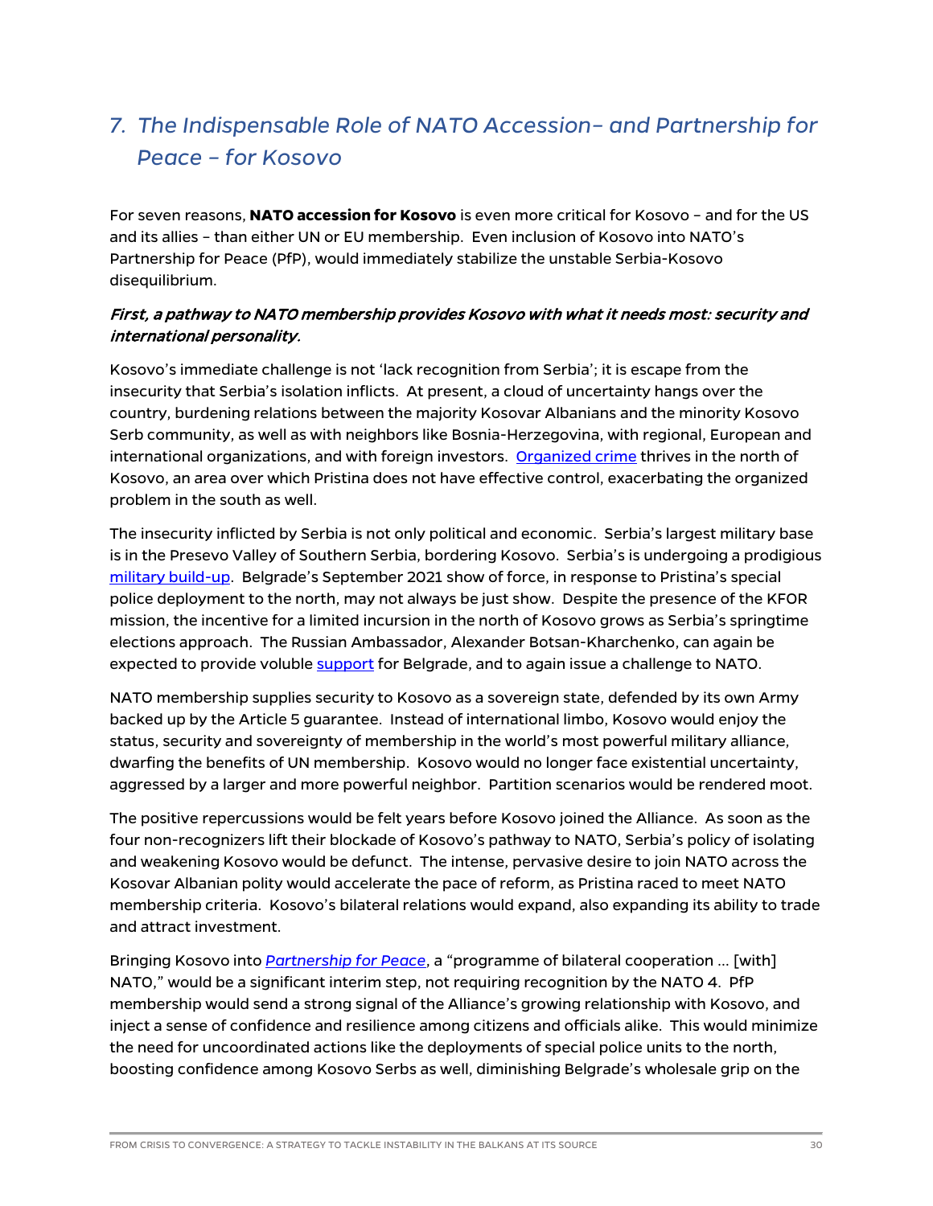## 7. The Indispensable Role of NATO Accession– and Partnership for Peace – for Kosovo

For seven reasons, **NATO accession for Kosovo** is even more critical for Kosovo – and for the US and its allies – than either UN or EU membership. Even inclusion of Kosovo into NATO's Partnership for Peace (PfP), would immediately stabilize the unstable Serbia-Kosovo disequilibrium.

***First, a pathway to NATO membership provides Kosovo with what it needs most: security and international personality.***

Kosovo's immediate challenge is not 'lack recognition from Serbia'; it is escape from the insecurity that Serbia's isolation inflicts. At present, a cloud of uncertainty hangs over the country, burdening relations between the majority Kosovar Albanians and the minority Kosovo Serb community, as well as with neighbors like Bosnia-Herzegovina, with regional, European and international organizations, and with foreign investors. Organized crime thrives in the north of Kosovo, an area over which Pristina does not have effective control, exacerbating the organized problem in the south as well.

The insecurity inflicted by Serbia is not only political and economic. Serbia's largest military base is in the Presevo Valley of Southern Serbia, bordering Kosovo. Serbia's is undergoing a prodigious military build-up. Belgrade's September 2021 show of force, in response to Pristina's special police deployment to the north, may not always be just show. Despite the presence of the KFOR mission, the incentive for a limited incursion in the north of Kosovo grows as Serbia's springtime elections approach. The Russian Ambassador, Alexander Botsan-Kharchenko, can again be expected to provide voluble support for Belgrade, and to again issue a challenge to NATO.

NATO membership supplies security to Kosovo as a sovereign state, defended by its own Army backed up by the Article 5 guarantee. Instead of international limbo, Kosovo would enjoy the status, security and sovereignty of membership in the world's most powerful military alliance, dwarfing the benefits of UN membership. Kosovo would no longer face existential uncertainty, aggressed by a larger and more powerful neighbor. Partition scenarios would be rendered moot.

The positive repercussions would be felt years before Kosovo joined the Alliance. As soon as the four non-recognizers lift their blockade of Kosovo's pathway to NATO, Serbia's policy of isolating and weakening Kosovo would be defunct. The intense, pervasive desire to join NATO across the Kosovar Albanian polity would accelerate the pace of reform, as Pristina raced to meet NATO membership criteria. Kosovo's bilateral relations would expand, also expanding its ability to trade and attract investment.

Bringing Kosovo into *Partnership for Peace*, a "programme of bilateral cooperation … [with] NATO," would be a significant interim step, not requiring recognition by the NATO 4. PfP membership would send a strong signal of the Alliance's growing relationship with Kosovo, and inject a sense of confidence and resilience among citizens and officials alike. This would minimize the need for uncoordinated actions like the deployments of special police units to the north, boosting confidence among Kosovo Serbs as well, diminishing Belgrade's wholesale grip on the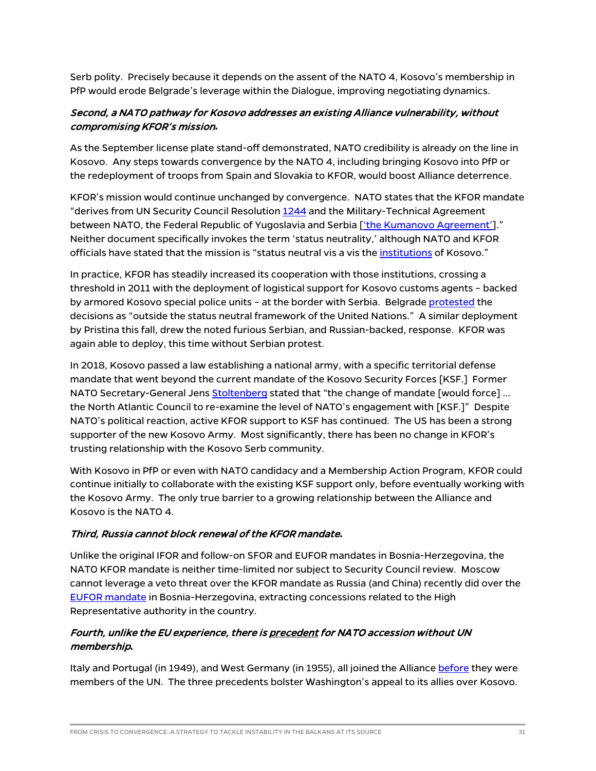Serb polity. Precisely because it depends on the assent of the NATO 4, Kosovo's membership in PfP would erode Belgrade's leverage within the Dialogue, improving negotiating dynamics.

***Second, a NATO pathway for Kosovo addresses an existing Alliance vulnerability, without compromising KFOR's mission.***

As the September license plate stand-off demonstrated, NATO credibility is already on the line in Kosovo. Any steps towards convergence by the NATO 4, including bringing Kosovo into PfP or the redeployment of troops from Spain and Slovakia to KFOR, would boost Alliance deterrence.

KFOR's mission would continue unchanged by convergence. NATO states that the KFOR mandate "derives from UN Security Council Resolution 1244 and the Military-Technical Agreement between NATO, the Federal Republic of Yugoslavia and Serbia ['the Kumanovo Agreement']." Neither document specifically invokes the term 'status neutrality,' although NATO and KFOR officials have stated that the mission is "status neutral vis a vis the institutions of Kosovo."

In practice, KFOR has steadily increased its cooperation with those institutions, crossing a threshold in 2011 with the deployment of logistical support for Kosovo customs agents – backed by armored Kosovo special police units – at the border with Serbia. Belgrade protested the decisions as "outside the status neutral framework of the United Nations." A similar deployment by Pristina this fall, drew the noted furious Serbian, and Russian-backed, response. KFOR was again able to deploy, this time without Serbian protest.

In 2018, Kosovo passed a law establishing a national army, with a specific territorial defense mandate that went beyond the current mandate of the Kosovo Security Forces [KSF.] Former NATO Secretary-General Jens Stoltenberg stated that "the change of mandate [would force] … the North Atlantic Council to re-examine the level of NATO's engagement with [KSF.]" Despite NATO's political reaction, active KFOR support to KSF has continued. The US has been a strong supporter of the new Kosovo Army. Most significantly, there has been no change in KFOR's trusting relationship with the Kosovo Serb community.

With Kosovo in PfP or even with NATO candidacy and a Membership Action Program, KFOR could continue initially to collaborate with the existing KSF support only, before eventually working with the Kosovo Army. The only true barrier to a growing relationship between the Alliance and Kosovo is the NATO 4.

***Third, Russia cannot block renewal of the KFOR mandate.***

Unlike the original IFOR and follow-on SFOR and EUFOR mandates in Bosnia-Herzegovina, the NATO KFOR mandate is neither time-limited nor subject to Security Council review. Moscow cannot leverage a veto threat over the KFOR mandate as Russia (and China) recently did over the EUFOR mandate in Bosnia-Herzegovina, extracting concessions related to the High Representative authority in the country.

***Fourth, unlike the EU experience, there is precedent for NATO accession without UN membership.***

Italy and Portugal (in 1949), and West Germany (in 1955), all joined the Alliance before they were members of the UN. The three precedents bolster Washington's appeal to its allies over Kosovo.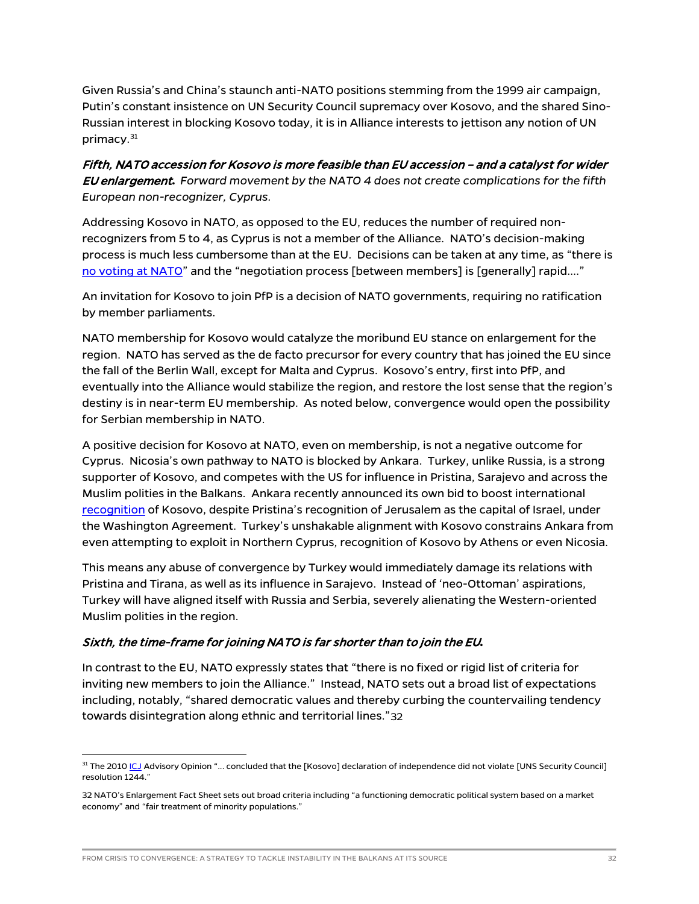Given Russia's and China's staunch anti-NATO positions stemming from the 1999 air campaign, Putin's constant insistence on UN Security Council supremacy over Kosovo, and the shared Sino-Russian interest in blocking Kosovo today, it is in Alliance interests to jettison any notion of UN primacy.[31]

***Fifth, NATO accession for Kosovo is more feasible than EU accession – and a catalyst for wider EU enlargement.*** *Forward movement by the NATO 4 does not create complications for the fifth European non-recognizer, Cyprus.*

Addressing Kosovo in NATO, as opposed to the EU, reduces the number of required non-recognizers from 5 to 4, as Cyprus is not a member of the Alliance. NATO's decision-making process is much less cumbersome than at the EU. Decisions can be taken at any time, as "there is no voting at NATO" and the "negotiation process [between members] is [generally] rapid…."

An invitation for Kosovo to join PfP is a decision of NATO governments, requiring no ratification by member parliaments.

NATO membership for Kosovo would catalyze the moribund EU stance on enlargement for the region. NATO has served as the de facto precursor for every country that has joined the EU since the fall of the Berlin Wall, except for Malta and Cyprus. Kosovo's entry, first into PfP, and eventually into the Alliance would stabilize the region, and restore the lost sense that the region's destiny is in near-term EU membership. As noted below, convergence would open the possibility for Serbian membership in NATO.

A positive decision for Kosovo at NATO, even on membership, is not a negative outcome for Cyprus. Nicosia's own pathway to NATO is blocked by Ankara. Turkey, unlike Russia, is a strong supporter of Kosovo, and competes with the US for influence in Pristina, Sarajevo and across the Muslim polities in the Balkans. Ankara recently announced its own bid to boost international recognition of Kosovo, despite Pristina's recognition of Jerusalem as the capital of Israel, under the Washington Agreement. Turkey's unshakable alignment with Kosovo constrains Ankara from even attempting to exploit in Northern Cyprus, recognition of Kosovo by Athens or even Nicosia.

This means any abuse of convergence by Turkey would immediately damage its relations with Pristina and Tirana, as well as its influence in Sarajevo. Instead of 'neo-Ottoman' aspirations, Turkey will have aligned itself with Russia and Serbia, severely alienating the Western-oriented Muslim polities in the region.

***Sixth, the time-frame for joining NATO is far shorter than to join the EU.***

In contrast to the EU, NATO expressly states that "there is no fixed or rigid list of criteria for inviting new members to join the Alliance." Instead, NATO sets out a broad list of expectations including, notably, "shared democratic values and thereby curbing the countervailing tendency towards disintegration along ethnic and territorial lines."[32]

---

[31] The 2010 ICJ Advisory Opinion "… concluded that the [Kosovo] declaration of independence did not violate [UNS Security Council] resolution 1244."

32 NATO's Enlargement Fact Sheet sets out broad criteria including "a functioning democratic political system based on a market economy" and "fair treatment of minority populations."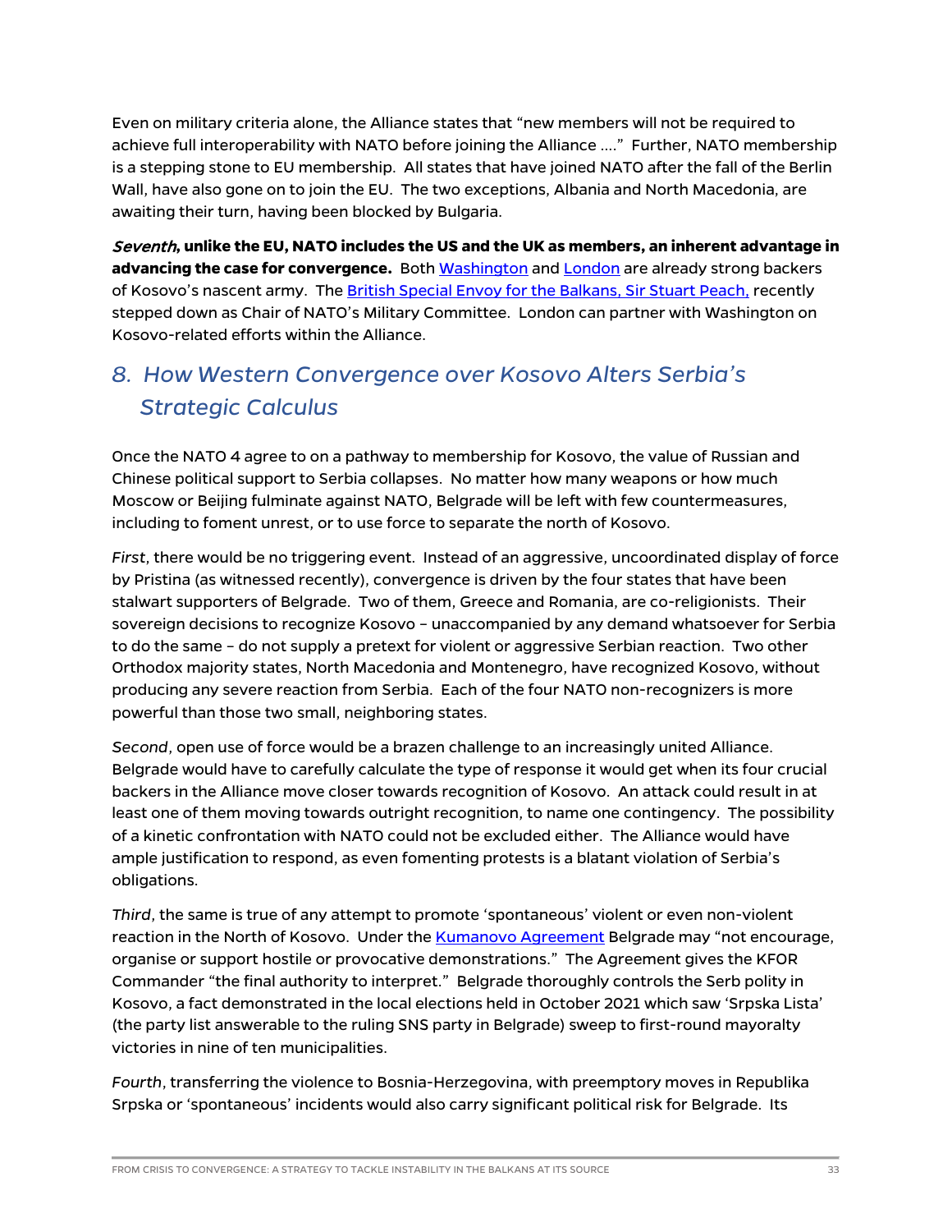Even on military criteria alone, the Alliance states that "new members will not be required to achieve full interoperability with NATO before joining the Alliance ...." Further, NATO membership is a stepping stone to EU membership. All states that have joined NATO after the fall of the Berlin Wall, have also gone on to join the EU. The two exceptions, Albania and North Macedonia, are awaiting their turn, having been blocked by Bulgaria.

***Seventh*, unlike the EU, NATO includes the US and the UK as members, an inherent advantage in advancing the case for convergence.** Both Washington and London are already strong backers of Kosovo's nascent army. The British Special Envoy for the Balkans, Sir Stuart Peach, recently stepped down as Chair of NATO's Military Committee. London can partner with Washington on Kosovo-related efforts within the Alliance.

## *8. How Western Convergence over Kosovo Alters Serbia's Strategic Calculus*

Once the NATO 4 agree to on a pathway to membership for Kosovo, the value of Russian and Chinese political support to Serbia collapses. No matter how many weapons or how much Moscow or Beijing fulminate against NATO, Belgrade will be left with few countermeasures, including to foment unrest, or to use force to separate the north of Kosovo.

*First*, there would be no triggering event. Instead of an aggressive, uncoordinated display of force by Pristina (as witnessed recently), convergence is driven by the four states that have been stalwart supporters of Belgrade. Two of them, Greece and Romania, are co-religionists. Their sovereign decisions to recognize Kosovo – unaccompanied by any demand whatsoever for Serbia to do the same – do not supply a pretext for violent or aggressive Serbian reaction. Two other Orthodox majority states, North Macedonia and Montenegro, have recognized Kosovo, without producing any severe reaction from Serbia. Each of the four NATO non-recognizers is more powerful than those two small, neighboring states.

*Second*, open use of force would be a brazen challenge to an increasingly united Alliance. Belgrade would have to carefully calculate the type of response it would get when its four crucial backers in the Alliance move closer towards recognition of Kosovo. An attack could result in at least one of them moving towards outright recognition, to name one contingency. The possibility of a kinetic confrontation with NATO could not be excluded either. The Alliance would have ample justification to respond, as even fomenting protests is a blatant violation of Serbia's obligations.

*Third*, the same is true of any attempt to promote 'spontaneous' violent or even non-violent reaction in the North of Kosovo. Under the Kumanovo Agreement Belgrade may "not encourage, organise or support hostile or provocative demonstrations." The Agreement gives the KFOR Commander "the final authority to interpret." Belgrade thoroughly controls the Serb polity in Kosovo, a fact demonstrated in the local elections held in October 2021 which saw 'Srpska Lista' (the party list answerable to the ruling SNS party in Belgrade) sweep to first-round mayoralty victories in nine of ten municipalities.

*Fourth*, transferring the violence to Bosnia-Herzegovina, with preemptory moves in Republika Srpska or 'spontaneous' incidents would also carry significant political risk for Belgrade. Its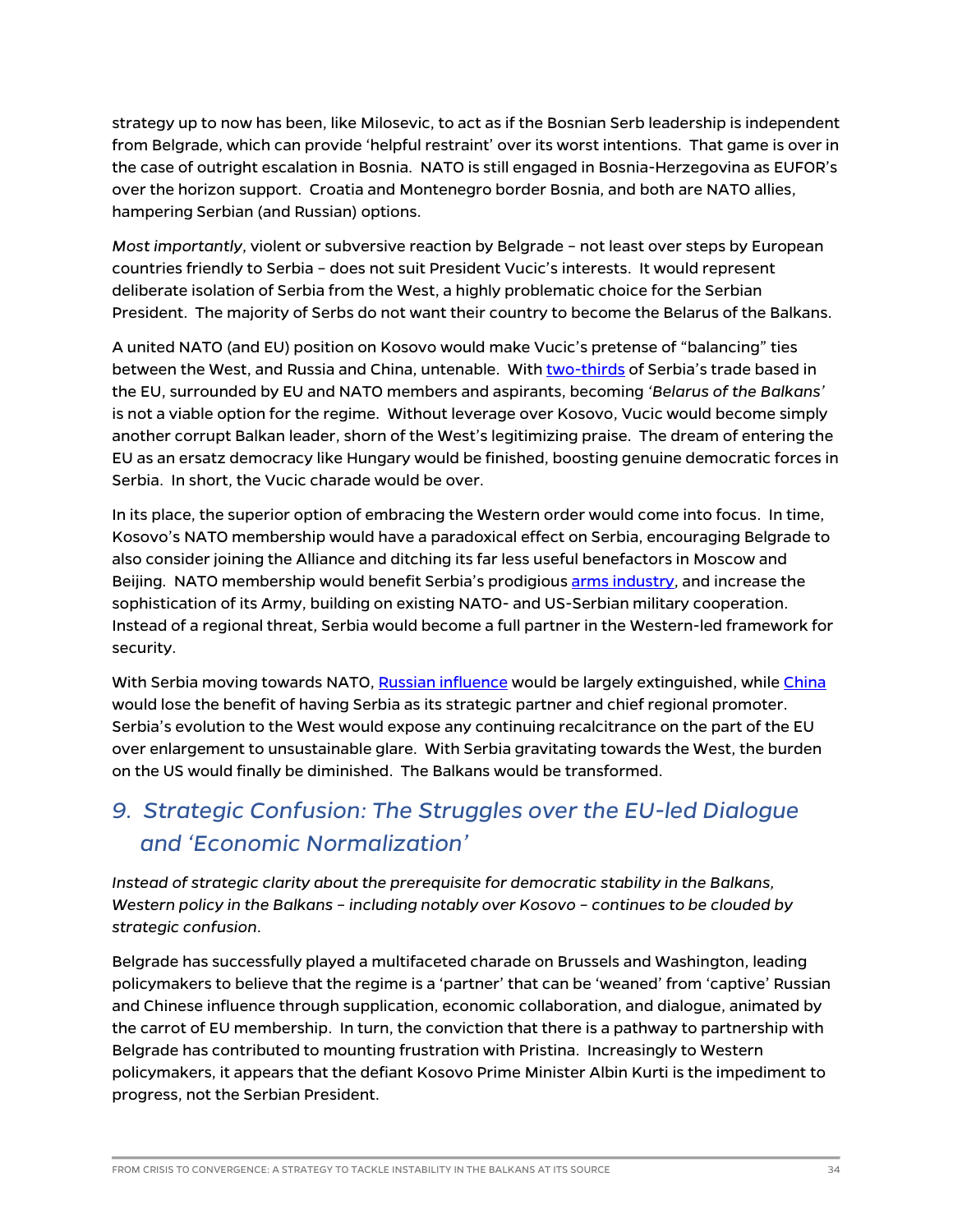strategy up to now has been, like Milosevic, to act as if the Bosnian Serb leadership is independent from Belgrade, which can provide 'helpful restraint' over its worst intentions. That game is over in the case of outright escalation in Bosnia. NATO is still engaged in Bosnia-Herzegovina as EUFOR's over the horizon support. Croatia and Montenegro border Bosnia, and both are NATO allies, hampering Serbian (and Russian) options.

*Most importantly*, violent or subversive reaction by Belgrade – not least over steps by European countries friendly to Serbia – does not suit President Vucic's interests. It would represent deliberate isolation of Serbia from the West, a highly problematic choice for the Serbian President. The majority of Serbs do not want their country to become the Belarus of the Balkans.

A united NATO (and EU) position on Kosovo would make Vucic's pretense of "balancing" ties between the West, and Russia and China, untenable. With two-thirds of Serbia's trade based in the EU, surrounded by EU and NATO members and aspirants, becoming *'Belarus of the Balkans'* is not a viable option for the regime. Without leverage over Kosovo, Vucic would become simply another corrupt Balkan leader, shorn of the West's legitimizing praise. The dream of entering the EU as an ersatz democracy like Hungary would be finished, boosting genuine democratic forces in Serbia. In short, the Vucic charade would be over.

In its place, the superior option of embracing the Western order would come into focus. In time, Kosovo's NATO membership would have a paradoxical effect on Serbia, encouraging Belgrade to also consider joining the Alliance and ditching its far less useful benefactors in Moscow and Beijing. NATO membership would benefit Serbia's prodigious arms industry, and increase the sophistication of its Army, building on existing NATO- and US-Serbian military cooperation. Instead of a regional threat, Serbia would become a full partner in the Western-led framework for security.

With Serbia moving towards NATO, Russian influence would be largely extinguished, while China would lose the benefit of having Serbia as its strategic partner and chief regional promoter. Serbia's evolution to the West would expose any continuing recalcitrance on the part of the EU over enlargement to unsustainable glare. With Serbia gravitating towards the West, the burden on the US would finally be diminished. The Balkans would be transformed.

## *9. Strategic Confusion: The Struggles over the EU-led Dialogue and 'Economic Normalization'*

*Instead of strategic clarity about the prerequisite for democratic stability in the Balkans, Western policy in the Balkans – including notably over Kosovo – continues to be clouded by strategic confusion*.

Belgrade has successfully played a multifaceted charade on Brussels and Washington, leading policymakers to believe that the regime is a 'partner' that can be 'weaned' from 'captive' Russian and Chinese influence through supplication, economic collaboration, and dialogue, animated by the carrot of EU membership. In turn, the conviction that there is a pathway to partnership with Belgrade has contributed to mounting frustration with Pristina. Increasingly to Western policymakers, it appears that the defiant Kosovo Prime Minister Albin Kurti is the impediment to progress, not the Serbian President.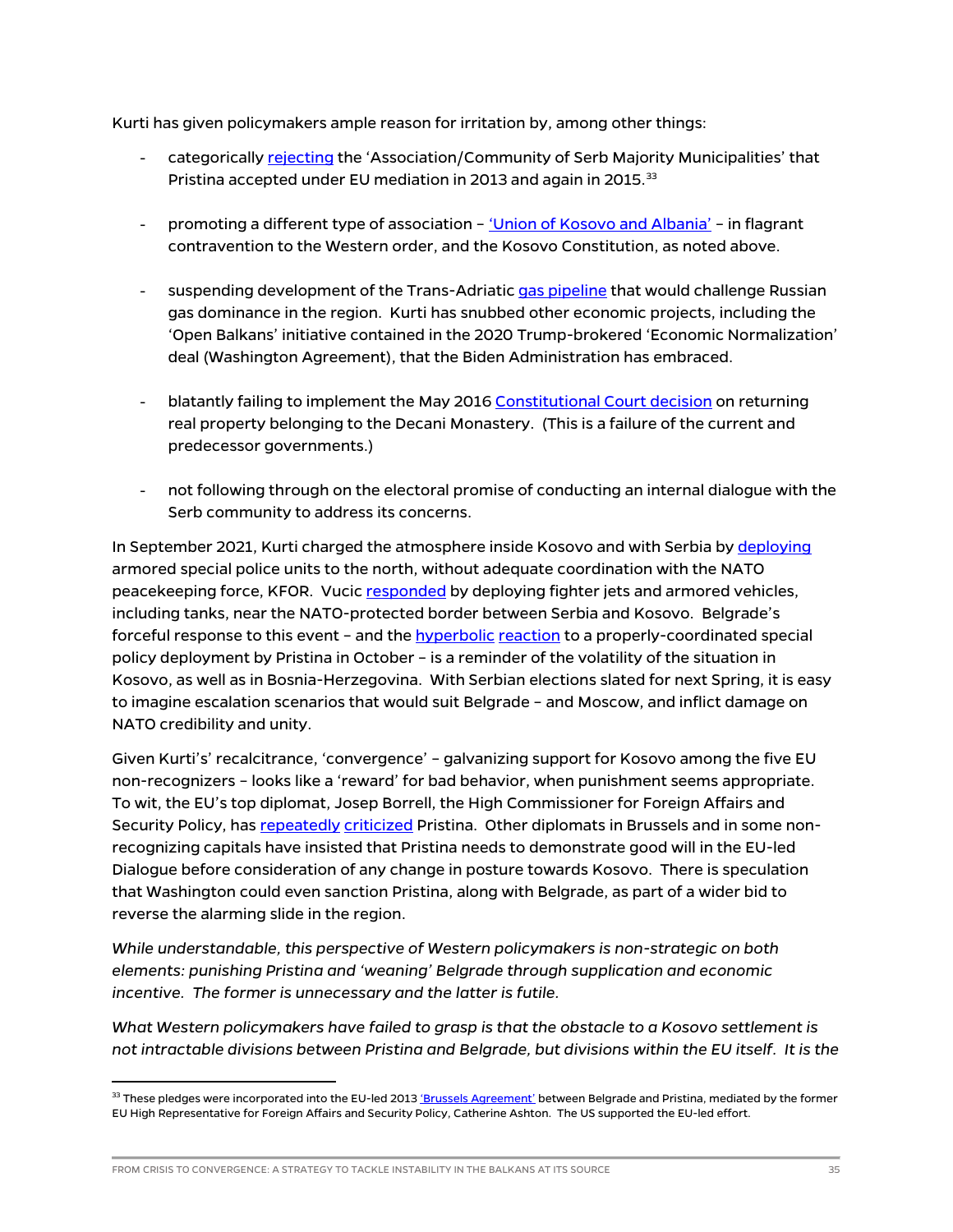Kurti has given policymakers ample reason for irritation by, among other things:

- categorically rejecting the 'Association/Community of Serb Majority Municipalities' that Pristina accepted under EU mediation in 2013 and again in 2015.[33]

- promoting a different type of association – 'Union of Kosovo and Albania' – in flagrant contravention to the Western order, and the Kosovo Constitution, as noted above.

- suspending development of the Trans-Adriatic gas pipeline that would challenge Russian gas dominance in the region. Kurti has snubbed other economic projects, including the 'Open Balkans' initiative contained in the 2020 Trump-brokered 'Economic Normalization' deal (Washington Agreement), that the Biden Administration has embraced.

- blatantly failing to implement the May 2016 Constitutional Court decision on returning real property belonging to the Decani Monastery. (This is a failure of the current and predecessor governments.)

- not following through on the electoral promise of conducting an internal dialogue with the Serb community to address its concerns.

In September 2021, Kurti charged the atmosphere inside Kosovo and with Serbia by deploying armored special police units to the north, without adequate coordination with the NATO peacekeeping force, KFOR. Vucic responded by deploying fighter jets and armored vehicles, including tanks, near the NATO-protected border between Serbia and Kosovo. Belgrade's forceful response to this event – and the hyperbolic reaction to a properly-coordinated special policy deployment by Pristina in October – is a reminder of the volatility of the situation in Kosovo, as well as in Bosnia-Herzegovina. With Serbian elections slated for next Spring, it is easy to imagine escalation scenarios that would suit Belgrade – and Moscow, and inflict damage on NATO credibility and unity.

Given Kurti's' recalcitrance, 'convergence' – galvanizing support for Kosovo among the five EU non-recognizers – looks like a 'reward' for bad behavior, when punishment seems appropriate. To wit, the EU's top diplomat, Josep Borrell, the High Commissioner for Foreign Affairs and Security Policy, has repeatedly criticized Pristina. Other diplomats in Brussels and in some non-recognizing capitals have insisted that Pristina needs to demonstrate good will in the EU-led Dialogue before consideration of any change in posture towards Kosovo. There is speculation that Washington could even sanction Pristina, along with Belgrade, as part of a wider bid to reverse the alarming slide in the region.

*While understandable, this perspective of Western policymakers is non-strategic on both elements: punishing Pristina and 'weaning' Belgrade through supplication and economic incentive. The former is unnecessary and the latter is futile.*

*What Western policymakers have failed to grasp is that the obstacle to a Kosovo settlement is not intractable divisions between Pristina and Belgrade, but divisions within the EU itself. It is the*

---

[33] These pledges were incorporated into the EU-led 2013 'Brussels Agreement' between Belgrade and Pristina, mediated by the former EU High Representative for Foreign Affairs and Security Policy, Catherine Ashton. The US supported the EU-led effort.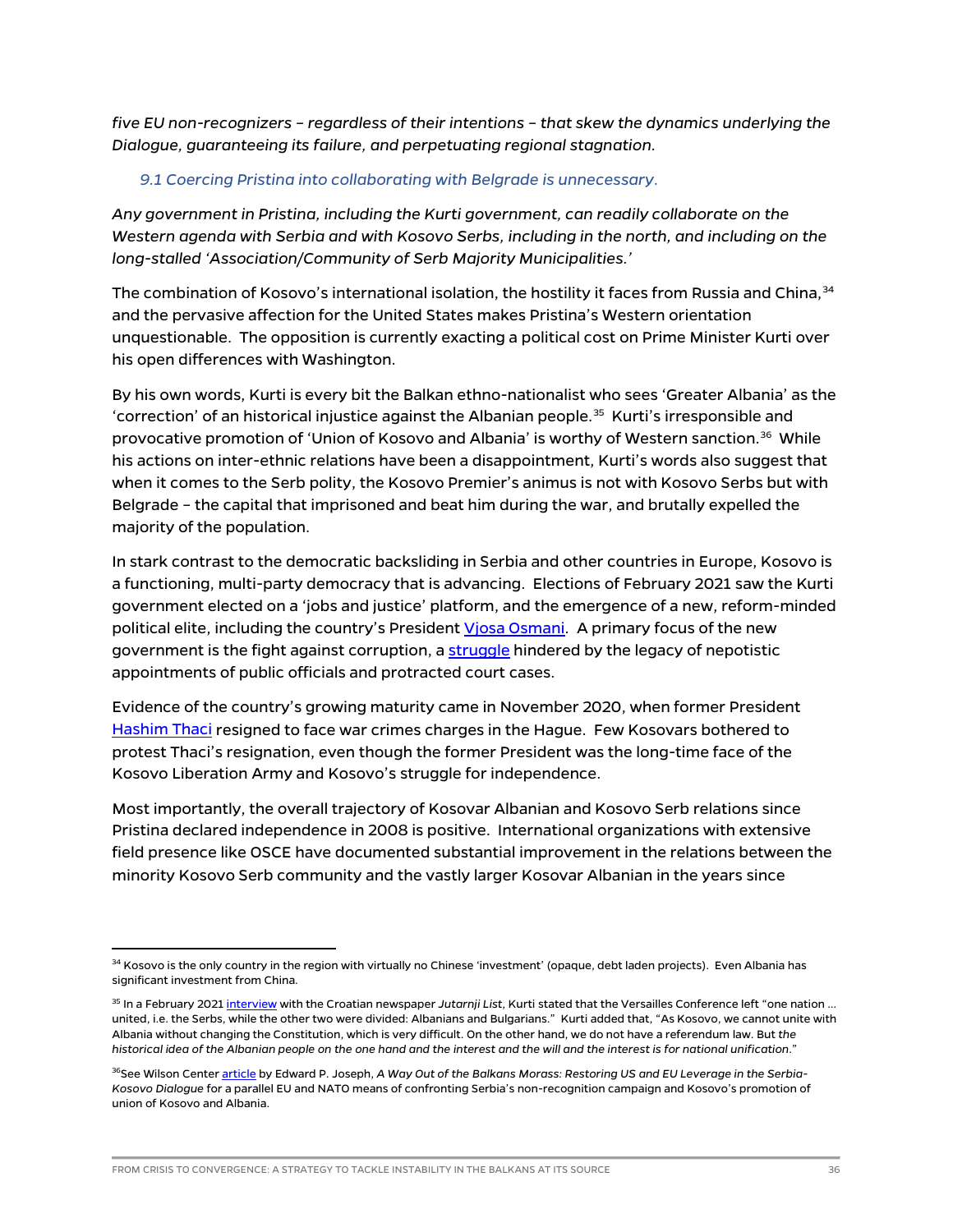*five EU non-recognizers – regardless of their intentions – that skew the dynamics underlying the Dialogue, guaranteeing its failure, and perpetuating regional stagnation.*

### *9.1 Coercing Pristina into collaborating with Belgrade is unnecessary.*

*Any government in Pristina, including the Kurti government, can readily collaborate on the Western agenda with Serbia and with Kosovo Serbs, including in the north, and including on the long-stalled 'Association/Community of Serb Majority Municipalities.'*

The combination of Kosovo's international isolation, the hostility it faces from Russia and China,[34] and the pervasive affection for the United States makes Pristina's Western orientation unquestionable. The opposition is currently exacting a political cost on Prime Minister Kurti over his open differences with Washington.

By his own words, Kurti is every bit the Balkan ethno-nationalist who sees 'Greater Albania' as the 'correction' of an historical injustice against the Albanian people.[35] Kurti's irresponsible and provocative promotion of 'Union of Kosovo and Albania' is worthy of Western sanction.[36] While his actions on inter-ethnic relations have been a disappointment, Kurti's words also suggest that when it comes to the Serb polity, the Kosovo Premier's animus is not with Kosovo Serbs but with Belgrade – the capital that imprisoned and beat him during the war, and brutally expelled the majority of the population.

In stark contrast to the democratic backsliding in Serbia and other countries in Europe, Kosovo is a functioning, multi-party democracy that is advancing. Elections of February 2021 saw the Kurti government elected on a 'jobs and justice' platform, and the emergence of a new, reform-minded political elite, including the country's President Vjosa Osmani. A primary focus of the new government is the fight against corruption, a struggle hindered by the legacy of nepotistic appointments of public officials and protracted court cases.

Evidence of the country's growing maturity came in November 2020, when former President Hashim Thaci resigned to face war crimes charges in the Hague. Few Kosovars bothered to protest Thaci's resignation, even though the former President was the long-time face of the Kosovo Liberation Army and Kosovo's struggle for independence.

Most importantly, the overall trajectory of Kosovar Albanian and Kosovo Serb relations since Pristina declared independence in 2008 is positive. International organizations with extensive field presence like OSCE have documented substantial improvement in the relations between the minority Kosovo Serb community and the vastly larger Kosovar Albanian in the years since

---

[34] Kosovo is the only country in the region with virtually no Chinese 'investment' (opaque, debt laden projects). Even Albania has significant investment from China.

[35] In a February 2021 interview with the Croatian newspaper *Jutarnji List*, Kurti stated that the Versailles Conference left "one nation … united, i.e. the Serbs, while the other two were divided: Albanians and Bulgarians." Kurti added that, "As Kosovo, we cannot unite with Albania without changing the Constitution, which is very difficult. On the other hand, we do not have a referendum law. But *the historical idea of the Albanian people on the one hand and the interest and the will and the interest is for national unification*."

[36] See Wilson Center article by Edward P. Joseph, *A Way Out of the Balkans Morass: Restoring US and EU Leverage in the Serbia-Kosovo Dialogue* for a parallel EU and NATO means of confronting Serbia's non-recognition campaign and Kosovo's promotion of union of Kosovo and Albania.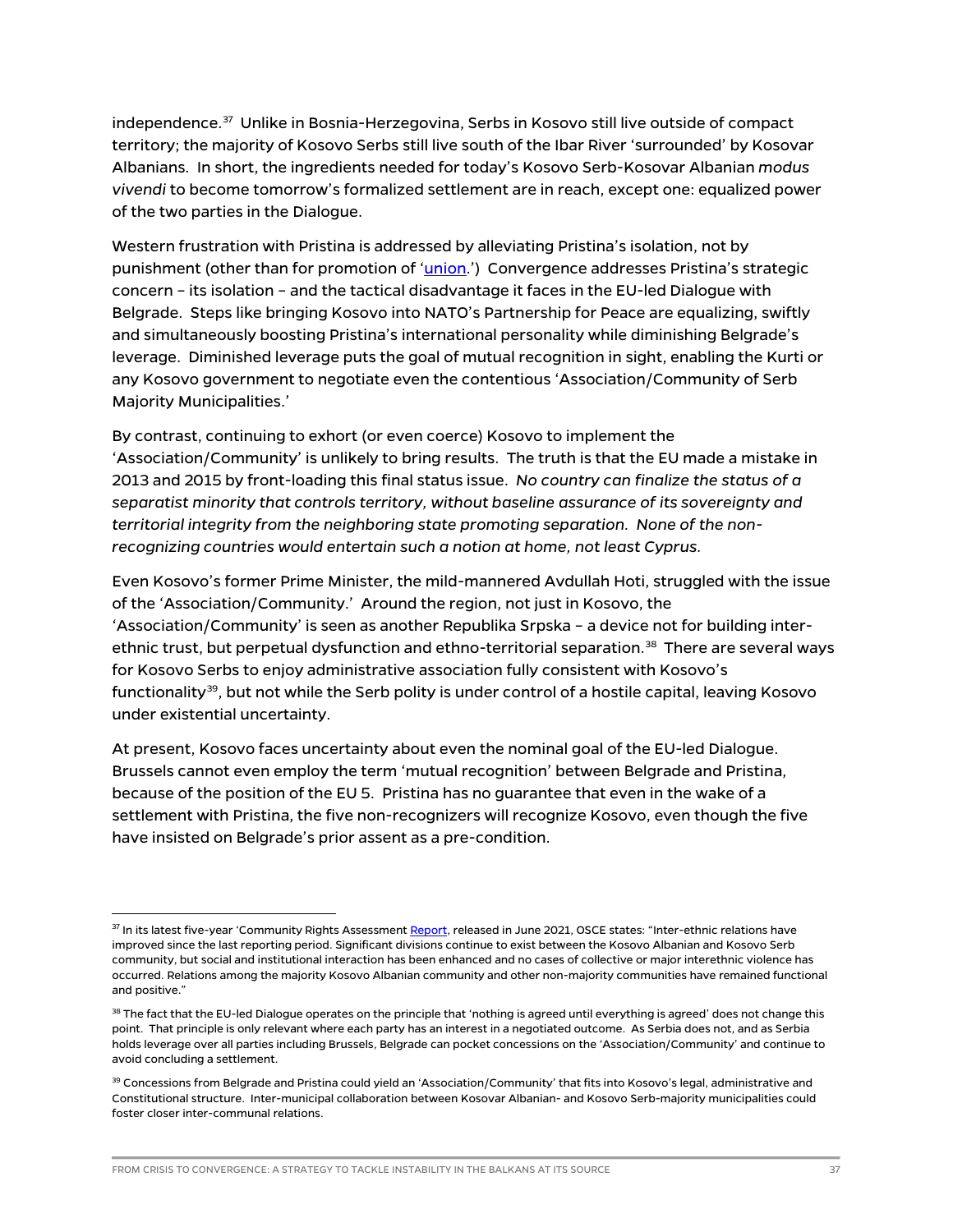independence.[37] Unlike in Bosnia-Herzegovina, Serbs in Kosovo still live outside of compact territory; the majority of Kosovo Serbs still live south of the Ibar River 'surrounded' by Kosovar Albanians. In short, the ingredients needed for today's Kosovo Serb-Kosovar Albanian *modus vivendi* to become tomorrow's formalized settlement are in reach, except one: equalized power of the two parties in the Dialogue.

Western frustration with Pristina is addressed by alleviating Pristina's isolation, not by punishment (other than for promotion of 'union.') Convergence addresses Pristina's strategic concern – its isolation – and the tactical disadvantage it faces in the EU-led Dialogue with Belgrade. Steps like bringing Kosovo into NATO's Partnership for Peace are equalizing, swiftly and simultaneously boosting Pristina's international personality while diminishing Belgrade's leverage. Diminished leverage puts the goal of mutual recognition in sight, enabling the Kurti or any Kosovo government to negotiate even the contentious 'Association/Community of Serb Majority Municipalities.'

By contrast, continuing to exhort (or even coerce) Kosovo to implement the 'Association/Community' is unlikely to bring results. The truth is that the EU made a mistake in 2013 and 2015 by front-loading this final status issue. *No country can finalize the status of a separatist minority that controls territory, without baseline assurance of its sovereignty and territorial integrity from the neighboring state promoting separation. None of the non-recognizing countries would entertain such a notion at home, not least Cyprus.*

Even Kosovo's former Prime Minister, the mild-mannered Avdullah Hoti, struggled with the issue of the 'Association/Community.' Around the region, not just in Kosovo, the 'Association/Community' is seen as another Republika Srpska – a device not for building inter-ethnic trust, but perpetual dysfunction and ethno-territorial separation.[38] There are several ways for Kosovo Serbs to enjoy administrative association fully consistent with Kosovo's functionality[39], but not while the Serb polity is under control of a hostile capital, leaving Kosovo under existential uncertainty.

At present, Kosovo faces uncertainty about even the nominal goal of the EU-led Dialogue. Brussels cannot even employ the term 'mutual recognition' between Belgrade and Pristina, because of the position of the EU 5. Pristina has no guarantee that even in the wake of a settlement with Pristina, the five non-recognizers will recognize Kosovo, even though the five have insisted on Belgrade's prior assent as a pre-condition.

---

[37] In its latest five-year 'Community Rights Assessment Report, released in June 2021, OSCE states: "Inter-ethnic relations have improved since the last reporting period. Significant divisions continue to exist between the Kosovo Albanian and Kosovo Serb community, but social and institutional interaction has been enhanced and no cases of collective or major interethnic violence has occurred. Relations among the majority Kosovo Albanian community and other non-majority communities have remained functional and positive."

[38] The fact that the EU-led Dialogue operates on the principle that 'nothing is agreed until everything is agreed' does not change this point. That principle is only relevant where each party has an interest in a negotiated outcome. As Serbia does not, and as Serbia holds leverage over all parties including Brussels, Belgrade can pocket concessions on the 'Association/Community' and continue to avoid concluding a settlement.

[39] Concessions from Belgrade and Pristina could yield an 'Association/Community' that fits into Kosovo's legal, administrative and Constitutional structure. Inter-municipal collaboration between Kosovar Albanian- and Kosovo Serb-majority municipalities could foster closer inter-communal relations.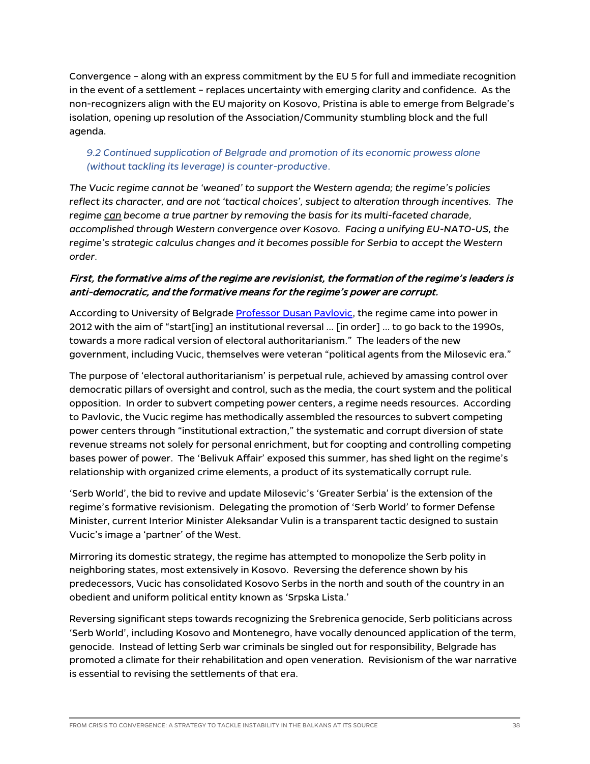Convergence – along with an express commitment by the EU 5 for full and immediate recognition in the event of a settlement – replaces uncertainty with emerging clarity and confidence. As the non-recognizers align with the EU majority on Kosovo, Pristina is able to emerge from Belgrade's isolation, opening up resolution of the Association/Community stumbling block and the full agenda.

### *9.2 Continued supplication of Belgrade and promotion of its economic prowess alone (without tackling its leverage) is counter-productive.*

*The Vucic regime cannot be 'weaned' to support the Western agenda; the regime's policies reflect its character, and are not 'tactical choices', subject to alteration through incentives. The regime <u>can</u> become a true partner by removing the basis for its multi-faceted charade, accomplished through Western convergence over Kosovo. Facing a unifying EU-NATO-US, the regime's strategic calculus changes and it becomes possible for Serbia to accept the Western order.*

***First, the formative aims of the regime are revisionist, the formation of the regime's leaders is anti-democratic, and the formative means for the regime's power are corrupt.***

According to University of Belgrade Professor Dusan Pavlovic, the regime came into power in 2012 with the aim of "start[ing] an institutional reversal … [in order] … to go back to the 1990s, towards a more radical version of electoral authoritarianism." The leaders of the new government, including Vucic, themselves were veteran "political agents from the Milosevic era."

The purpose of 'electoral authoritarianism' is perpetual rule, achieved by amassing control over democratic pillars of oversight and control, such as the media, the court system and the political opposition. In order to subvert competing power centers, a regime needs resources. According to Pavlovic, the Vucic regime has methodically assembled the resources to subvert competing power centers through "institutional extraction," the systematic and corrupt diversion of state revenue streams not solely for personal enrichment, but for coopting and controlling competing bases power of power. The 'Belivuk Affair' exposed this summer, has shed light on the regime's relationship with organized crime elements, a product of its systematically corrupt rule.

'Serb World', the bid to revive and update Milosevic's 'Greater Serbia' is the extension of the regime's formative revisionism. Delegating the promotion of 'Serb World' to former Defense Minister, current Interior Minister Aleksandar Vulin is a transparent tactic designed to sustain Vucic's image a 'partner' of the West.

Mirroring its domestic strategy, the regime has attempted to monopolize the Serb polity in neighboring states, most extensively in Kosovo. Reversing the deference shown by his predecessors, Vucic has consolidated Kosovo Serbs in the north and south of the country in an obedient and uniform political entity known as 'Srpska Lista.'

Reversing significant steps towards recognizing the Srebrenica genocide, Serb politicians across 'Serb World', including Kosovo and Montenegro, have vocally denounced application of the term, genocide. Instead of letting Serb war criminals be singled out for responsibility, Belgrade has promoted a climate for their rehabilitation and open veneration. Revisionism of the war narrative is essential to revising the settlements of that era.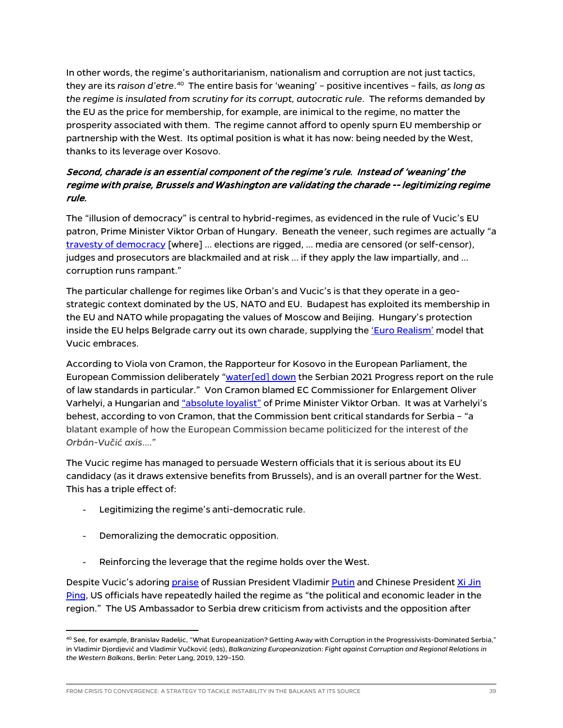In other words, the regime's authoritarianism, nationalism and corruption are not just tactics, they are its *raison d'etre*.[40] The entire basis for 'weaning' – positive incentives – fails*, as long as the regime is insulated from scrutiny for its corrupt, autocratic rule*. The reforms demanded by the EU as the price for membership, for example, are inimical to the regime, no matter the prosperity associated with them. The regime cannot afford to openly spurn EU membership or partnership with the West. Its optimal position is what it has now: being needed by the West, thanks to its leverage over Kosovo.

***Second, charade is an essential component of the regime's rule. Instead of 'weaning' the regime with praise, Brussels and Washington are validating the charade -- legitimizing regime rule.***

The "illusion of democracy" is central to hybrid-regimes, as evidenced in the rule of Vucic's EU patron, Prime Minister Viktor Orban of Hungary. Beneath the veneer, such regimes are actually "a travesty of democracy [where] … elections are rigged, … media are censored (or self-censor), judges and prosecutors are blackmailed and at risk … if they apply the law impartially, and … corruption runs rampant."

The particular challenge for regimes like Orban's and Vucic's is that they operate in a geo-strategic context dominated by the US, NATO and EU. Budapest has exploited its membership in the EU and NATO while propagating the values of Moscow and Beijing. Hungary's protection inside the EU helps Belgrade carry out its own charade, supplying the 'Euro Realism' model that Vucic embraces.

According to Viola von Cramon, the Rapporteur for Kosovo in the European Parliament, the European Commission deliberately "water[ed] down the Serbian 2021 Progress report on the rule of law standards in particular." Von Cramon blamed EC Commissioner for Enlargement Oliver Varhelyi, a Hungarian and "absolute loyalist" of Prime Minister Viktor Orban. It was at Varhelyi's behest, according to von Cramon, that the Commission bent critical standards for Serbia – "a blatant example of how the European Commission became politicized for the interest of *the Orbán-Vučić axis*…."

The Vucic regime has managed to persuade Western officials that it is serious about its EU candidacy (as it draws extensive benefits from Brussels), and is an overall partner for the West. This has a triple effect of:

- Legitimizing the regime's anti-democratic rule.
- Demoralizing the democratic opposition.
- Reinforcing the leverage that the regime holds over the West.

Despite Vucic's adoring praise of Russian President Vladimir Putin and Chinese President Xi Jin Ping, US officials have repeatedly hailed the regime as "the political and economic leader in the region." The US Ambassador to Serbia drew criticism from activists and the opposition after

---

[40] See, for example, Branislav Radeljic, "What Europeanization? Getting Away with Corruption in the Progressivists-Dominated Serbia," in Vladimir Djordjević and Vladimir Vučković (eds), *Balkanizing Europeanization: Fight against Corruption and Regional Relations in the Western Balkans*, Berlin: Peter Lang, 2019, 129–150.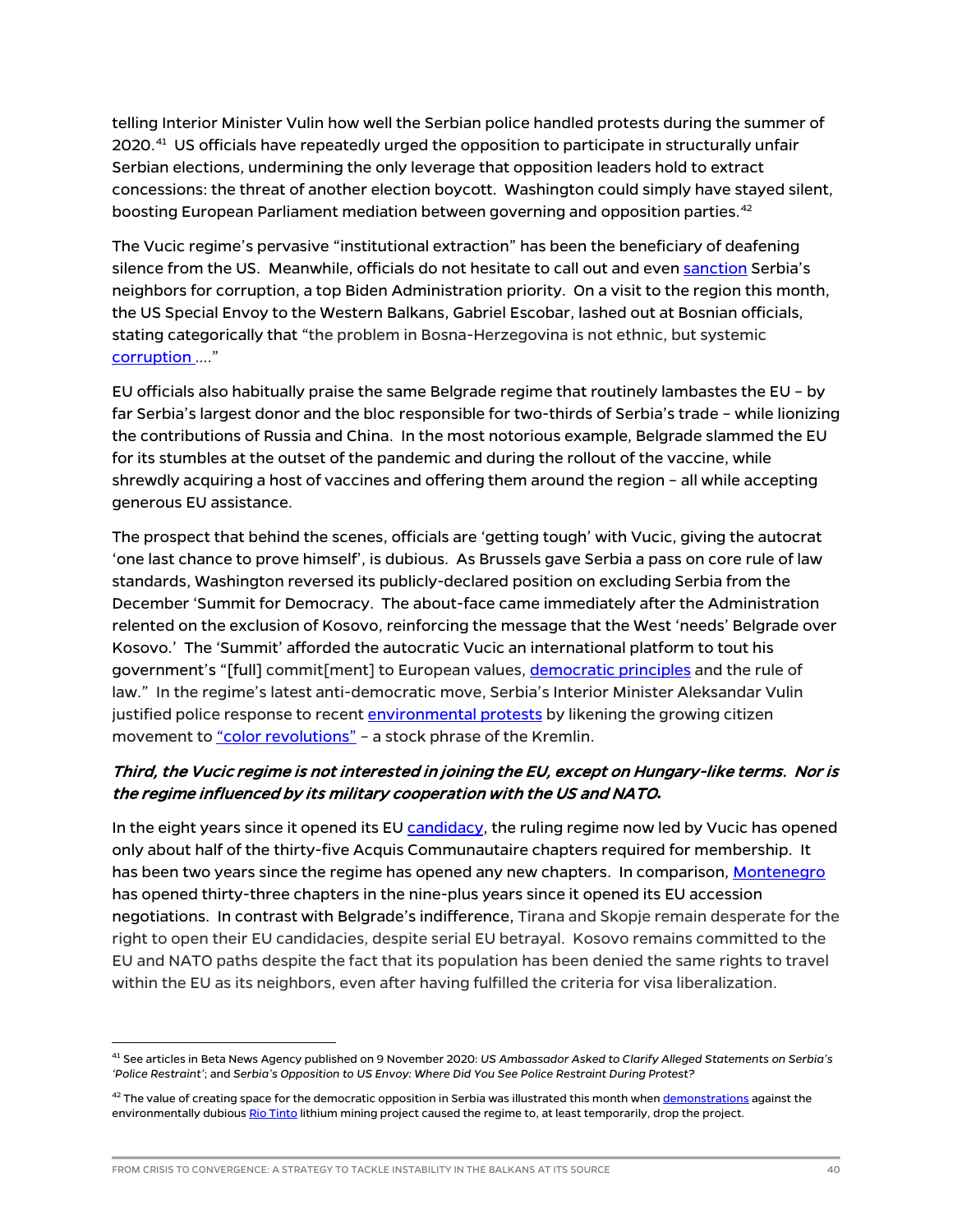telling Interior Minister Vulin how well the Serbian police handled protests during the summer of 2020.[41] US officials have repeatedly urged the opposition to participate in structurally unfair Serbian elections, undermining the only leverage that opposition leaders hold to extract concessions: the threat of another election boycott. Washington could simply have stayed silent, boosting European Parliament mediation between governing and opposition parties.[42]

The Vucic regime's pervasive "institutional extraction" has been the beneficiary of deafening silence from the US. Meanwhile, officials do not hesitate to call out and even sanction Serbia's neighbors for corruption, a top Biden Administration priority. On a visit to the region this month, the US Special Envoy to the Western Balkans, Gabriel Escobar, lashed out at Bosnian officials, stating categorically that "the problem in Bosna-Herzegovina is not ethnic, but systemic corruption …."

EU officials also habitually praise the same Belgrade regime that routinely lambastes the EU – by far Serbia's largest donor and the bloc responsible for two-thirds of Serbia's trade – while lionizing the contributions of Russia and China. In the most notorious example, Belgrade slammed the EU for its stumbles at the outset of the pandemic and during the rollout of the vaccine, while shrewdly acquiring a host of vaccines and offering them around the region – all while accepting generous EU assistance.

The prospect that behind the scenes, officials are 'getting tough' with Vucic, giving the autocrat 'one last chance to prove himself', is dubious. As Brussels gave Serbia a pass on core rule of law standards, Washington reversed its publicly-declared position on excluding Serbia from the December 'Summit for Democracy. The about-face came immediately after the Administration relented on the exclusion of Kosovo, reinforcing the message that the West 'needs' Belgrade over Kosovo.' The 'Summit' afforded the autocratic Vucic an international platform to tout his government's "[full] commit[ment] to European values, democratic principles and the rule of law." In the regime's latest anti-democratic move, Serbia's Interior Minister Aleksandar Vulin justified police response to recent environmental protests by likening the growing citizen movement to "color revolutions" – a stock phrase of the Kremlin.

### *Third, the Vucic regime is not interested in joining the EU, except on Hungary-like terms. Nor is the regime influenced by its military cooperation with the US and NATO.*

In the eight years since it opened its EU candidacy, the ruling regime now led by Vucic has opened only about half of the thirty-five Acquis Communautaire chapters required for membership. It has been two years since the regime has opened any new chapters. In comparison, Montenegro has opened thirty-three chapters in the nine-plus years since it opened its EU accession negotiations. In contrast with Belgrade's indifference, Tirana and Skopje remain desperate for the right to open their EU candidacies, despite serial EU betrayal. Kosovo remains committed to the EU and NATO paths despite the fact that its population has been denied the same rights to travel within the EU as its neighbors, even after having fulfilled the criteria for visa liberalization.

---

[41] See articles in Beta News Agency published on 9 November 2020: *US Ambassador Asked to Clarify Alleged Statements on Serbia's 'Police Restraint'*; and *Serbia's Opposition to US Envoy: Where Did You See Police Restraint During Protest?*

[42] The value of creating space for the democratic opposition in Serbia was illustrated this month when demonstrations against the environmentally dubious Rio Tinto lithium mining project caused the regime to, at least temporarily, drop the project.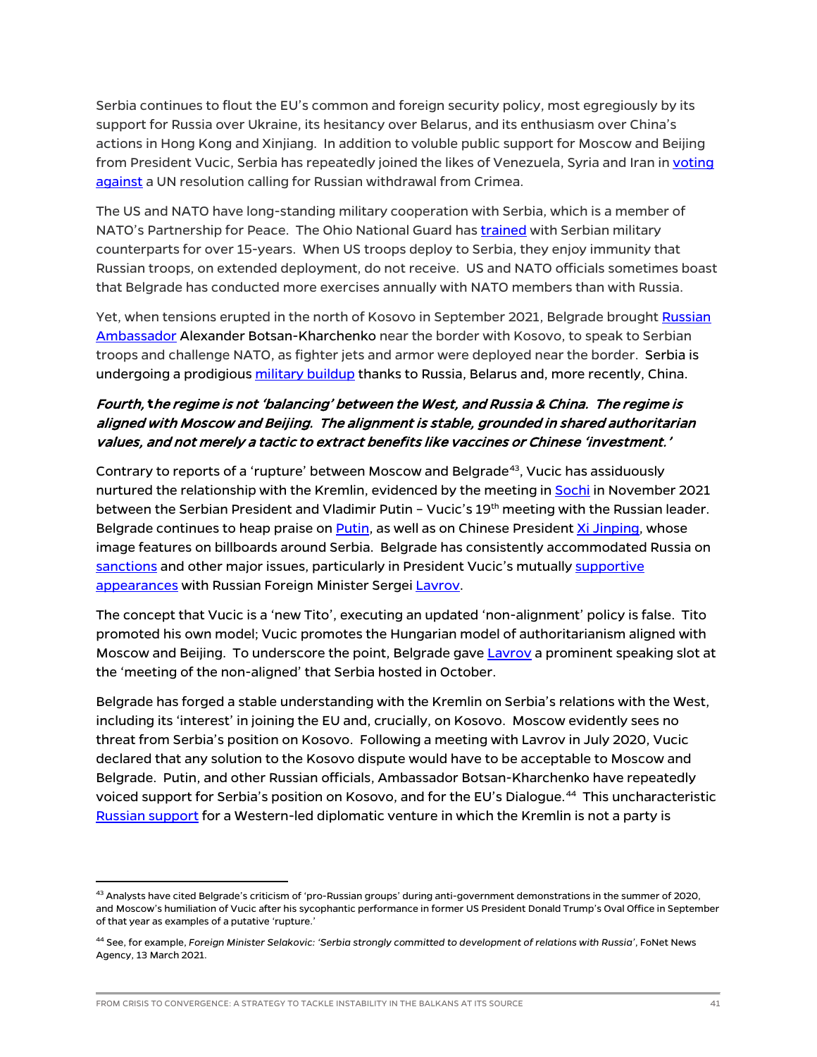Serbia continues to flout the EU's common and foreign security policy, most egregiously by its support for Russia over Ukraine, its hesitancy over Belarus, and its enthusiasm over China's actions in Hong Kong and Xinjiang. In addition to voluble public support for Moscow and Beijing from President Vucic, Serbia has repeatedly joined the likes of Venezuela, Syria and Iran in voting against a UN resolution calling for Russian withdrawal from Crimea.

The US and NATO have long-standing military cooperation with Serbia, which is a member of NATO's Partnership for Peace. The Ohio National Guard has trained with Serbian military counterparts for over 15-years. When US troops deploy to Serbia, they enjoy immunity that Russian troops, on extended deployment, do not receive. US and NATO officials sometimes boast that Belgrade has conducted more exercises annually with NATO members than with Russia.

Yet, when tensions erupted in the north of Kosovo in September 2021, Belgrade brought Russian Ambassador Alexander Botsan-Kharchenko near the border with Kosovo, to speak to Serbian troops and challenge NATO, as fighter jets and armor were deployed near the border. Serbia is undergoing a prodigious military buildup thanks to Russia, Belarus and, more recently, China.

***Fourth, the regime is not 'balancing' between the West, and Russia & China. The regime is aligned with Moscow and Beijing. The alignment is stable, grounded in shared authoritarian values, and not merely a tactic to extract benefits like vaccines or Chinese 'investment.'***

Contrary to reports of a 'rupture' between Moscow and Belgrade[43], Vucic has assiduously nurtured the relationship with the Kremlin, evidenced by the meeting in Sochi in November 2021 between the Serbian President and Vladimir Putin – Vucic's 19th meeting with the Russian leader. Belgrade continues to heap praise on Putin, as well as on Chinese President Xi Jinping, whose image features on billboards around Serbia. Belgrade has consistently accommodated Russia on sanctions and other major issues, particularly in President Vucic's mutually supportive appearances with Russian Foreign Minister Sergei Lavrov.

The concept that Vucic is a 'new Tito', executing an updated 'non-alignment' policy is false. Tito promoted his own model; Vucic promotes the Hungarian model of authoritarianism aligned with Moscow and Beijing. To underscore the point, Belgrade gave Lavrov a prominent speaking slot at the 'meeting of the non-aligned' that Serbia hosted in October.

Belgrade has forged a stable understanding with the Kremlin on Serbia's relations with the West, including its 'interest' in joining the EU and, crucially, on Kosovo. Moscow evidently sees no threat from Serbia's position on Kosovo. Following a meeting with Lavrov in July 2020, Vucic declared that any solution to the Kosovo dispute would have to be acceptable to Moscow and Belgrade. Putin, and other Russian officials, Ambassador Botsan-Kharchenko have repeatedly voiced support for Serbia's position on Kosovo, and for the EU's Dialogue.[44] This uncharacteristic Russian support for a Western-led diplomatic venture in which the Kremlin is not a party is

---

[43] Analysts have cited Belgrade's criticism of 'pro-Russian groups' during anti-government demonstrations in the summer of 2020, and Moscow's humiliation of Vucic after his sycophantic performance in former US President Donald Trump's Oval Office in September of that year as examples of a putative 'rupture.'

[44] See, for example, *Foreign Minister Selakovic: 'Serbia strongly committed to development of relations with Russia'*, FoNet News Agency, 13 March 2021.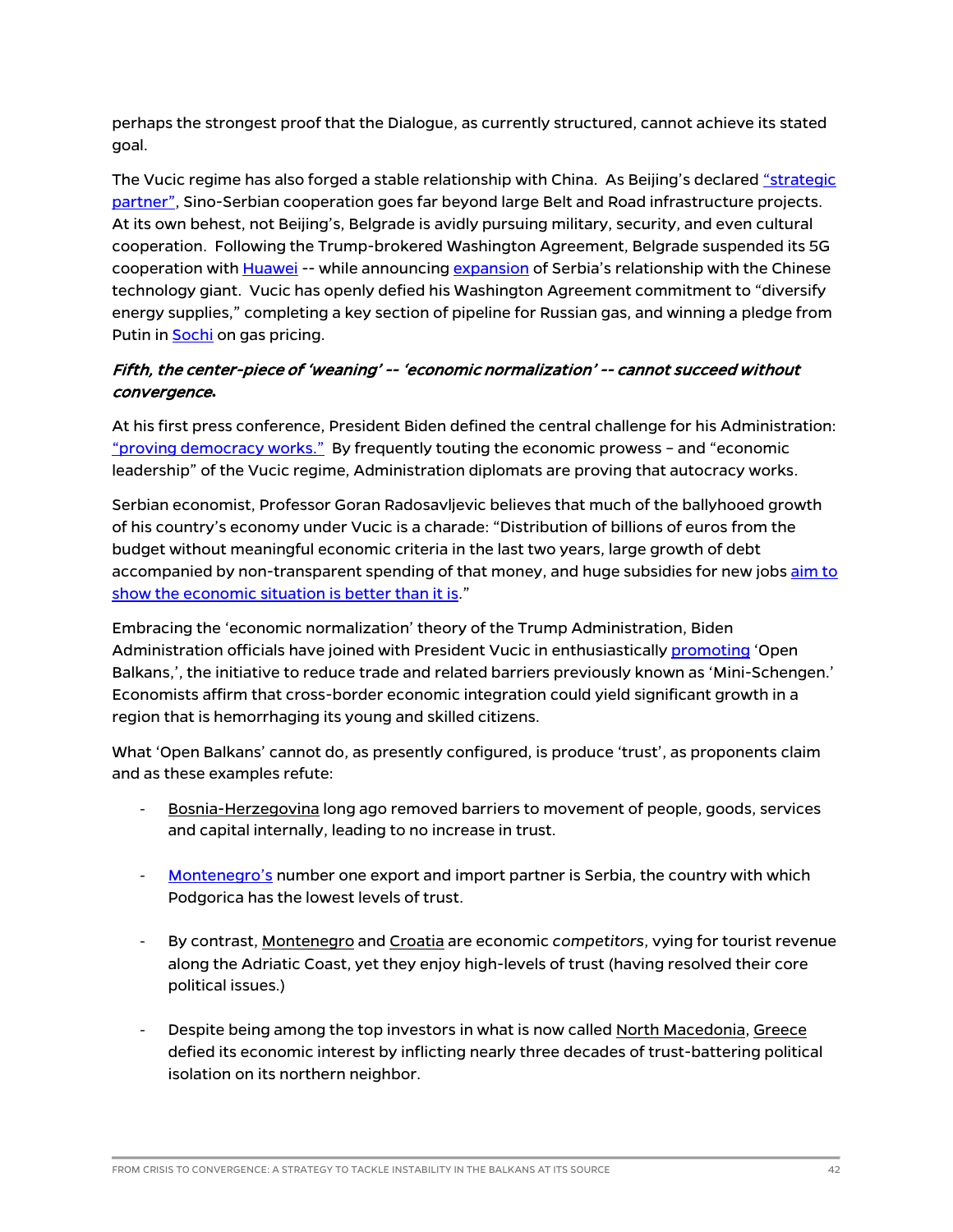perhaps the strongest proof that the Dialogue, as currently structured, cannot achieve its stated goal.

The Vucic regime has also forged a stable relationship with China. As Beijing's declared "strategic partner", Sino-Serbian cooperation goes far beyond large Belt and Road infrastructure projects. At its own behest, not Beijing's, Belgrade is avidly pursuing military, security, and even cultural cooperation. Following the Trump-brokered Washington Agreement, Belgrade suspended its 5G cooperation with Huawei -- while announcing expansion of Serbia's relationship with the Chinese technology giant. Vucic has openly defied his Washington Agreement commitment to "diversify energy supplies," completing a key section of pipeline for Russian gas, and winning a pledge from Putin in Sochi on gas pricing.

***Fifth, the center-piece of 'weaning' -- 'economic normalization' -- cannot succeed without convergence.***

At his first press conference, President Biden defined the central challenge for his Administration: "proving democracy works." By frequently touting the economic prowess – and "economic leadership" of the Vucic regime, Administration diplomats are proving that autocracy works.

Serbian economist, Professor Goran Radosavljevic believes that much of the ballyhooed growth of his country's economy under Vucic is a charade: "Distribution of billions of euros from the budget without meaningful economic criteria in the last two years, large growth of debt accompanied by non-transparent spending of that money, and huge subsidies for new jobs aim to show the economic situation is better than it is."

Embracing the 'economic normalization' theory of the Trump Administration, Biden Administration officials have joined with President Vucic in enthusiastically promoting 'Open Balkans,', the initiative to reduce trade and related barriers previously known as 'Mini-Schengen.' Economists affirm that cross-border economic integration could yield significant growth in a region that is hemorrhaging its young and skilled citizens.

What 'Open Balkans' cannot do, as presently configured, is produce 'trust', as proponents claim and as these examples refute:

- Bosnia-Herzegovina long ago removed barriers to movement of people, goods, services and capital internally, leading to no increase in trust.
- Montenegro's number one export and import partner is Serbia, the country with which Podgorica has the lowest levels of trust.
- By contrast, Montenegro and Croatia are economic *competitors*, vying for tourist revenue along the Adriatic Coast, yet they enjoy high-levels of trust (having resolved their core political issues.)
- Despite being among the top investors in what is now called North Macedonia, Greece defied its economic interest by inflicting nearly three decades of trust-battering political isolation on its northern neighbor.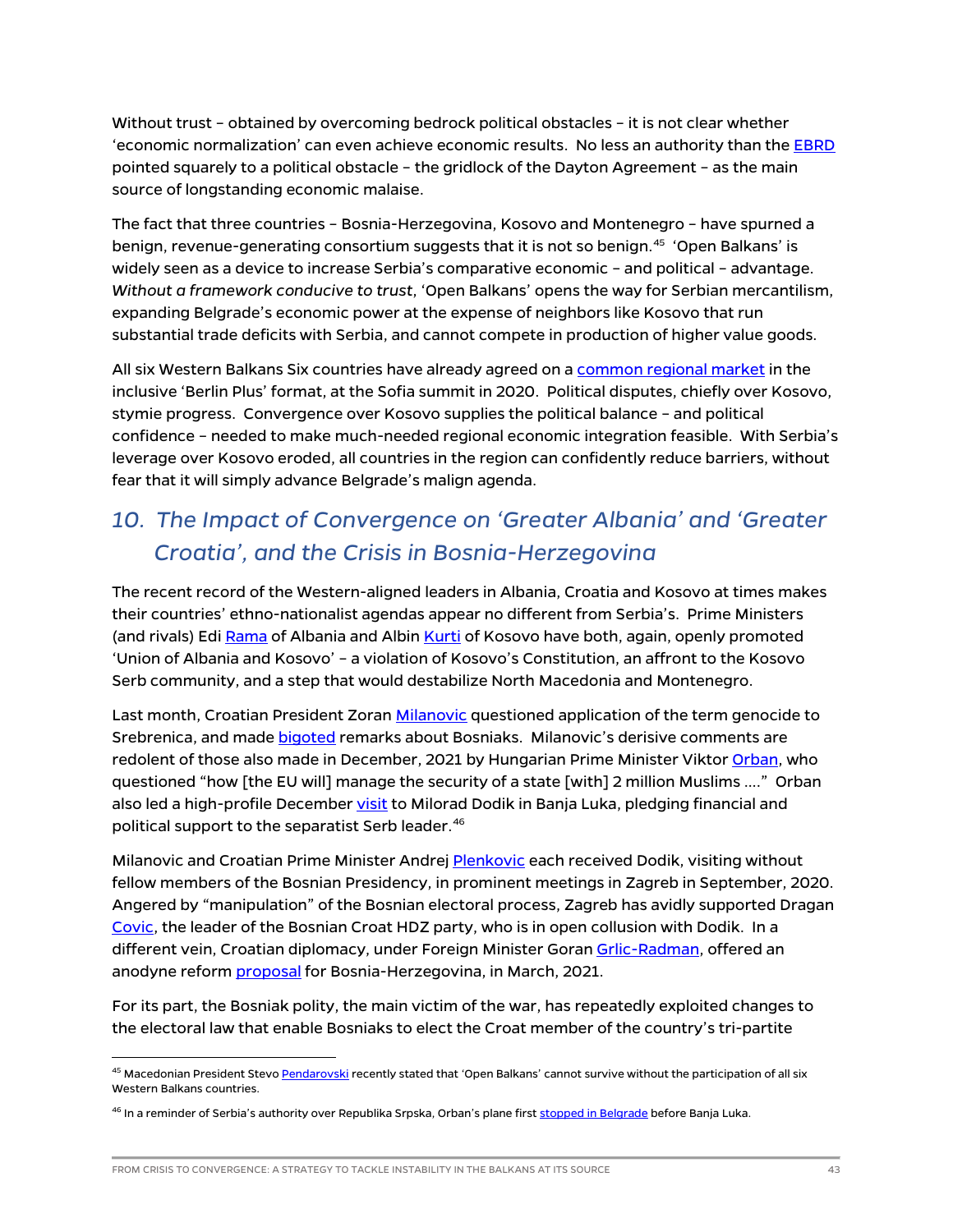Without trust – obtained by overcoming bedrock political obstacles – it is not clear whether 'economic normalization' can even achieve economic results. No less an authority than the EBRD pointed squarely to a political obstacle – the gridlock of the Dayton Agreement – as the main source of longstanding economic malaise.

The fact that three countries – Bosnia-Herzegovina, Kosovo and Montenegro – have spurned a benign, revenue-generating consortium suggests that it is not so benign.[45] 'Open Balkans' is widely seen as a device to increase Serbia's comparative economic – and political – advantage. *Without a framework conducive to trust*, 'Open Balkans' opens the way for Serbian mercantilism, expanding Belgrade's economic power at the expense of neighbors like Kosovo that run substantial trade deficits with Serbia, and cannot compete in production of higher value goods.

All six Western Balkans Six countries have already agreed on a common regional market in the inclusive 'Berlin Plus' format, at the Sofia summit in 2020. Political disputes, chiefly over Kosovo, stymie progress. Convergence over Kosovo supplies the political balance – and political confidence – needed to make much-needed regional economic integration feasible. With Serbia's leverage over Kosovo eroded, all countries in the region can confidently reduce barriers, without fear that it will simply advance Belgrade's malign agenda.

## *10. The Impact of Convergence on 'Greater Albania' and 'Greater Croatia', and the Crisis in Bosnia-Herzegovina*

The recent record of the Western-aligned leaders in Albania, Croatia and Kosovo at times makes their countries' ethno-nationalist agendas appear no different from Serbia's. Prime Ministers (and rivals) Edi Rama of Albania and Albin Kurti of Kosovo have both, again, openly promoted 'Union of Albania and Kosovo' – a violation of Kosovo's Constitution, an affront to the Kosovo Serb community, and a step that would destabilize North Macedonia and Montenegro.

Last month, Croatian President Zoran Milanovic questioned application of the term genocide to Srebrenica, and made bigoted remarks about Bosniaks. Milanovic's derisive comments are redolent of those also made in December, 2021 by Hungarian Prime Minister Viktor Orban, who questioned "how [the EU will] manage the security of a state [with] 2 million Muslims …." Orban also led a high-profile December visit to Milorad Dodik in Banja Luka, pledging financial and political support to the separatist Serb leader.[46]

Milanovic and Croatian Prime Minister Andrej Plenkovic each received Dodik, visiting without fellow members of the Bosnian Presidency, in prominent meetings in Zagreb in September, 2020. Angered by "manipulation" of the Bosnian electoral process, Zagreb has avidly supported Dragan Covic, the leader of the Bosnian Croat HDZ party, who is in open collusion with Dodik. In a different vein, Croatian diplomacy, under Foreign Minister Goran Grlic-Radman, offered an anodyne reform proposal for Bosnia-Herzegovina, in March, 2021.

For its part, the Bosniak polity, the main victim of the war, has repeatedly exploited changes to the electoral law that enable Bosniaks to elect the Croat member of the country's tri-partite

[45] Macedonian President Stevo Pendarovski recently stated that 'Open Balkans' cannot survive without the participation of all six Western Balkans countries.

[46] In a reminder of Serbia's authority over Republika Srpska, Orban's plane first stopped in Belgrade before Banja Luka.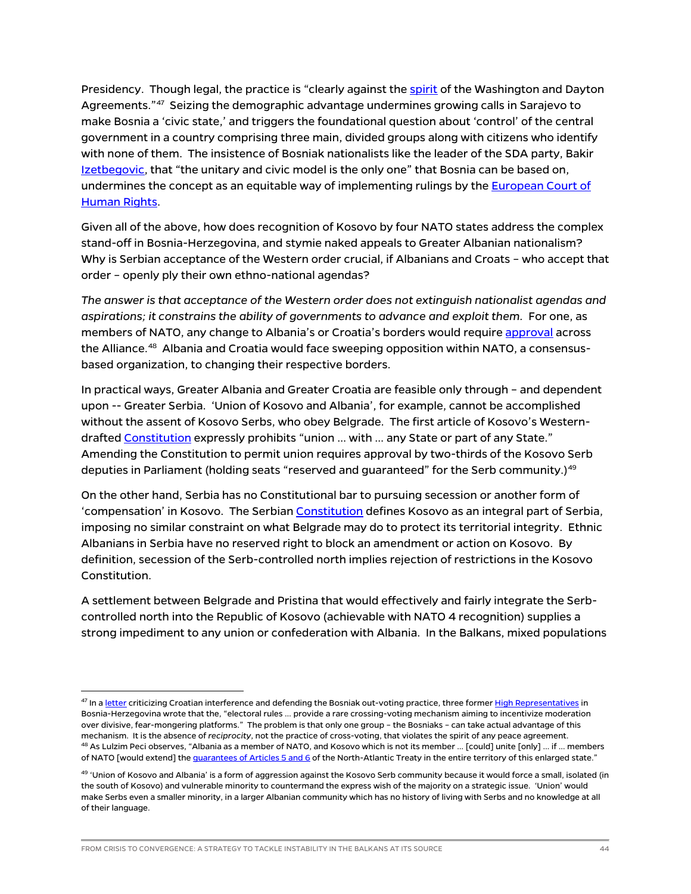Presidency. Though legal, the practice is "clearly against the spirit of the Washington and Dayton Agreements."[47] Seizing the demographic advantage undermines growing calls in Sarajevo to make Bosnia a 'civic state,' and triggers the foundational question about 'control' of the central government in a country comprising three main, divided groups along with citizens who identify with none of them. The insistence of Bosniak nationalists like the leader of the SDA party, Bakir Izetbegovic, that "the unitary and civic model is the only one" that Bosnia can be based on, undermines the concept as an equitable way of implementing rulings by the European Court of Human Rights.

Given all of the above, how does recognition of Kosovo by four NATO states address the complex stand-off in Bosnia-Herzegovina, and stymie naked appeals to Greater Albanian nationalism? Why is Serbian acceptance of the Western order crucial, if Albanians and Croats – who accept that order – openly ply their own ethno-national agendas?

*The answer is that acceptance of the Western order does not extinguish nationalist agendas and aspirations; it constrains the ability of governments to advance and exploit them.* For one, as members of NATO, any change to Albania's or Croatia's borders would require approval across the Alliance.[48] Albania and Croatia would face sweeping opposition within NATO, a consensus-based organization, to changing their respective borders.

In practical ways, Greater Albania and Greater Croatia are feasible only through – and dependent upon -- Greater Serbia. 'Union of Kosovo and Albania', for example, cannot be accomplished without the assent of Kosovo Serbs, who obey Belgrade. The first article of Kosovo's Western-drafted Constitution expressly prohibits "union … with … any State or part of any State." Amending the Constitution to permit union requires approval by two-thirds of the Kosovo Serb deputies in Parliament (holding seats "reserved and guaranteed" for the Serb community.)[49]

On the other hand, Serbia has no Constitutional bar to pursuing secession or another form of 'compensation' in Kosovo. The Serbian Constitution defines Kosovo as an integral part of Serbia, imposing no similar constraint on what Belgrade may do to protect its territorial integrity. Ethnic Albanians in Serbia have no reserved right to block an amendment or action on Kosovo. By definition, secession of the Serb-controlled north implies rejection of restrictions in the Kosovo Constitution.

A settlement between Belgrade and Pristina that would effectively and fairly integrate the Serb-controlled north into the Republic of Kosovo (achievable with NATO 4 recognition) supplies a strong impediment to any union or confederation with Albania. In the Balkans, mixed populations

---

[47] In a letter criticizing Croatian interference and defending the Bosniak out-voting practice, three former High Representatives in Bosnia-Herzegovina wrote that the, "electoral rules … provide a rare crossing-voting mechanism aiming to incentivize moderation over divisive, fear-mongering platforms." The problem is that only one group – the Bosniaks – can take actual advantage of this mechanism. It is the absence of *reciprocity*, not the practice of cross-voting, that violates the spirit of any peace agreement.

[48] As Lulzim Peci observes, "Albania as a member of NATO, and Kosovo which is not its member … [could] unite [only] … if … members of NATO [would extend] the guarantees of Articles 5 and 6 of the North-Atlantic Treaty in the entire territory of this enlarged state."

[49] 'Union of Kosovo and Albania' is a form of aggression against the Kosovo Serb community because it would force a small, isolated (in the south of Kosovo) and vulnerable minority to countermand the express wish of the majority on a strategic issue. 'Union' would make Serbs even a smaller minority, in a larger Albanian community which has no history of living with Serbs and no knowledge at all of their language.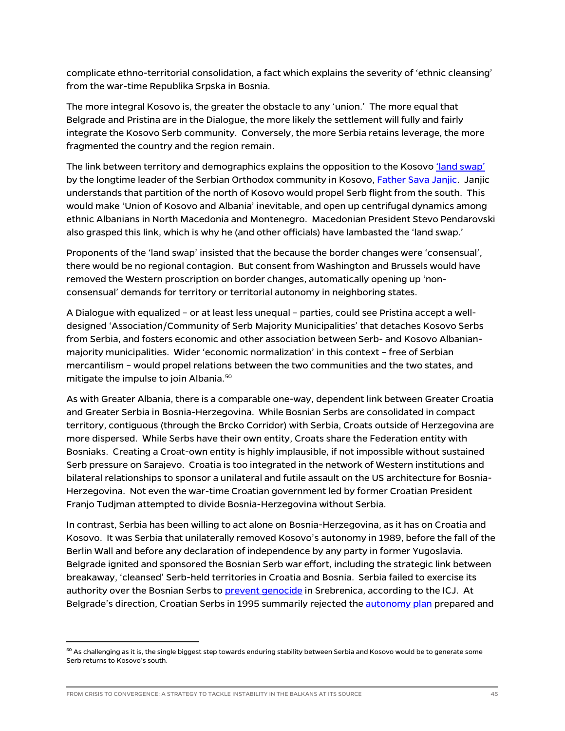complicate ethno-territorial consolidation, a fact which explains the severity of 'ethnic cleansing' from the war-time Republika Srpska in Bosnia.

The more integral Kosovo is, the greater the obstacle to any 'union.' The more equal that Belgrade and Pristina are in the Dialogue, the more likely the settlement will fully and fairly integrate the Kosovo Serb community. Conversely, the more Serbia retains leverage, the more fragmented the country and the region remain.

The link between territory and demographics explains the opposition to the Kosovo 'land swap' by the longtime leader of the Serbian Orthodox community in Kosovo, Father Sava Janjic. Janjic understands that partition of the north of Kosovo would propel Serb flight from the south. This would make 'Union of Kosovo and Albania' inevitable, and open up centrifugal dynamics among ethnic Albanians in North Macedonia and Montenegro. Macedonian President Stevo Pendarovski also grasped this link, which is why he (and other officials) have lambasted the 'land swap.'

Proponents of the 'land swap' insisted that the because the border changes were 'consensual', there would be no regional contagion. But consent from Washington and Brussels would have removed the Western proscription on border changes, automatically opening up 'non-consensual' demands for territory or territorial autonomy in neighboring states.

A Dialogue with equalized – or at least less unequal – parties, could see Pristina accept a well-designed 'Association/Community of Serb Majority Municipalities' that detaches Kosovo Serbs from Serbia, and fosters economic and other association between Serb- and Kosovo Albanian-majority municipalities. Wider 'economic normalization' in this context – free of Serbian mercantilism – would propel relations between the two communities and the two states, and mitigate the impulse to join Albania.[50]

As with Greater Albania, there is a comparable one-way, dependent link between Greater Croatia and Greater Serbia in Bosnia-Herzegovina. While Bosnian Serbs are consolidated in compact territory, contiguous (through the Brcko Corridor) with Serbia, Croats outside of Herzegovina are more dispersed. While Serbs have their own entity, Croats share the Federation entity with Bosniaks. Creating a Croat-own entity is highly implausible, if not impossible without sustained Serb pressure on Sarajevo. Croatia is too integrated in the network of Western institutions and bilateral relationships to sponsor a unilateral and futile assault on the US architecture for Bosnia-Herzegovina. Not even the war-time Croatian government led by former Croatian President Franjo Tudjman attempted to divide Bosnia-Herzegovina without Serbia.

In contrast, Serbia has been willing to act alone on Bosnia-Herzegovina, as it has on Croatia and Kosovo. It was Serbia that unilaterally removed Kosovo's autonomy in 1989, before the fall of the Berlin Wall and before any declaration of independence by any party in former Yugoslavia. Belgrade ignited and sponsored the Bosnian Serb war effort, including the strategic link between breakaway, 'cleansed' Serb-held territories in Croatia and Bosnia. Serbia failed to exercise its authority over the Bosnian Serbs to prevent genocide in Srebrenica, according to the ICJ. At Belgrade's direction, Croatian Serbs in 1995 summarily rejected the autonomy plan prepared and

[50] As challenging as it is, the single biggest step towards enduring stability between Serbia and Kosovo would be to generate some Serb returns to Kosovo's south.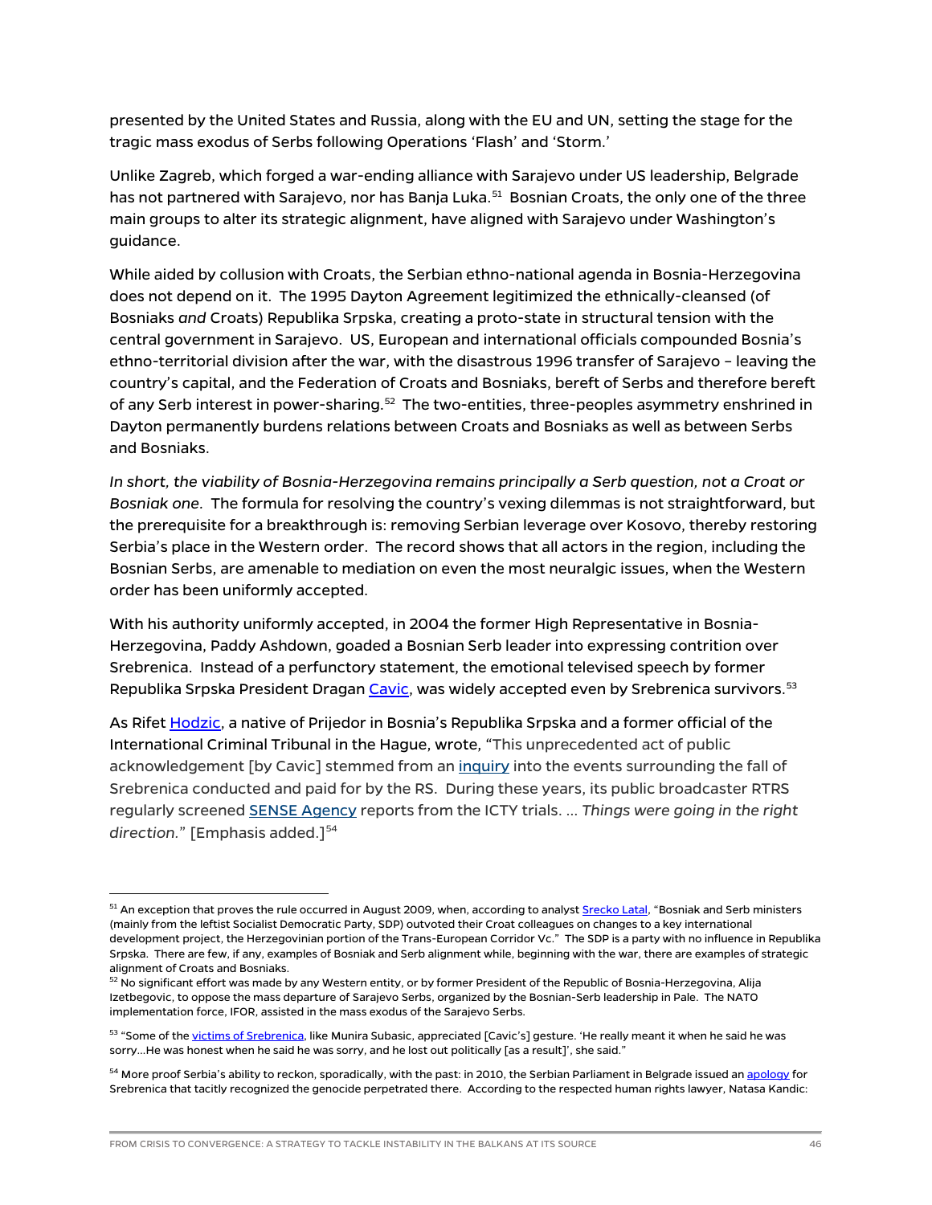presented by the United States and Russia, along with the EU and UN, setting the stage for the tragic mass exodus of Serbs following Operations 'Flash' and 'Storm.'

Unlike Zagreb, which forged a war-ending alliance with Sarajevo under US leadership, Belgrade has not partnered with Sarajevo, nor has Banja Luka.[51] Bosnian Croats, the only one of the three main groups to alter its strategic alignment, have aligned with Sarajevo under Washington's guidance.

While aided by collusion with Croats, the Serbian ethno-national agenda in Bosnia-Herzegovina does not depend on it. The 1995 Dayton Agreement legitimized the ethnically-cleansed (of Bosniaks *and* Croats) Republika Srpska, creating a proto-state in structural tension with the central government in Sarajevo. US, European and international officials compounded Bosnia's ethno-territorial division after the war, with the disastrous 1996 transfer of Sarajevo – leaving the country's capital, and the Federation of Croats and Bosniaks, bereft of Serbs and therefore bereft of any Serb interest in power-sharing.[52] The two-entities, three-peoples asymmetry enshrined in Dayton permanently burdens relations between Croats and Bosniaks as well as between Serbs and Bosniaks.

*In short, the viability of Bosnia-Herzegovina remains principally a Serb question, not a Croat or Bosniak one.* The formula for resolving the country's vexing dilemmas is not straightforward, but the prerequisite for a breakthrough is: removing Serbian leverage over Kosovo, thereby restoring Serbia's place in the Western order. The record shows that all actors in the region, including the Bosnian Serbs, are amenable to mediation on even the most neuralgic issues, when the Western order has been uniformly accepted.

With his authority uniformly accepted, in 2004 the former High Representative in Bosnia-Herzegovina, Paddy Ashdown, goaded a Bosnian Serb leader into expressing contrition over Srebrenica. Instead of a perfunctory statement, the emotional televised speech by former Republika Srpska President Dragan Cavic, was widely accepted even by Srebrenica survivors.[53]

As Rifet Hodzic, a native of Prijedor in Bosnia's Republika Srpska and a former official of the International Criminal Tribunal in the Hague, wrote, "This unprecedented act of public acknowledgement [by Cavic] stemmed from an inquiry into the events surrounding the fall of Srebrenica conducted and paid for by the RS. During these years, its public broadcaster RTRS regularly screened SENSE Agency reports from the ICTY trials. … *Things were going in the right direction.*" [Emphasis added.][54]

---

[51] An exception that proves the rule occurred in August 2009, when, according to analyst Srecko Latal, "Bosniak and Serb ministers (mainly from the leftist Socialist Democratic Party, SDP) outvoted their Croat colleagues on changes to a key international development project, the Herzegovinian portion of the Trans-European Corridor Vc." The SDP is a party with no influence in Republika Srpska. There are few, if any, examples of Bosniak and Serb alignment while, beginning with the war, there are examples of strategic alignment of Croats and Bosniaks.

[52] No significant effort was made by any Western entity, or by former President of the Republic of Bosnia-Herzegovina, Alija Izetbegovic, to oppose the mass departure of Sarajevo Serbs, organized by the Bosnian-Serb leadership in Pale. The NATO implementation force, IFOR, assisted in the mass exodus of the Sarajevo Serbs.

[53] "Some of the victims of Srebrenica, like Munira Subasic, appreciated [Cavic's] gesture. 'He really meant it when he said he was sorry…He was honest when he said he was sorry, and he lost out politically [as a result]', she said."

[54] More proof Serbia's ability to reckon, sporadically, with the past: in 2010, the Serbian Parliament in Belgrade issued an apology for Srebrenica that tacitly recognized the genocide perpetrated there. According to the respected human rights lawyer, Natasa Kandic: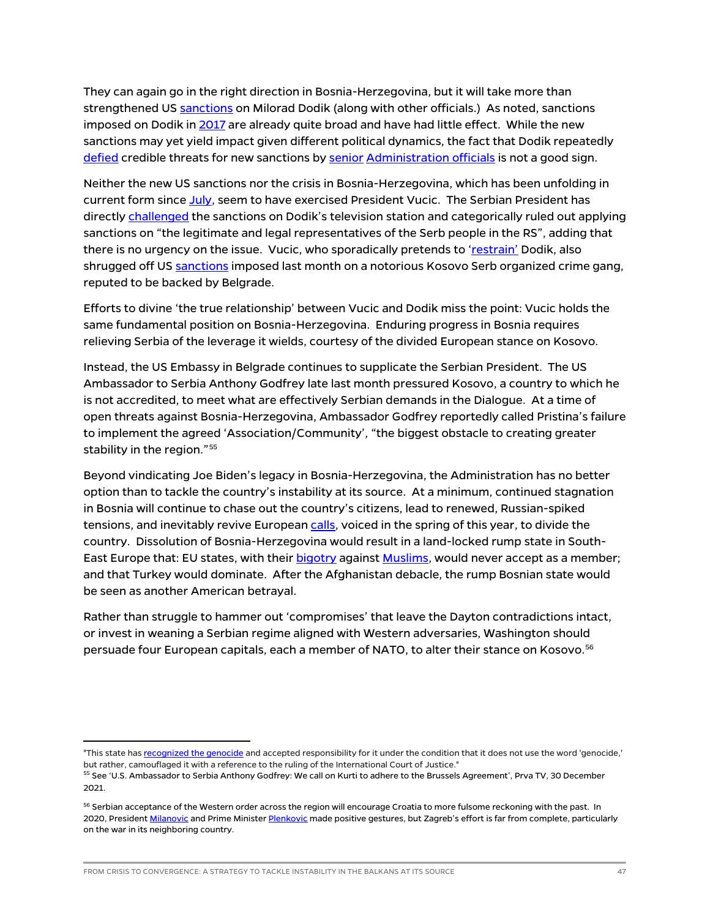They can again go in the right direction in Bosnia-Herzegovina, but it will take more than strengthened US sanctions on Milorad Dodik (along with other officials.) As noted, sanctions imposed on Dodik in 2017 are already quite broad and have had little effect. While the new sanctions may yet yield impact given different political dynamics, the fact that Dodik repeatedly defied credible threats for new sanctions by senior Administration officials is not a good sign.

Neither the new US sanctions nor the crisis in Bosnia-Herzegovina, which has been unfolding in current form since July, seem to have exercised President Vucic. The Serbian President has directly challenged the sanctions on Dodik's television station and categorically ruled out applying sanctions on "the legitimate and legal representatives of the Serb people in the RS", adding that there is no urgency on the issue. Vucic, who sporadically pretends to 'restrain' Dodik, also shrugged off US sanctions imposed last month on a notorious Kosovo Serb organized crime gang, reputed to be backed by Belgrade.

Efforts to divine 'the true relationship' between Vucic and Dodik miss the point: Vucic holds the same fundamental position on Bosnia-Herzegovina. Enduring progress in Bosnia requires relieving Serbia of the leverage it wields, courtesy of the divided European stance on Kosovo.

Instead, the US Embassy in Belgrade continues to supplicate the Serbian President. The US Ambassador to Serbia Anthony Godfrey late last month pressured Kosovo, a country to which he is not accredited, to meet what are effectively Serbian demands in the Dialogue. At a time of open threats against Bosnia-Herzegovina, Ambassador Godfrey reportedly called Pristina's failure to implement the agreed 'Association/Community', "the biggest obstacle to creating greater stability in the region."[55]

Beyond vindicating Joe Biden's legacy in Bosnia-Herzegovina, the Administration has no better option than to tackle the country's instability at its source. At a minimum, continued stagnation in Bosnia will continue to chase out the country's citizens, lead to renewed, Russian-spiked tensions, and inevitably revive European calls, voiced in the spring of this year, to divide the country. Dissolution of Bosnia-Herzegovina would result in a land-locked rump state in South-East Europe that: EU states, with their bigotry against Muslims, would never accept as a member; and that Turkey would dominate. After the Afghanistan debacle, the rump Bosnian state would be seen as another American betrayal.

Rather than struggle to hammer out 'compromises' that leave the Dayton contradictions intact, or invest in weaning a Serbian regime aligned with Western adversaries, Washington should persuade four European capitals, each a member of NATO, to alter their stance on Kosovo.[56]

---

"This state has recognized the genocide and accepted responsibility for it under the condition that it does not use the word 'genocide,' but rather, camouflaged it with a reference to the ruling of the International Court of Justice."

[55] See 'U.S. Ambassador to Serbia Anthony Godfrey: We call on Kurti to adhere to the Brussels Agreement', Prva TV, 30 December 2021.

[56] Serbian acceptance of the Western order across the region will encourage Croatia to more fulsome reckoning with the past. In 2020, President Milanovic and Prime Minister Plenkovic made positive gestures, but Zagreb's effort is far from complete, particularly on the war in its neighboring country.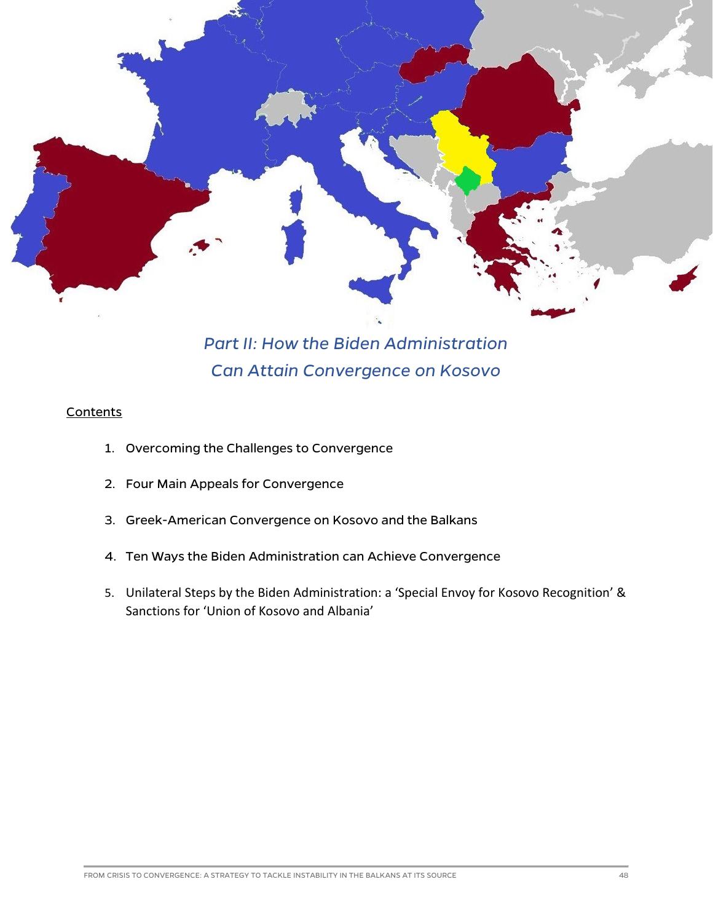## *Part II: How the Biden Administration Can Attain Convergence on Kosovo*

Contents

1. Overcoming the Challenges to Convergence
2. Four Main Appeals for Convergence
3. Greek-American Convergence on Kosovo and the Balkans
4. Ten Ways the Biden Administration can Achieve Convergence
5. Unilateral Steps by the Biden Administration: a 'Special Envoy for Kosovo Recognition' & Sanctions for 'Union of Kosovo and Albania'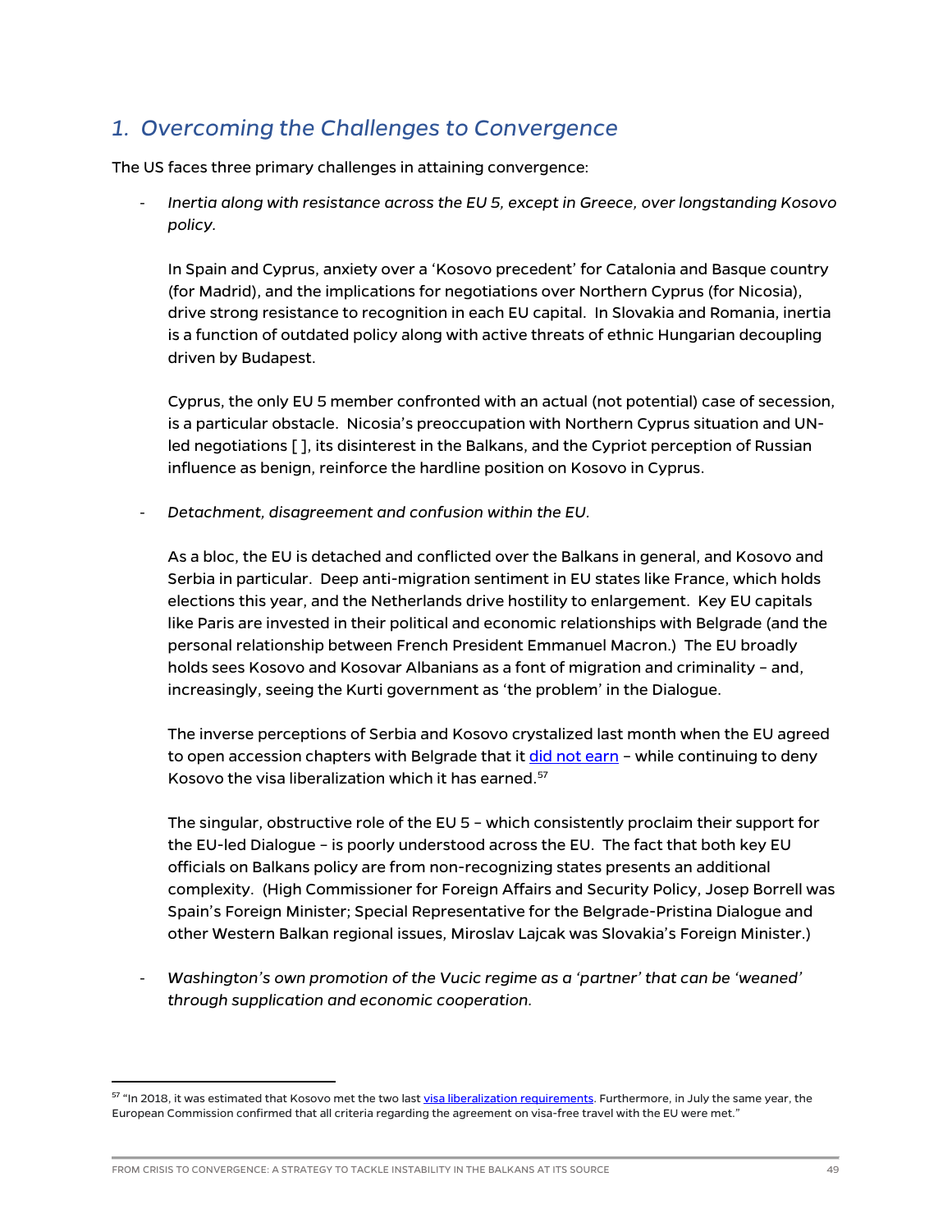## 1. *Overcoming the Challenges to Convergence*

The US faces three primary challenges in attaining convergence:

- *Inertia along with resistance across the EU 5, except in Greece, over longstanding Kosovo policy.*

  In Spain and Cyprus, anxiety over a 'Kosovo precedent' for Catalonia and Basque country (for Madrid), and the implications for negotiations over Northern Cyprus (for Nicosia), drive strong resistance to recognition in each EU capital. In Slovakia and Romania, inertia is a function of outdated policy along with active threats of ethnic Hungarian decoupling driven by Budapest.

  Cyprus, the only EU 5 member confronted with an actual (not potential) case of secession, is a particular obstacle. Nicosia's preoccupation with Northern Cyprus situation and UN-led negotiations [ ], its disinterest in the Balkans, and the Cypriot perception of Russian influence as benign, reinforce the hardline position on Kosovo in Cyprus.

- *Detachment, disagreement and confusion within the EU.*

  As a bloc, the EU is detached and conflicted over the Balkans in general, and Kosovo and Serbia in particular. Deep anti-migration sentiment in EU states like France, which holds elections this year, and the Netherlands drive hostility to enlargement. Key EU capitals like Paris are invested in their political and economic relationships with Belgrade (and the personal relationship between French President Emmanuel Macron.) The EU broadly holds sees Kosovo and Kosovar Albanians as a font of migration and criminality – and, increasingly, seeing the Kurti government as 'the problem' in the Dialogue.

  The inverse perceptions of Serbia and Kosovo crystalized last month when the EU agreed to open accession chapters with Belgrade that it did not earn – while continuing to deny Kosovo the visa liberalization which it has earned.[57]

  The singular, obstructive role of the EU 5 – which consistently proclaim their support for the EU-led Dialogue – is poorly understood across the EU. The fact that both key EU officials on Balkans policy are from non-recognizing states presents an additional complexity. (High Commissioner for Foreign Affairs and Security Policy, Josep Borrell was Spain's Foreign Minister; Special Representative for the Belgrade-Pristina Dialogue and other Western Balkan regional issues, Miroslav Lajcak was Slovakia's Foreign Minister.)

- *Washington's own promotion of the Vucic regime as a 'partner' that can be 'weaned' through supplication and economic cooperation.*

[57] "In 2018, it was estimated that Kosovo met the two last visa liberalization requirements. Furthermore, in July the same year, the European Commission confirmed that all criteria regarding the agreement on visa-free travel with the EU were met."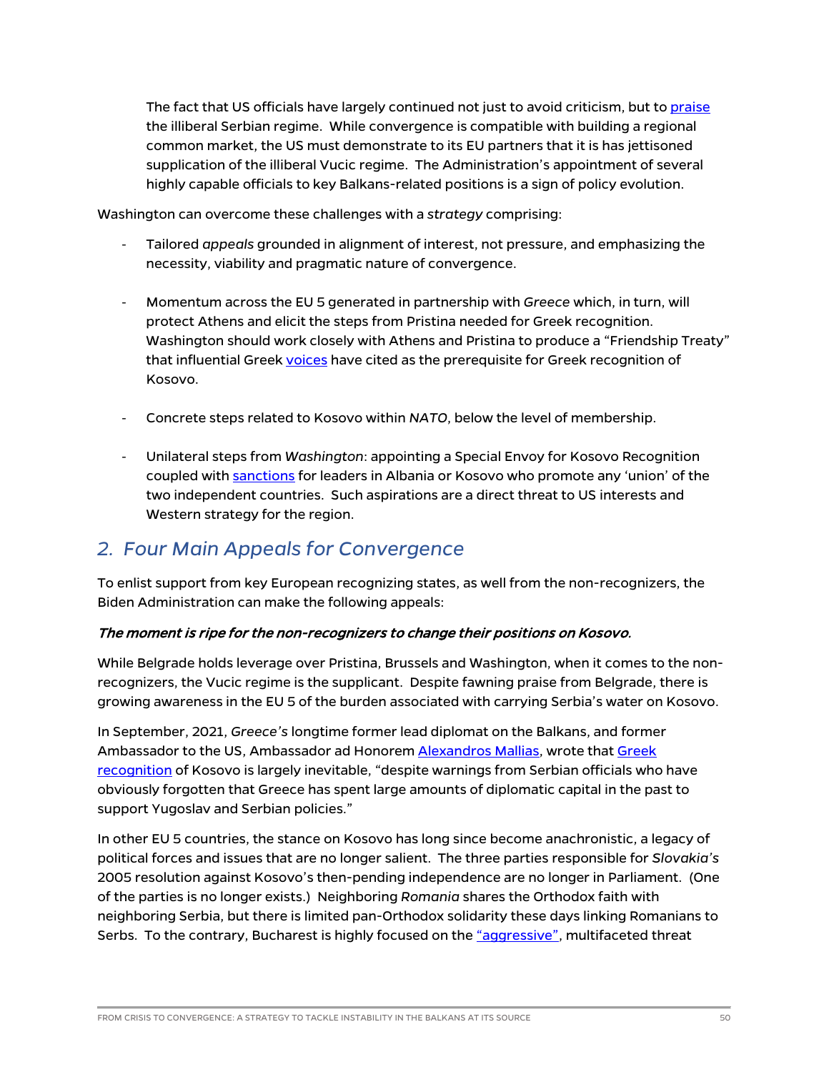The fact that US officials have largely continued not just to avoid criticism, but to praise the illiberal Serbian regime. While convergence is compatible with building a regional common market, the US must demonstrate to its EU partners that it has jettisoned supplication of the illiberal Vucic regime. The Administration's appointment of several highly capable officials to key Balkans-related positions is a sign of policy evolution.

Washington can overcome these challenges with a *strategy* comprising:

- Tailored *appeals* grounded in alignment of interest, not pressure, and emphasizing the necessity, viability and pragmatic nature of convergence.

- Momentum across the EU 5 generated in partnership with *Greece* which, in turn, will protect Athens and elicit the steps from Pristina needed for Greek recognition. Washington should work closely with Athens and Pristina to produce a "Friendship Treaty" that influential Greek voices have cited as the prerequisite for Greek recognition of Kosovo.

- Concrete steps related to Kosovo within *NATO*, below the level of membership.

- Unilateral steps from *Washington*: appointing a Special Envoy for Kosovo Recognition coupled with sanctions for leaders in Albania or Kosovo who promote any 'union' of the two independent countries. Such aspirations are a direct threat to US interests and Western strategy for the region.

## 2. Four Main Appeals for Convergence

To enlist support from key European recognizing states, as well from the non-recognizers, the Biden Administration can make the following appeals:

***The moment is ripe for the non-recognizers to change their positions on Kosovo.***

While Belgrade holds leverage over Pristina, Brussels and Washington, when it comes to the non-recognizers, the Vucic regime is the supplicant. Despite fawning praise from Belgrade, there is growing awareness in the EU 5 of the burden associated with carrying Serbia's water on Kosovo.

In September, 2021, *Greece's* longtime former lead diplomat on the Balkans, and former Ambassador to the US, Ambassador ad Honorem Alexandros Mallias, wrote that Greek recognition of Kosovo is largely inevitable, "despite warnings from Serbian officials who have obviously forgotten that Greece has spent large amounts of diplomatic capital in the past to support Yugoslav and Serbian policies."

In other EU 5 countries, the stance on Kosovo has long since become anachronistic, a legacy of political forces and issues that are no longer salient. The three parties responsible for *Slovakia's* 2005 resolution against Kosovo's then-pending independence are no longer in Parliament. (One of the parties is no longer exists.) Neighboring *Romania* shares the Orthodox faith with neighboring Serbia, but there is limited pan-Orthodox solidarity these days linking Romanians to Serbs. To the contrary, Bucharest is highly focused on the "aggressive", multifaceted threat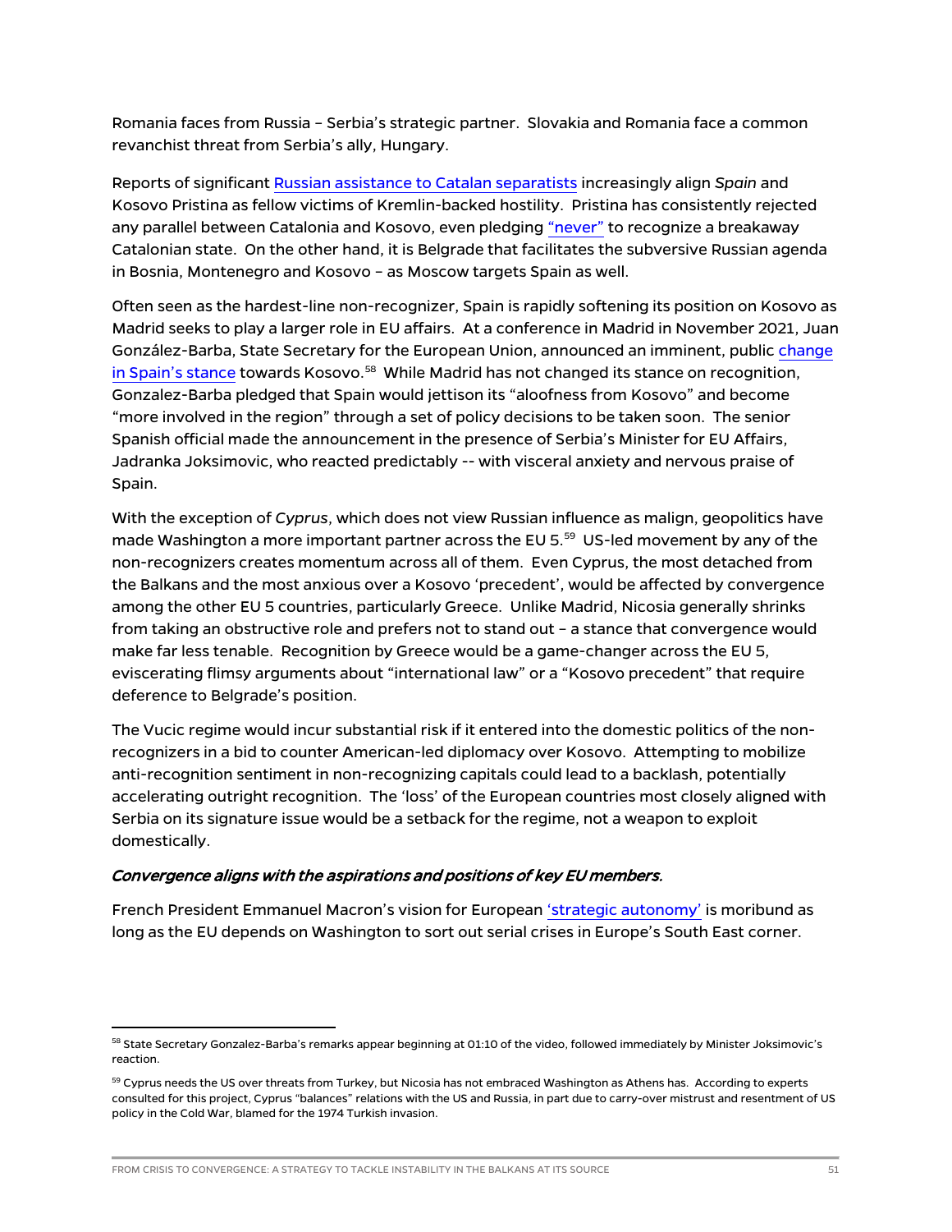Romania faces from Russia – Serbia's strategic partner. Slovakia and Romania face a common revanchist threat from Serbia's ally, Hungary.

Reports of significant Russian assistance to Catalan separatists increasingly align *Spain* and Kosovo Pristina as fellow victims of Kremlin-backed hostility. Pristina has consistently rejected any parallel between Catalonia and Kosovo, even pledging "never" to recognize a breakaway Catalonian state. On the other hand, it is Belgrade that facilitates the subversive Russian agenda in Bosnia, Montenegro and Kosovo – as Moscow targets Spain as well.

Often seen as the hardest-line non-recognizer, Spain is rapidly softening its position on Kosovo as Madrid seeks to play a larger role in EU affairs. At a conference in Madrid in November 2021, Juan González-Barba, State Secretary for the European Union, announced an imminent, public change in Spain's stance towards Kosovo.[58] While Madrid has not changed its stance on recognition, Gonzalez-Barba pledged that Spain would jettison its "aloofness from Kosovo" and become "more involved in the region" through a set of policy decisions to be taken soon. The senior Spanish official made the announcement in the presence of Serbia's Minister for EU Affairs, Jadranka Joksimovic, who reacted predictably -- with visceral anxiety and nervous praise of Spain.

With the exception of *Cyprus*, which does not view Russian influence as malign, geopolitics have made Washington a more important partner across the EU 5.[59] US-led movement by any of the non-recognizers creates momentum across all of them. Even Cyprus, the most detached from the Balkans and the most anxious over a Kosovo 'precedent', would be affected by convergence among the other EU 5 countries, particularly Greece. Unlike Madrid, Nicosia generally shrinks from taking an obstructive role and prefers not to stand out – a stance that convergence would make far less tenable. Recognition by Greece would be a game-changer across the EU 5, eviscerating flimsy arguments about "international law" or a "Kosovo precedent" that require deference to Belgrade's position.

The Vucic regime would incur substantial risk if it entered into the domestic politics of the non-recognizers in a bid to counter American-led diplomacy over Kosovo. Attempting to mobilize anti-recognition sentiment in non-recognizing capitals could lead to a backlash, potentially accelerating outright recognition. The 'loss' of the European countries most closely aligned with Serbia on its signature issue would be a setback for the regime, not a weapon to exploit domestically.

***Convergence aligns with the aspirations and positions of key EU members.***

French President Emmanuel Macron's vision for European 'strategic autonomy' is moribund as long as the EU depends on Washington to sort out serial crises in Europe's South East corner.

---

[58] State Secretary Gonzalez-Barba's remarks appear beginning at 01:10 of the video, followed immediately by Minister Joksimovic's reaction.

[59] Cyprus needs the US over threats from Turkey, but Nicosia has not embraced Washington as Athens has. According to experts consulted for this project, Cyprus "balances" relations with the US and Russia, in part due to carry-over mistrust and resentment of US policy in the Cold War, blamed for the 1974 Turkish invasion.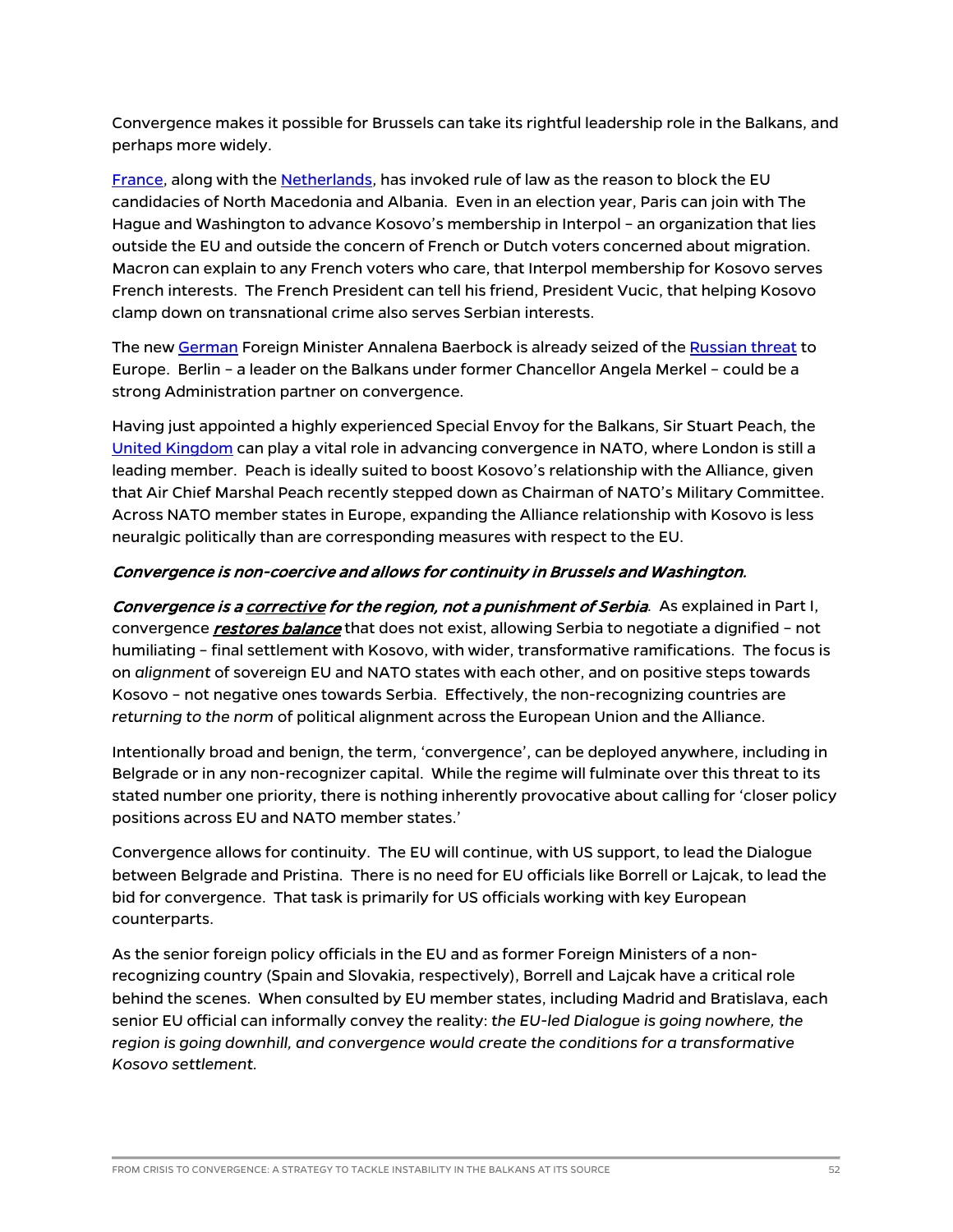Convergence makes it possible for Brussels can take its rightful leadership role in the Balkans, and perhaps more widely.

France, along with the Netherlands, has invoked rule of law as the reason to block the EU candidacies of North Macedonia and Albania. Even in an election year, Paris can join with The Hague and Washington to advance Kosovo's membership in Interpol – an organization that lies outside the EU and outside the concern of French or Dutch voters concerned about migration. Macron can explain to any French voters who care, that Interpol membership for Kosovo serves French interests. The French President can tell his friend, President Vucic, that helping Kosovo clamp down on transnational crime also serves Serbian interests.

The new German Foreign Minister Annalena Baerbock is already seized of the Russian threat to Europe. Berlin – a leader on the Balkans under former Chancellor Angela Merkel – could be a strong Administration partner on convergence.

Having just appointed a highly experienced Special Envoy for the Balkans, Sir Stuart Peach, the United Kingdom can play a vital role in advancing convergence in NATO, where London is still a leading member. Peach is ideally suited to boost Kosovo's relationship with the Alliance, given that Air Chief Marshal Peach recently stepped down as Chairman of NATO's Military Committee. Across NATO member states in Europe, expanding the Alliance relationship with Kosovo is less neuralgic politically than are corresponding measures with respect to the EU.

***Convergence is non-coercive and allows for continuity in Brussels and Washington.***

***Convergence is a corrective for the region, not a punishment of Serbia***. As explained in Part I, convergence ***restores balance*** that does not exist, allowing Serbia to negotiate a dignified – not humiliating – final settlement with Kosovo, with wider, transformative ramifications. The focus is on *alignment* of sovereign EU and NATO states with each other, and on positive steps towards Kosovo – not negative ones towards Serbia. Effectively, the non-recognizing countries are *returning to the norm* of political alignment across the European Union and the Alliance.

Intentionally broad and benign, the term, 'convergence', can be deployed anywhere, including in Belgrade or in any non-recognizer capital. While the regime will fulminate over this threat to its stated number one priority, there is nothing inherently provocative about calling for 'closer policy positions across EU and NATO member states.'

Convergence allows for continuity. The EU will continue, with US support, to lead the Dialogue between Belgrade and Pristina. There is no need for EU officials like Borrell or Lajcak, to lead the bid for convergence. That task is primarily for US officials working with key European counterparts.

As the senior foreign policy officials in the EU and as former Foreign Ministers of a non-recognizing country (Spain and Slovakia, respectively), Borrell and Lajcak have a critical role behind the scenes. When consulted by EU member states, including Madrid and Bratislava, each senior EU official can informally convey the reality: *the EU-led Dialogue is going nowhere, the region is going downhill, and convergence would create the conditions for a transformative Kosovo settlement.*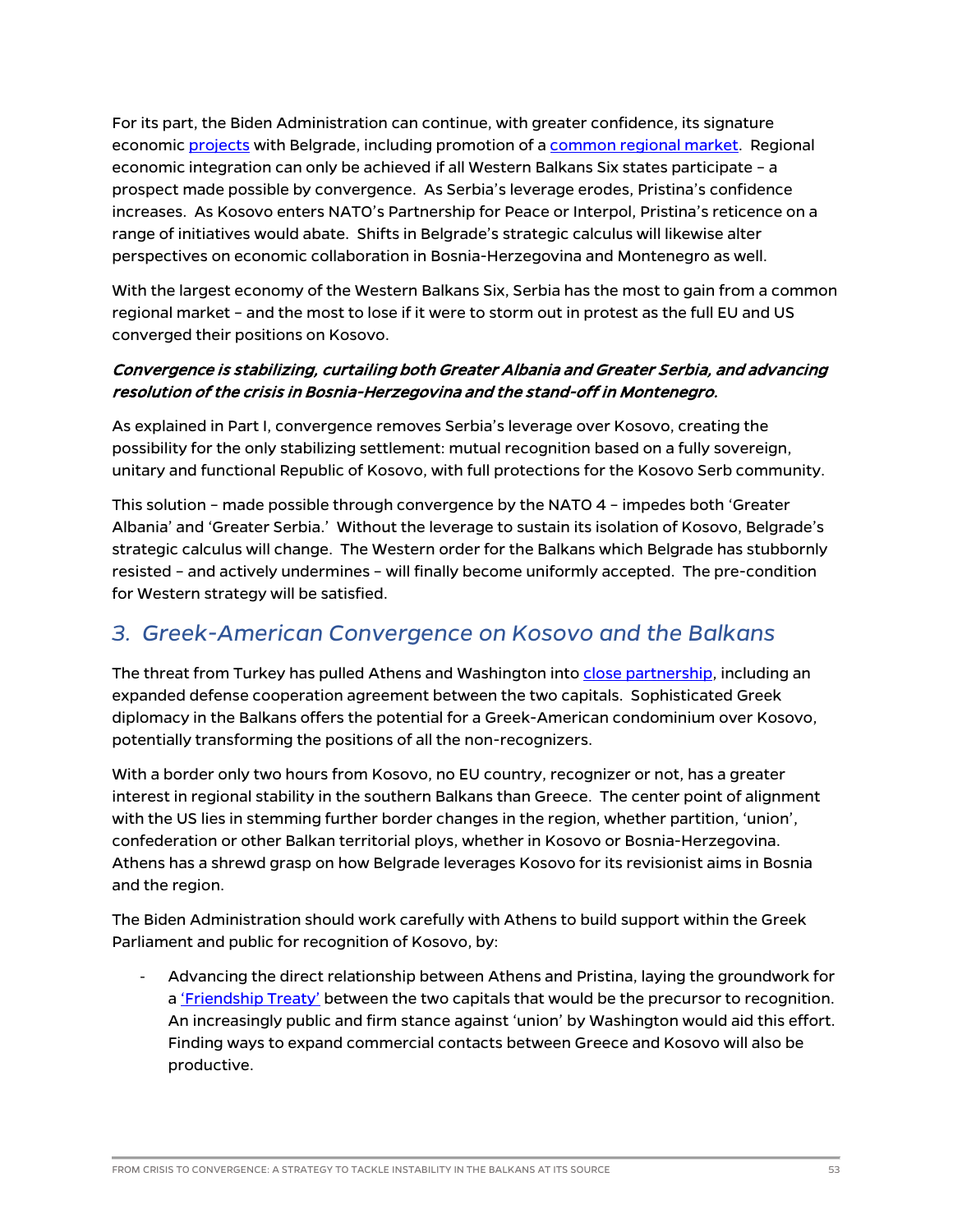For its part, the Biden Administration can continue, with greater confidence, its signature economic projects with Belgrade, including promotion of a common regional market. Regional economic integration can only be achieved if all Western Balkans Six states participate – a prospect made possible by convergence. As Serbia's leverage erodes, Pristina's confidence increases. As Kosovo enters NATO's Partnership for Peace or Interpol, Pristina's reticence on a range of initiatives would abate. Shifts in Belgrade's strategic calculus will likewise alter perspectives on economic collaboration in Bosnia-Herzegovina and Montenegro as well.

With the largest economy of the Western Balkans Six, Serbia has the most to gain from a common regional market – and the most to lose if it were to storm out in protest as the full EU and US converged their positions on Kosovo.

***Convergence is stabilizing, curtailing both Greater Albania and Greater Serbia, and advancing resolution of the crisis in Bosnia-Herzegovina and the stand-off in Montenegro.***

As explained in Part I, convergence removes Serbia's leverage over Kosovo, creating the possibility for the only stabilizing settlement: mutual recognition based on a fully sovereign, unitary and functional Republic of Kosovo, with full protections for the Kosovo Serb community.

This solution – made possible through convergence by the NATO 4 – impedes both 'Greater Albania' and 'Greater Serbia.' Without the leverage to sustain its isolation of Kosovo, Belgrade's strategic calculus will change. The Western order for the Balkans which Belgrade has stubbornly resisted – and actively undermines – will finally become uniformly accepted. The pre-condition for Western strategy will be satisfied.

## *3. Greek-American Convergence on Kosovo and the Balkans*

The threat from Turkey has pulled Athens and Washington into close partnership, including an expanded defense cooperation agreement between the two capitals. Sophisticated Greek diplomacy in the Balkans offers the potential for a Greek-American condominium over Kosovo, potentially transforming the positions of all the non-recognizers.

With a border only two hours from Kosovo, no EU country, recognizer or not, has a greater interest in regional stability in the southern Balkans than Greece. The center point of alignment with the US lies in stemming further border changes in the region, whether partition, 'union', confederation or other Balkan territorial ploys, whether in Kosovo or Bosnia-Herzegovina. Athens has a shrewd grasp on how Belgrade leverages Kosovo for its revisionist aims in Bosnia and the region.

The Biden Administration should work carefully with Athens to build support within the Greek Parliament and public for recognition of Kosovo, by:

- Advancing the direct relationship between Athens and Pristina, laying the groundwork for a 'Friendship Treaty' between the two capitals that would be the precursor to recognition. An increasingly public and firm stance against 'union' by Washington would aid this effort. Finding ways to expand commercial contacts between Greece and Kosovo will also be productive.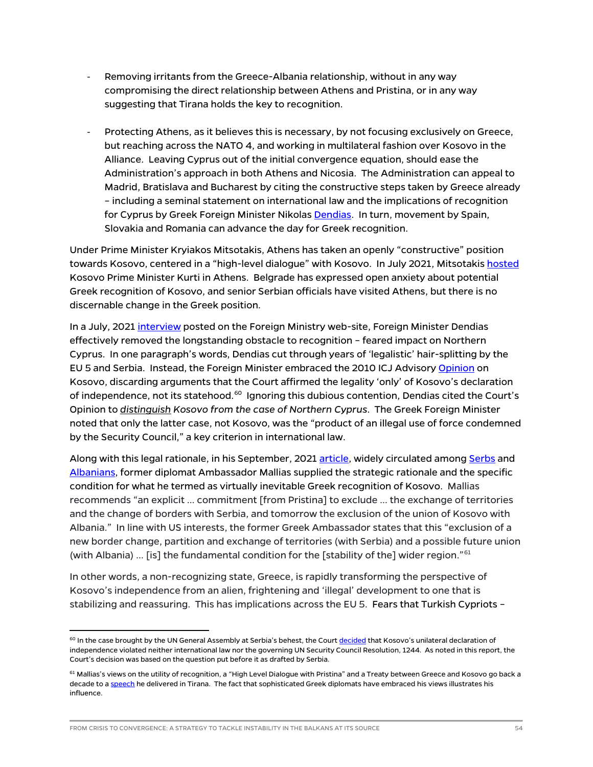- Removing irritants from the Greece-Albania relationship, without in any way compromising the direct relationship between Athens and Pristina, or in any way suggesting that Tirana holds the key to recognition.

- Protecting Athens, as it believes this is necessary, by not focusing exclusively on Greece, but reaching across the NATO 4, and working in multilateral fashion over Kosovo in the Alliance. Leaving Cyprus out of the initial convergence equation, should ease the Administration's approach in both Athens and Nicosia. The Administration can appeal to Madrid, Bratislava and Bucharest by citing the constructive steps taken by Greece already – including a seminal statement on international law and the implications of recognition for Cyprus by Greek Foreign Minister Nikolas Dendias. In turn, movement by Spain, Slovakia and Romania can advance the day for Greek recognition.

Under Prime Minister Kryiakos Mitsotakis, Athens has taken an openly "constructive" position towards Kosovo, centered in a "high-level dialogue" with Kosovo. In July 2021, Mitsotakis hosted Kosovo Prime Minister Kurti in Athens. Belgrade has expressed open anxiety about potential Greek recognition of Kosovo, and senior Serbian officials have visited Athens, but there is no discernable change in the Greek position.

In a July, 2021 interview posted on the Foreign Ministry web-site, Foreign Minister Dendias effectively removed the longstanding obstacle to recognition – feared impact on Northern Cyprus. In one paragraph's words, Dendias cut through years of 'legalistic' hair-splitting by the EU 5 and Serbia. Instead, the Foreign Minister embraced the 2010 ICJ Advisory Opinion on Kosovo, discarding arguments that the Court affirmed the legality 'only' of Kosovo's declaration of independence, not its statehood.[60] Ignoring this dubious contention, Dendias cited the Court's Opinion to ***distinguish*** *Kosovo from the case of Northern Cyprus*. The Greek Foreign Minister noted that only the latter case, not Kosovo, was the "product of an illegal use of force condemned by the Security Council," a key criterion in international law.

Along with this legal rationale, in his September, 2021 article, widely circulated among Serbs and Albanians, former diplomat Ambassador Mallias supplied the strategic rationale and the specific condition for what he termed as virtually inevitable Greek recognition of Kosovo. Mallias recommends "an explicit … commitment [from Pristina] to exclude … the exchange of territories and the change of borders with Serbia, and tomorrow the exclusion of the union of Kosovo with Albania." In line with US interests, the former Greek Ambassador states that this "exclusion of a new border change, partition and exchange of territories (with Serbia) and a possible future union (with Albania) … [is] the fundamental condition for the [stability of the] wider region."[61]

In other words, a non-recognizing state, Greece, is rapidly transforming the perspective of Kosovo's independence from an alien, frightening and 'illegal' development to one that is stabilizing and reassuring. This has implications across the EU 5. Fears that Turkish Cypriots –

---

[60] In the case brought by the UN General Assembly at Serbia's behest, the Court decided that Kosovo's unilateral declaration of independence violated neither international law nor the governing UN Security Council Resolution, 1244. As noted in this report, the Court's decision was based on the question put before it as drafted by Serbia.

[61] Mallias's views on the utility of recognition, a "High Level Dialogue with Pristina" and a Treaty between Greece and Kosovo go back a decade to a speech he delivered in Tirana. The fact that sophisticated Greek diplomats have embraced his views illustrates his influence.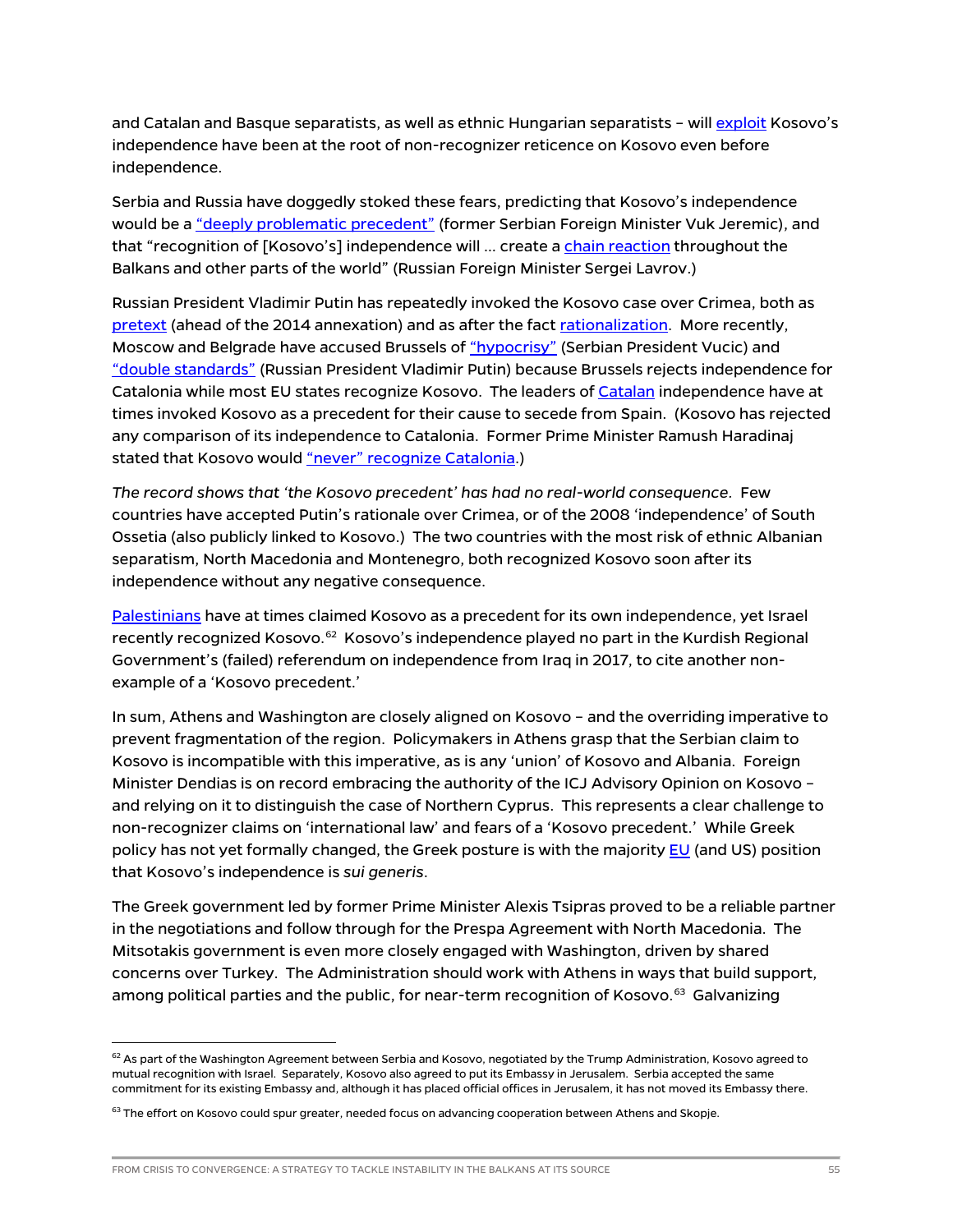and Catalan and Basque separatists, as well as ethnic Hungarian separatists – will exploit Kosovo's independence have been at the root of non-recognizer reticence on Kosovo even before independence.

Serbia and Russia have doggedly stoked these fears, predicting that Kosovo's independence would be a "deeply problematic precedent" (former Serbian Foreign Minister Vuk Jeremic), and that "recognition of [Kosovo's] independence will … create a chain reaction throughout the Balkans and other parts of the world" (Russian Foreign Minister Sergei Lavrov.)

Russian President Vladimir Putin has repeatedly invoked the Kosovo case over Crimea, both as pretext (ahead of the 2014 annexation) and as after the fact rationalization. More recently, Moscow and Belgrade have accused Brussels of "hypocrisy" (Serbian President Vucic) and "double standards" (Russian President Vladimir Putin) because Brussels rejects independence for Catalonia while most EU states recognize Kosovo. The leaders of Catalan independence have at times invoked Kosovo as a precedent for their cause to secede from Spain. (Kosovo has rejected any comparison of its independence to Catalonia. Former Prime Minister Ramush Haradinaj stated that Kosovo would "never" recognize Catalonia.)

*The record shows that 'the Kosovo precedent' has had no real-world consequence.* Few countries have accepted Putin's rationale over Crimea, or of the 2008 'independence' of South Ossetia (also publicly linked to Kosovo.) The two countries with the most risk of ethnic Albanian separatism, North Macedonia and Montenegro, both recognized Kosovo soon after its independence without any negative consequence.

Palestinians have at times claimed Kosovo as a precedent for its own independence, yet Israel recently recognized Kosovo.[62] Kosovo's independence played no part in the Kurdish Regional Government's (failed) referendum on independence from Iraq in 2017, to cite another non-example of a 'Kosovo precedent.'

In sum, Athens and Washington are closely aligned on Kosovo – and the overriding imperative to prevent fragmentation of the region. Policymakers in Athens grasp that the Serbian claim to Kosovo is incompatible with this imperative, as is any 'union' of Kosovo and Albania. Foreign Minister Dendias is on record embracing the authority of the ICJ Advisory Opinion on Kosovo – and relying on it to distinguish the case of Northern Cyprus. This represents a clear challenge to non-recognizer claims on 'international law' and fears of a 'Kosovo precedent.' While Greek policy has not yet formally changed, the Greek posture is with the majority EU (and US) position that Kosovo's independence is *sui generis*.

The Greek government led by former Prime Minister Alexis Tsipras proved to be a reliable partner in the negotiations and follow through for the Prespa Agreement with North Macedonia. The Mitsotakis government is even more closely engaged with Washington, driven by shared concerns over Turkey. The Administration should work with Athens in ways that build support, among political parties and the public, for near-term recognition of Kosovo.[63] Galvanizing

---

[62] As part of the Washington Agreement between Serbia and Kosovo, negotiated by the Trump Administration, Kosovo agreed to mutual recognition with Israel. Separately, Kosovo also agreed to put its Embassy in Jerusalem. Serbia accepted the same commitment for its existing Embassy and, although it has placed official offices in Jerusalem, it has not moved its Embassy there.

[63] The effort on Kosovo could spur greater, needed focus on advancing cooperation between Athens and Skopje.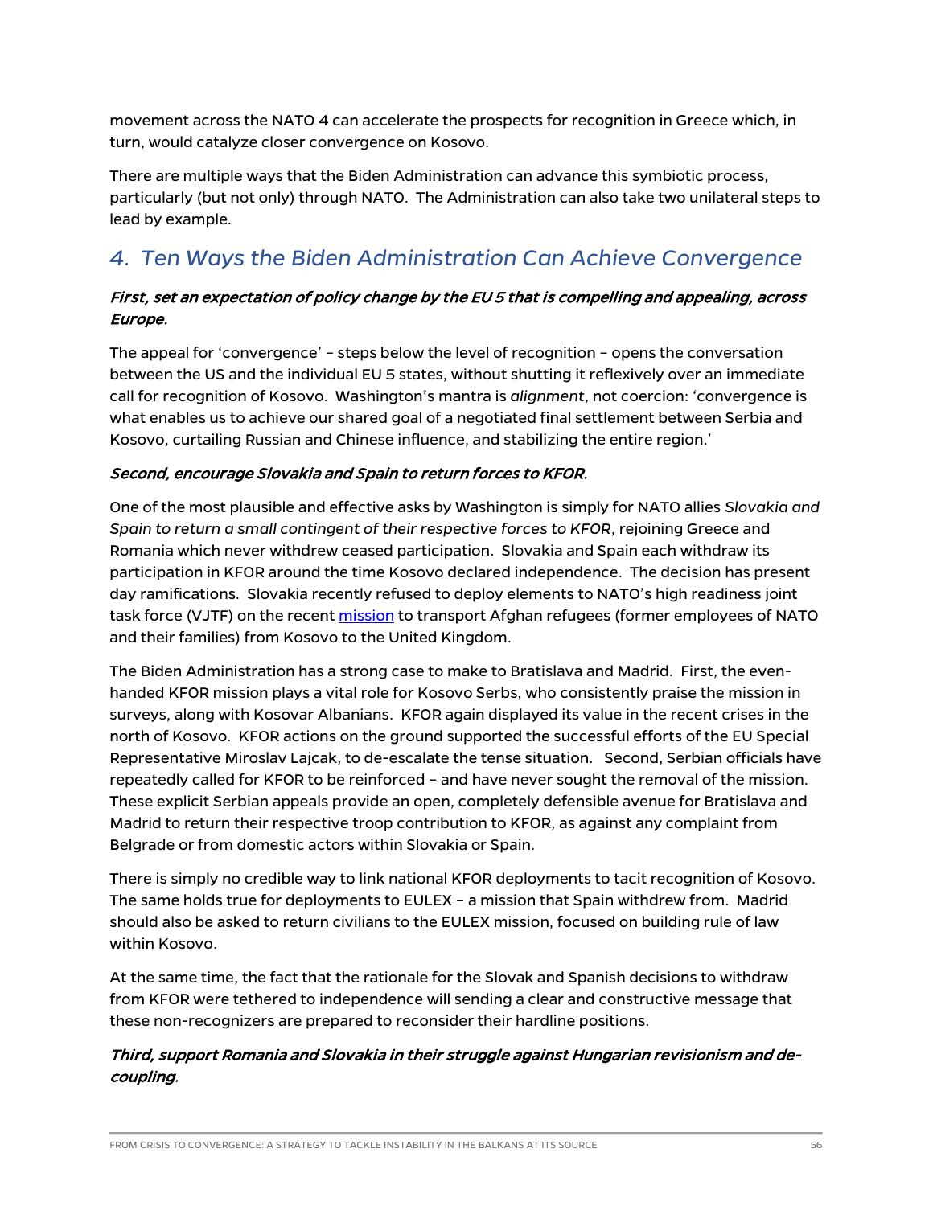movement across the NATO 4 can accelerate the prospects for recognition in Greece which, in turn, would catalyze closer convergence on Kosovo.

There are multiple ways that the Biden Administration can advance this symbiotic process, particularly (but not only) through NATO. The Administration can also take two unilateral steps to lead by example.

## *4. Ten Ways the Biden Administration Can Achieve Convergence*

***First, set an expectation of policy change by the EU 5 that is compelling and appealing, across Europe.***

The appeal for 'convergence' – steps below the level of recognition – opens the conversation between the US and the individual EU 5 states, without shutting it reflexively over an immediate call for recognition of Kosovo. Washington's mantra is *alignment*, not coercion: 'convergence is what enables us to achieve our shared goal of a negotiated final settlement between Serbia and Kosovo, curtailing Russian and Chinese influence, and stabilizing the entire region.'

***Second, encourage Slovakia and Spain to return forces to KFOR.***

One of the most plausible and effective asks by Washington is simply for NATO allies *Slovakia and Spain to return a small contingent of their respective forces to KFOR*, rejoining Greece and Romania which never withdrew ceased participation. Slovakia and Spain each withdraw its participation in KFOR around the time Kosovo declared independence. The decision has present day ramifications. Slovakia recently refused to deploy elements to NATO's high readiness joint task force (VJTF) on the recent mission to transport Afghan refugees (former employees of NATO and their families) from Kosovo to the United Kingdom.

The Biden Administration has a strong case to make to Bratislava and Madrid. First, the even-handed KFOR mission plays a vital role for Kosovo Serbs, who consistently praise the mission in surveys, along with Kosovar Albanians. KFOR again displayed its value in the recent crises in the north of Kosovo. KFOR actions on the ground supported the successful efforts of the EU Special Representative Miroslav Lajcak, to de-escalate the tense situation. Second, Serbian officials have repeatedly called for KFOR to be reinforced – and have never sought the removal of the mission. These explicit Serbian appeals provide an open, completely defensible avenue for Bratislava and Madrid to return their respective troop contribution to KFOR, as against any complaint from Belgrade or from domestic actors within Slovakia or Spain.

There is simply no credible way to link national KFOR deployments to tacit recognition of Kosovo. The same holds true for deployments to EULEX – a mission that Spain withdrew from. Madrid should also be asked to return civilians to the EULEX mission, focused on building rule of law within Kosovo.

At the same time, the fact that the rationale for the Slovak and Spanish decisions to withdraw from KFOR were tethered to independence will sending a clear and constructive message that these non-recognizers are prepared to reconsider their hardline positions.

***Third, support Romania and Slovakia in their struggle against Hungarian revisionism and de-coupling.***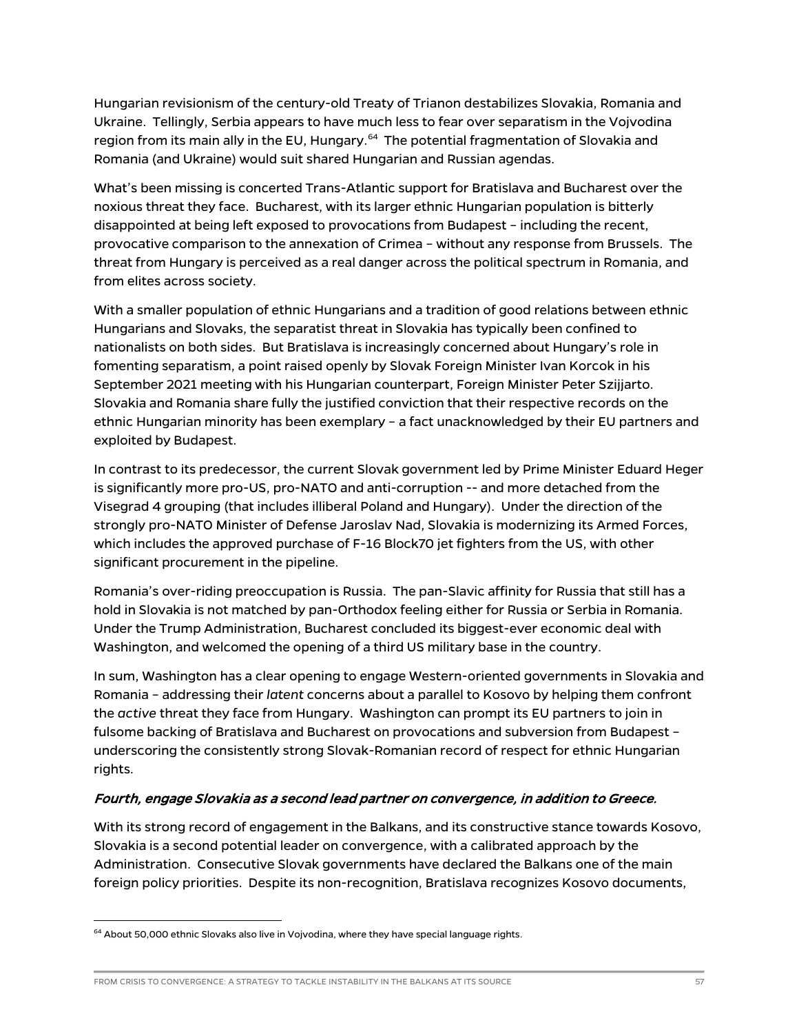Hungarian revisionism of the century-old Treaty of Trianon destabilizes Slovakia, Romania and Ukraine. Tellingly, Serbia appears to have much less to fear over separatism in the Vojvodina region from its main ally in the EU, Hungary.[64] The potential fragmentation of Slovakia and Romania (and Ukraine) would suit shared Hungarian and Russian agendas.

What's been missing is concerted Trans-Atlantic support for Bratislava and Bucharest over the noxious threat they face. Bucharest, with its larger ethnic Hungarian population is bitterly disappointed at being left exposed to provocations from Budapest – including the recent, provocative comparison to the annexation of Crimea – without any response from Brussels. The threat from Hungary is perceived as a real danger across the political spectrum in Romania, and from elites across society.

With a smaller population of ethnic Hungarians and a tradition of good relations between ethnic Hungarians and Slovaks, the separatist threat in Slovakia has typically been confined to nationalists on both sides. But Bratislava is increasingly concerned about Hungary's role in fomenting separatism, a point raised openly by Slovak Foreign Minister Ivan Korcok in his September 2021 meeting with his Hungarian counterpart, Foreign Minister Peter Szijjarto. Slovakia and Romania share fully the justified conviction that their respective records on the ethnic Hungarian minority has been exemplary – a fact unacknowledged by their EU partners and exploited by Budapest.

In contrast to its predecessor, the current Slovak government led by Prime Minister Eduard Heger is significantly more pro-US, pro-NATO and anti-corruption -- and more detached from the Visegrad 4 grouping (that includes illiberal Poland and Hungary). Under the direction of the strongly pro-NATO Minister of Defense Jaroslav Nad, Slovakia is modernizing its Armed Forces, which includes the approved purchase of F-16 Block70 jet fighters from the US, with other significant procurement in the pipeline.

Romania's over-riding preoccupation is Russia. The pan-Slavic affinity for Russia that still has a hold in Slovakia is not matched by pan-Orthodox feeling either for Russia or Serbia in Romania. Under the Trump Administration, Bucharest concluded its biggest-ever economic deal with Washington, and welcomed the opening of a third US military base in the country.

In sum, Washington has a clear opening to engage Western-oriented governments in Slovakia and Romania – addressing their *latent* concerns about a parallel to Kosovo by helping them confront the *active* threat they face from Hungary. Washington can prompt its EU partners to join in fulsome backing of Bratislava and Bucharest on provocations and subversion from Budapest – underscoring the consistently strong Slovak-Romanian record of respect for ethnic Hungarian rights.

***Fourth, engage Slovakia as a second lead partner on convergence, in addition to Greece.***

With its strong record of engagement in the Balkans, and its constructive stance towards Kosovo, Slovakia is a second potential leader on convergence, with a calibrated approach by the Administration. Consecutive Slovak governments have declared the Balkans one of the main foreign policy priorities. Despite its non-recognition, Bratislava recognizes Kosovo documents,

[64] About 50,000 ethnic Slovaks also live in Vojvodina, where they have special language rights.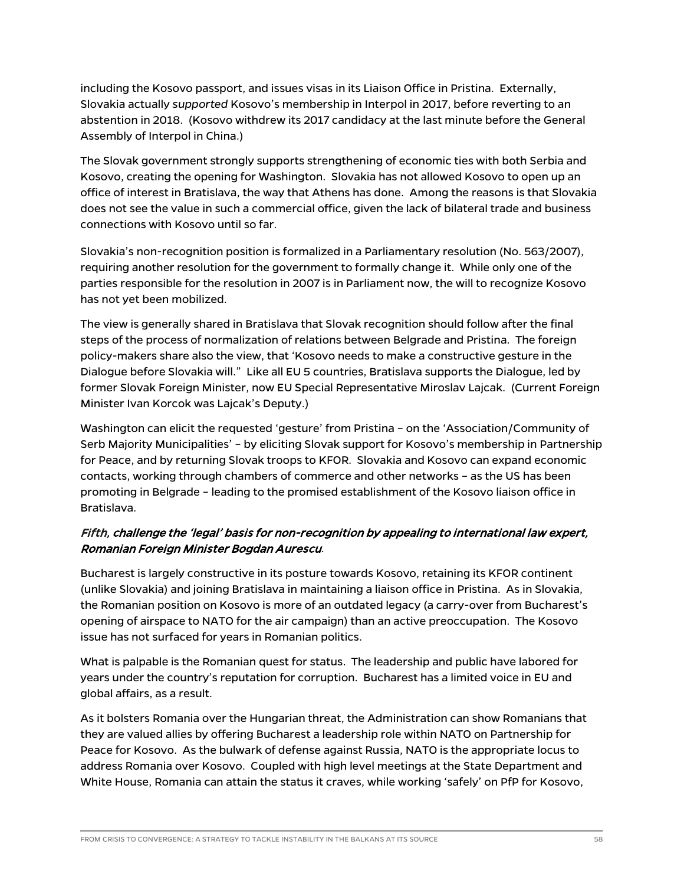including the Kosovo passport, and issues visas in its Liaison Office in Pristina. Externally, Slovakia actually *supported* Kosovo's membership in Interpol in 2017, before reverting to an abstention in 2018. (Kosovo withdrew its 2017 candidacy at the last minute before the General Assembly of Interpol in China.)

The Slovak government strongly supports strengthening of economic ties with both Serbia and Kosovo, creating the opening for Washington. Slovakia has not allowed Kosovo to open up an office of interest in Bratislava, the way that Athens has done. Among the reasons is that Slovakia does not see the value in such a commercial office, given the lack of bilateral trade and business connections with Kosovo until so far.

Slovakia's non-recognition position is formalized in a Parliamentary resolution (No. 563/2007), requiring another resolution for the government to formally change it. While only one of the parties responsible for the resolution in 2007 is in Parliament now, the will to recognize Kosovo has not yet been mobilized.

The view is generally shared in Bratislava that Slovak recognition should follow after the final steps of the process of normalization of relations between Belgrade and Pristina. The foreign policy-makers share also the view, that 'Kosovo needs to make a constructive gesture in the Dialogue before Slovakia will." Like all EU 5 countries, Bratislava supports the Dialogue, led by former Slovak Foreign Minister, now EU Special Representative Miroslav Lajcak. (Current Foreign Minister Ivan Korcok was Lajcak's Deputy.)

Washington can elicit the requested 'gesture' from Pristina – on the 'Association/Community of Serb Majority Municipalities' – by eliciting Slovak support for Kosovo's membership in Partnership for Peace, and by returning Slovak troops to KFOR. Slovakia and Kosovo can expand economic contacts, working through chambers of commerce and other networks – as the US has been promoting in Belgrade – leading to the promised establishment of the Kosovo liaison office in Bratislava.

***Fifth, challenge the 'legal' basis for non-recognition by appealing to international law expert, Romanian Foreign Minister Bogdan Aurescu*.**

Bucharest is largely constructive in its posture towards Kosovo, retaining its KFOR continent (unlike Slovakia) and joining Bratislava in maintaining a liaison office in Pristina. As in Slovakia, the Romanian position on Kosovo is more of an outdated legacy (a carry-over from Bucharest's opening of airspace to NATO for the air campaign) than an active preoccupation. The Kosovo issue has not surfaced for years in Romanian politics.

What is palpable is the Romanian quest for status. The leadership and public have labored for years under the country's reputation for corruption. Bucharest has a limited voice in EU and global affairs, as a result.

As it bolsters Romania over the Hungarian threat, the Administration can show Romanians that they are valued allies by offering Bucharest a leadership role within NATO on Partnership for Peace for Kosovo. As the bulwark of defense against Russia, NATO is the appropriate locus to address Romania over Kosovo. Coupled with high level meetings at the State Department and White House, Romania can attain the status it craves, while working 'safely' on PfP for Kosovo,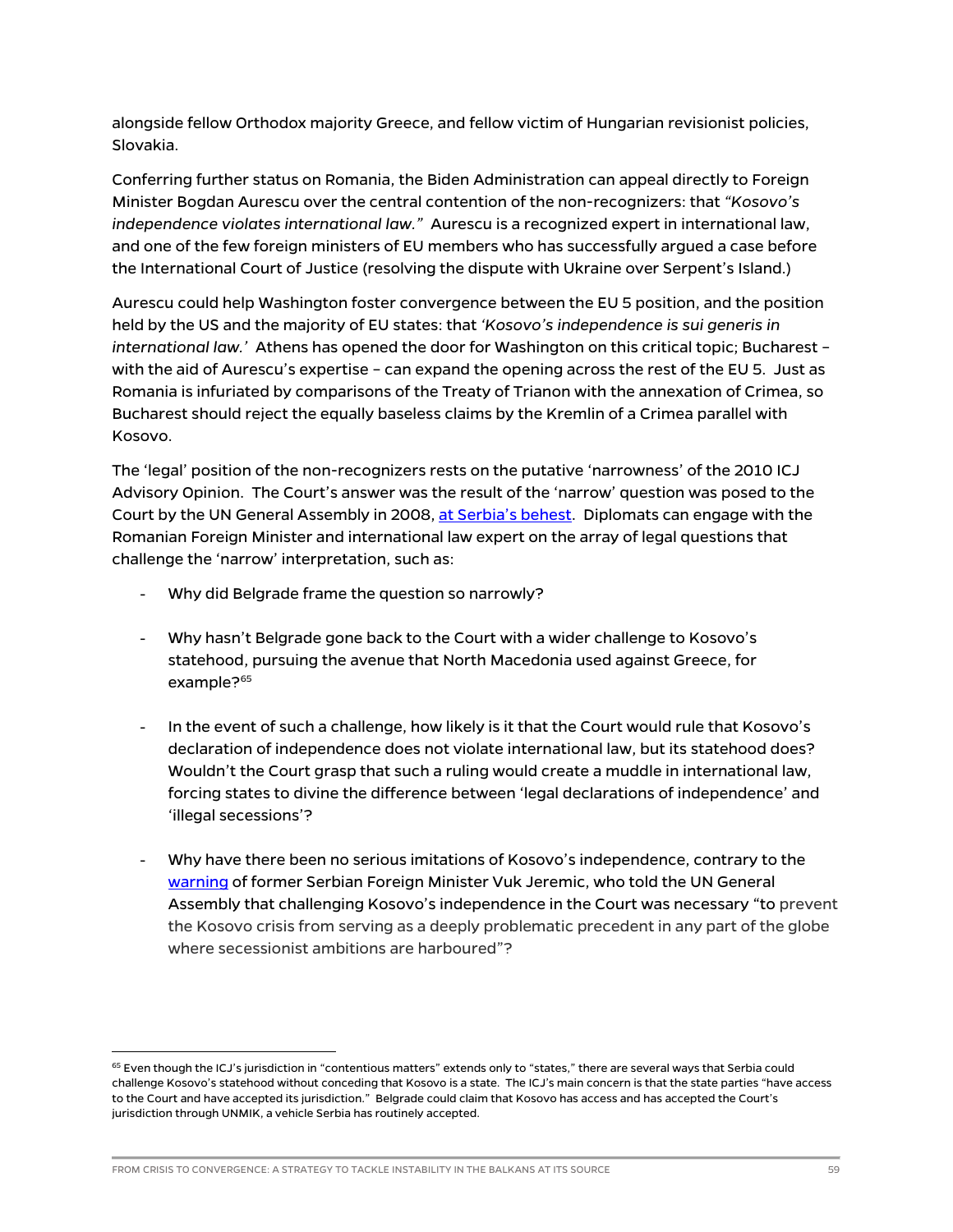alongside fellow Orthodox majority Greece, and fellow victim of Hungarian revisionist policies, Slovakia.

Conferring further status on Romania, the Biden Administration can appeal directly to Foreign Minister Bogdan Aurescu over the central contention of the non-recognizers: that *"Kosovo's independence violates international law."* Aurescu is a recognized expert in international law, and one of the few foreign ministers of EU members who has successfully argued a case before the International Court of Justice (resolving the dispute with Ukraine over Serpent's Island.)

Aurescu could help Washington foster convergence between the EU 5 position, and the position held by the US and the majority of EU states: that *'Kosovo's independence is sui generis in international law.'* Athens has opened the door for Washington on this critical topic; Bucharest – with the aid of Aurescu's expertise – can expand the opening across the rest of the EU 5. Just as Romania is infuriated by comparisons of the Treaty of Trianon with the annexation of Crimea, so Bucharest should reject the equally baseless claims by the Kremlin of a Crimea parallel with Kosovo.

The 'legal' position of the non-recognizers rests on the putative 'narrowness' of the 2010 ICJ Advisory Opinion. The Court's answer was the result of the 'narrow' question was posed to the Court by the UN General Assembly in 2008, at Serbia's behest. Diplomats can engage with the Romanian Foreign Minister and international law expert on the array of legal questions that challenge the 'narrow' interpretation, such as:

- Why did Belgrade frame the question so narrowly?
- Why hasn't Belgrade gone back to the Court with a wider challenge to Kosovo's statehood, pursuing the avenue that North Macedonia used against Greece, for example?[65]
- In the event of such a challenge, how likely is it that the Court would rule that Kosovo's declaration of independence does not violate international law, but its statehood does? Wouldn't the Court grasp that such a ruling would create a muddle in international law, forcing states to divine the difference between 'legal declarations of independence' and 'illegal secessions'?
- Why have there been no serious imitations of Kosovo's independence, contrary to the warning of former Serbian Foreign Minister Vuk Jeremic, who told the UN General Assembly that challenging Kosovo's independence in the Court was necessary "to prevent the Kosovo crisis from serving as a deeply problematic precedent in any part of the globe where secessionist ambitions are harboured"?

---

[65] Even though the ICJ's jurisdiction in "contentious matters" extends only to "states," there are several ways that Serbia could challenge Kosovo's statehood without conceding that Kosovo is a state. The ICJ's main concern is that the state parties "have access to the Court and have accepted its jurisdiction." Belgrade could claim that Kosovo has access and has accepted the Court's jurisdiction through UNMIK, a vehicle Serbia has routinely accepted.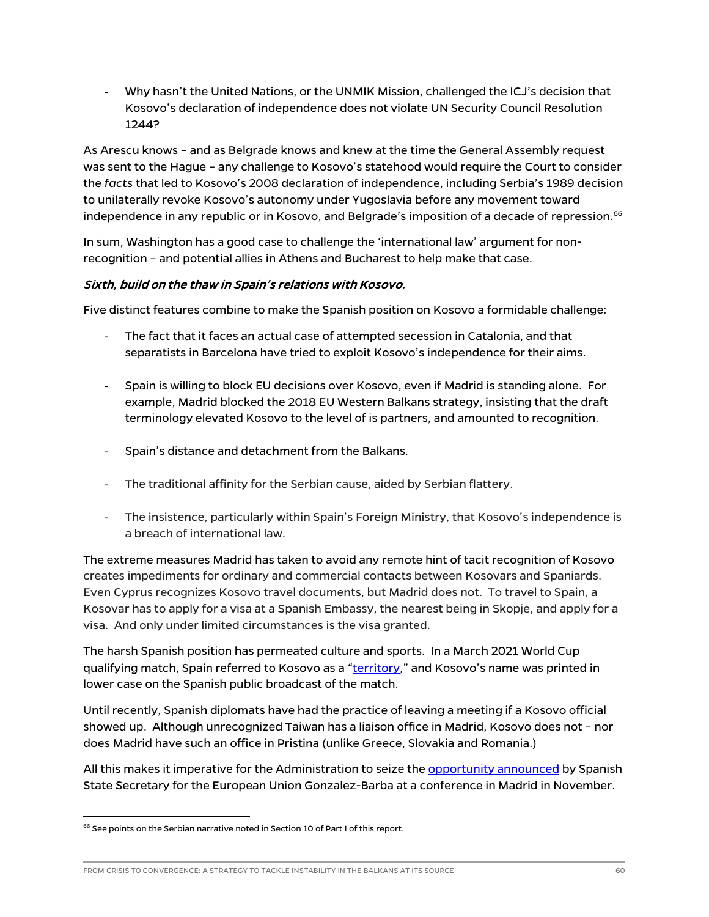- Why hasn't the United Nations, or the UNMIK Mission, challenged the ICJ's decision that Kosovo's declaration of independence does not violate UN Security Council Resolution 1244?

As Arescu knows – and as Belgrade knows and knew at the time the General Assembly request was sent to the Hague – any challenge to Kosovo's statehood would require the Court to consider the *facts* that led to Kosovo's 2008 declaration of independence, including Serbia's 1989 decision to unilaterally revoke Kosovo's autonomy under Yugoslavia before any movement toward independence in any republic or in Kosovo, and Belgrade's imposition of a decade of repression.[66]

In sum, Washington has a good case to challenge the 'international law' argument for non-recognition – and potential allies in Athens and Bucharest to help make that case.

***Sixth, build on the thaw in Spain's relations with Kosovo.***

Five distinct features combine to make the Spanish position on Kosovo a formidable challenge:

- The fact that it faces an actual case of attempted secession in Catalonia, and that separatists in Barcelona have tried to exploit Kosovo's independence for their aims.

- Spain is willing to block EU decisions over Kosovo, even if Madrid is standing alone. For example, Madrid blocked the 2018 EU Western Balkans strategy, insisting that the draft terminology elevated Kosovo to the level of is partners, and amounted to recognition.

- Spain's distance and detachment from the Balkans.

- The traditional affinity for the Serbian cause, aided by Serbian flattery.

- The insistence, particularly within Spain's Foreign Ministry, that Kosovo's independence is a breach of international law.

The extreme measures Madrid has taken to avoid any remote hint of tacit recognition of Kosovo creates impediments for ordinary and commercial contacts between Kosovars and Spaniards. Even Cyprus recognizes Kosovo travel documents, but Madrid does not. To travel to Spain, a Kosovar has to apply for a visa at a Spanish Embassy, the nearest being in Skopje, and apply for a visa. And only under limited circumstances is the visa granted.

The harsh Spanish position has permeated culture and sports. In a March 2021 World Cup qualifying match, Spain referred to Kosovo as a "territory," and Kosovo's name was printed in lower case on the Spanish public broadcast of the match.

Until recently, Spanish diplomats have had the practice of leaving a meeting if a Kosovo official showed up. Although unrecognized Taiwan has a liaison office in Madrid, Kosovo does not – nor does Madrid have such an office in Pristina (unlike Greece, Slovakia and Romania.)

All this makes it imperative for the Administration to seize the opportunity announced by Spanish State Secretary for the European Union Gonzalez-Barba at a conference in Madrid in November.

---

[66] See points on the Serbian narrative noted in Section 10 of Part I of this report.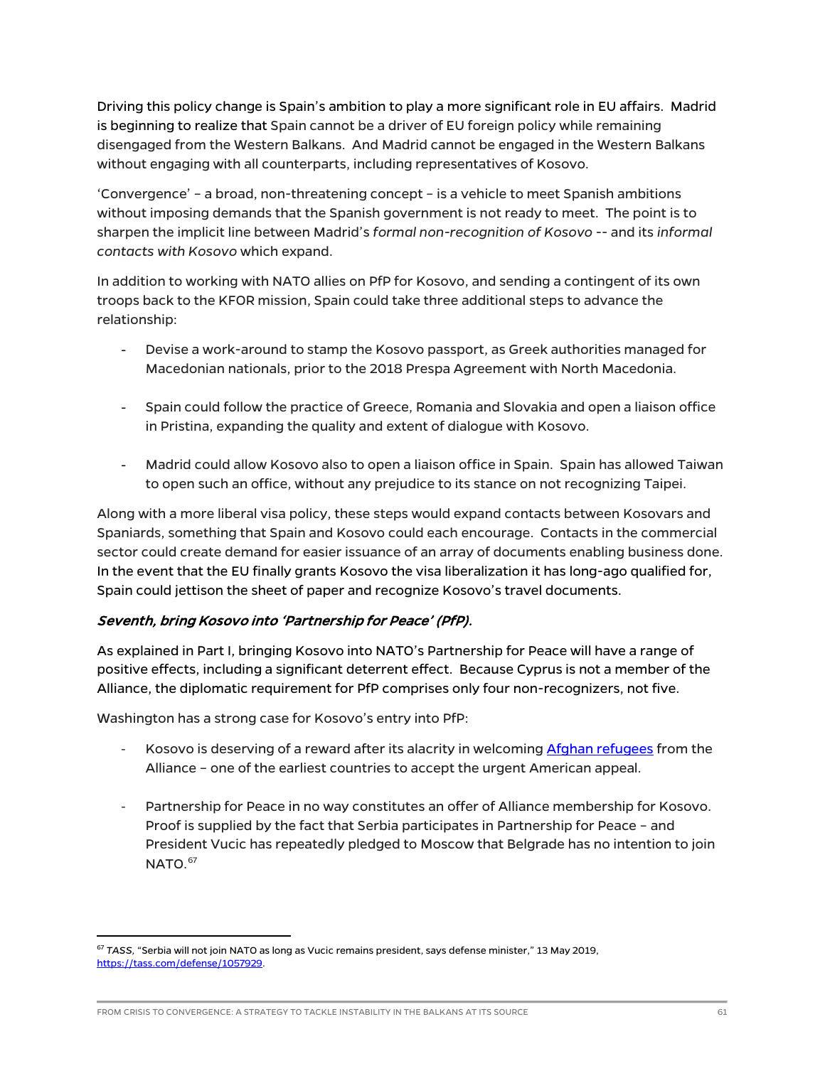Driving this policy change is Spain's ambition to play a more significant role in EU affairs. Madrid is beginning to realize that Spain cannot be a driver of EU foreign policy while remaining disengaged from the Western Balkans. And Madrid cannot be engaged in the Western Balkans without engaging with all counterparts, including representatives of Kosovo.

'Convergence' – a broad, non-threatening concept – is a vehicle to meet Spanish ambitions without imposing demands that the Spanish government is not ready to meet. The point is to sharpen the implicit line between Madrid's *formal non-recognition of Kosovo* -- and its *informal contacts with Kosovo* which expand.

In addition to working with NATO allies on PfP for Kosovo, and sending a contingent of its own troops back to the KFOR mission, Spain could take three additional steps to advance the relationship:

- Devise a work-around to stamp the Kosovo passport, as Greek authorities managed for Macedonian nationals, prior to the 2018 Prespa Agreement with North Macedonia.

- Spain could follow the practice of Greece, Romania and Slovakia and open a liaison office in Pristina, expanding the quality and extent of dialogue with Kosovo.

- Madrid could allow Kosovo also to open a liaison office in Spain. Spain has allowed Taiwan to open such an office, without any prejudice to its stance on not recognizing Taipei.

Along with a more liberal visa policy, these steps would expand contacts between Kosovars and Spaniards, something that Spain and Kosovo could each encourage. Contacts in the commercial sector could create demand for easier issuance of an array of documents enabling business done. In the event that the EU finally grants Kosovo the visa liberalization it has long-ago qualified for, Spain could jettison the sheet of paper and recognize Kosovo's travel documents.

***Seventh, bring Kosovo into 'Partnership for Peace' (PfP).***

As explained in Part I, bringing Kosovo into NATO's Partnership for Peace will have a range of positive effects, including a significant deterrent effect. Because Cyprus is not a member of the Alliance, the diplomatic requirement for PfP comprises only four non-recognizers, not five.

Washington has a strong case for Kosovo's entry into PfP:

- Kosovo is deserving of a reward after its alacrity in welcoming [Afghan refugees]() from the Alliance – one of the earliest countries to accept the urgent American appeal.

- Partnership for Peace in no way constitutes an offer of Alliance membership for Kosovo. Proof is supplied by the fact that Serbia participates in Partnership for Peace – and President Vucic has repeatedly pledged to Moscow that Belgrade has no intention to join NATO.[67]

---

[67] *TASS*, "Serbia will not join NATO as long as Vucic remains president, says defense minister," 13 May 2019, https://tass.com/defense/1057929.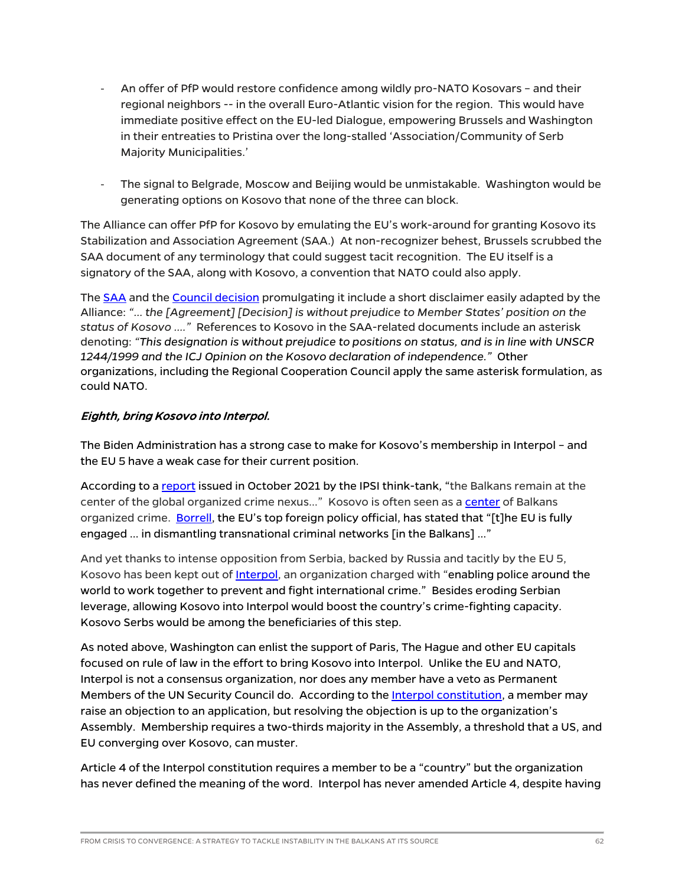- An offer of PfP would restore confidence among wildly pro-NATO Kosovars – and their regional neighbors -- in the overall Euro-Atlantic vision for the region. This would have immediate positive effect on the EU-led Dialogue, empowering Brussels and Washington in their entreaties to Pristina over the long-stalled 'Association/Community of Serb Majority Municipalities.'

- The signal to Belgrade, Moscow and Beijing would be unmistakable. Washington would be generating options on Kosovo that none of the three can block.

The Alliance can offer PfP for Kosovo by emulating the EU's work-around for granting Kosovo its Stabilization and Association Agreement (SAA.) At non-recognizer behest, Brussels scrubbed the SAA document of any terminology that could suggest tacit recognition. The EU itself is a signatory of the SAA, along with Kosovo, a convention that NATO could also apply.

The SAA and the Council decision promulgating it include a short disclaimer easily adapted by the Alliance: *"… the [Agreement] [Decision] is without prejudice to Member States' position on the status of Kosovo …."* References to Kosovo in the SAA-related documents include an asterisk denoting: *"This designation is without prejudice to positions on status, and is in line with UNSCR 1244/1999 and the ICJ Opinion on the Kosovo declaration of independence."* Other organizations, including the Regional Cooperation Council apply the same asterisk formulation, as could NATO.

***Eighth, bring Kosovo into Interpol.***

The Biden Administration has a strong case to make for Kosovo's membership in Interpol – and the EU 5 have a weak case for their current position.

According to a report issued in October 2021 by the IPSI think-tank, "the Balkans remain at the center of the global organized crime nexus…" Kosovo is often seen as a center of Balkans organized crime. Borrell, the EU's top foreign policy official, has stated that "[t]he EU is fully engaged … in dismantling transnational criminal networks [in the Balkans] …"

And yet thanks to intense opposition from Serbia, backed by Russia and tacitly by the EU 5, Kosovo has been kept out of Interpol, an organization charged with "enabling police around the world to work together to prevent and fight international crime." Besides eroding Serbian leverage, allowing Kosovo into Interpol would boost the country's crime-fighting capacity. Kosovo Serbs would be among the beneficiaries of this step.

As noted above, Washington can enlist the support of Paris, The Hague and other EU capitals focused on rule of law in the effort to bring Kosovo into Interpol. Unlike the EU and NATO, Interpol is not a consensus organization, nor does any member have a veto as Permanent Members of the UN Security Council do. According to the Interpol constitution, a member may raise an objection to an application, but resolving the objection is up to the organization's Assembly. Membership requires a two-thirds majority in the Assembly, a threshold that a US, and EU converging over Kosovo, can muster.

Article 4 of the Interpol constitution requires a member to be a "country" but the organization has never defined the meaning of the word. Interpol has never amended Article 4, despite having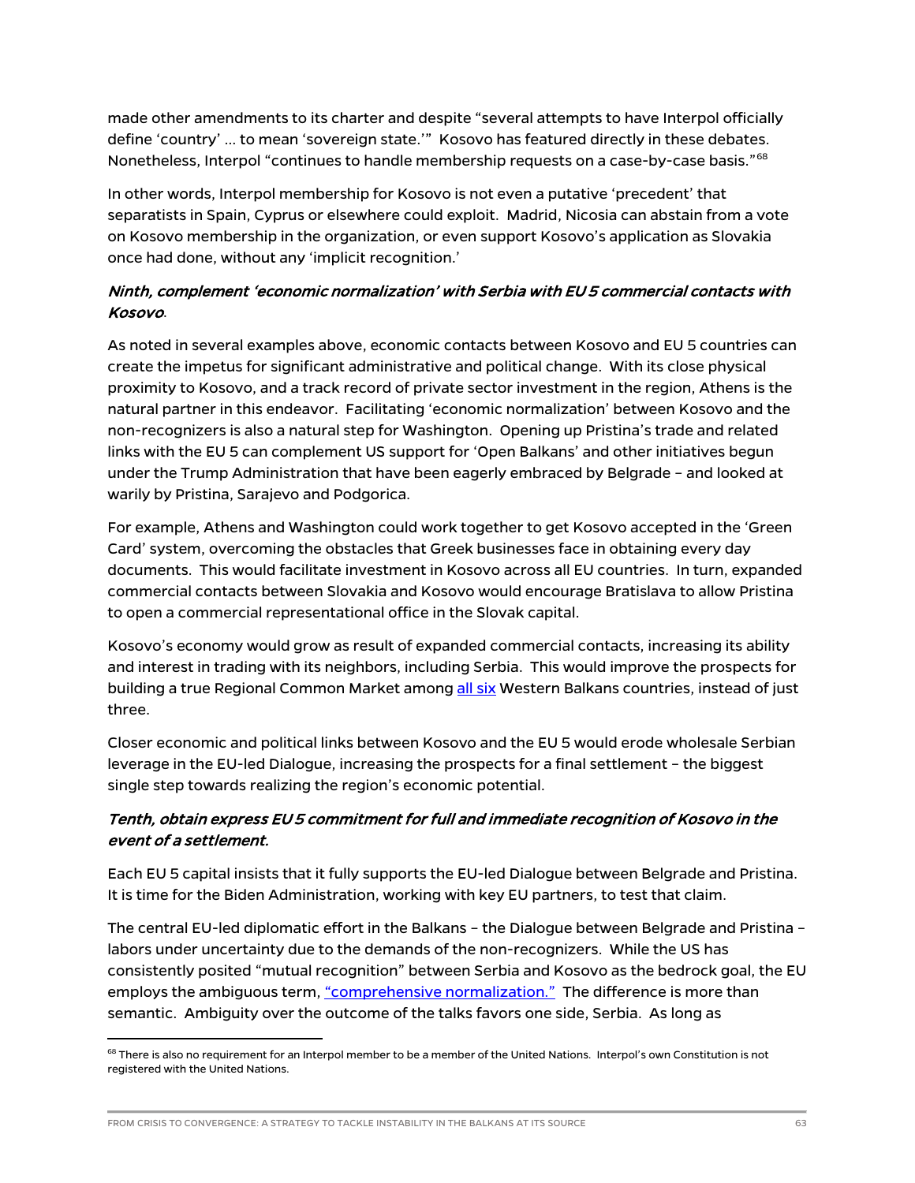made other amendments to its charter and despite "several attempts to have Interpol officially define 'country' … to mean 'sovereign state.'" Kosovo has featured directly in these debates. Nonetheless, Interpol "continues to handle membership requests on a case-by-case basis."[68]

In other words, Interpol membership for Kosovo is not even a putative 'precedent' that separatists in Spain, Cyprus or elsewhere could exploit. Madrid, Nicosia can abstain from a vote on Kosovo membership in the organization, or even support Kosovo's application as Slovakia once had done, without any 'implicit recognition.'

***Ninth, complement 'economic normalization' with Serbia with EU 5 commercial contacts with Kosovo*.**

As noted in several examples above, economic contacts between Kosovo and EU 5 countries can create the impetus for significant administrative and political change. With its close physical proximity to Kosovo, and a track record of private sector investment in the region, Athens is the natural partner in this endeavor. Facilitating 'economic normalization' between Kosovo and the non-recognizers is also a natural step for Washington. Opening up Pristina's trade and related links with the EU 5 can complement US support for 'Open Balkans' and other initiatives begun under the Trump Administration that have been eagerly embraced by Belgrade – and looked at warily by Pristina, Sarajevo and Podgorica.

For example, Athens and Washington could work together to get Kosovo accepted in the 'Green Card' system, overcoming the obstacles that Greek businesses face in obtaining every day documents. This would facilitate investment in Kosovo across all EU countries. In turn, expanded commercial contacts between Slovakia and Kosovo would encourage Bratislava to allow Pristina to open a commercial representational office in the Slovak capital.

Kosovo's economy would grow as result of expanded commercial contacts, increasing its ability and interest in trading with its neighbors, including Serbia. This would improve the prospects for building a true Regional Common Market among all six Western Balkans countries, instead of just three.

Closer economic and political links between Kosovo and the EU 5 would erode wholesale Serbian leverage in the EU-led Dialogue, increasing the prospects for a final settlement – the biggest single step towards realizing the region's economic potential.

***Tenth, obtain express EU 5 commitment for full and immediate recognition of Kosovo in the event of a settlement.***

Each EU 5 capital insists that it fully supports the EU-led Dialogue between Belgrade and Pristina. It is time for the Biden Administration, working with key EU partners, to test that claim.

The central EU-led diplomatic effort in the Balkans – the Dialogue between Belgrade and Pristina – labors under uncertainty due to the demands of the non-recognizers. While the US has consistently posited "mutual recognition" between Serbia and Kosovo as the bedrock goal, the EU employs the ambiguous term, "comprehensive normalization." The difference is more than semantic. Ambiguity over the outcome of the talks favors one side, Serbia. As long as

---

[68] There is also no requirement for an Interpol member to be a member of the United Nations. Interpol's own Constitution is not registered with the United Nations.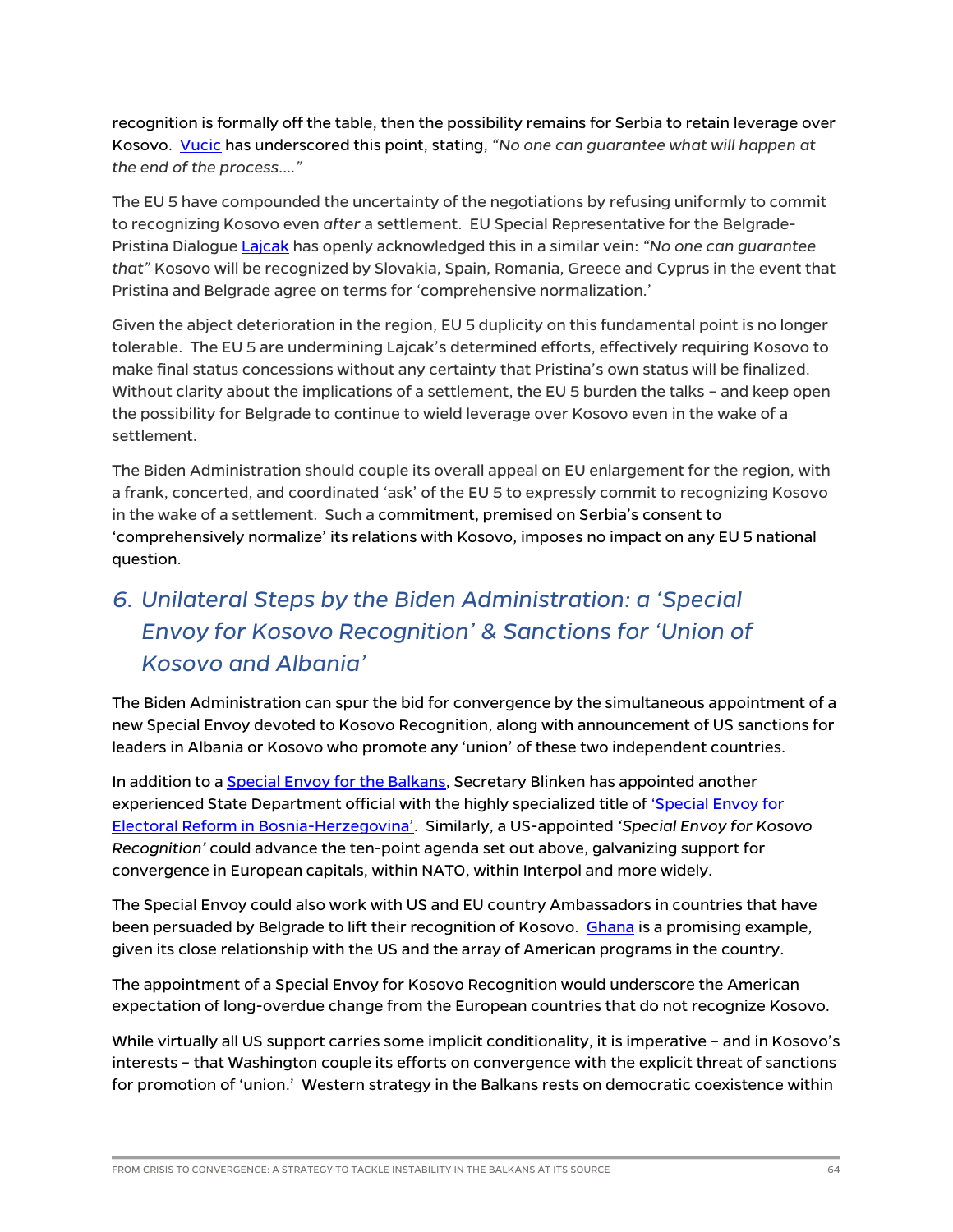recognition is formally off the table, then the possibility remains for Serbia to retain leverage over Kosovo. Vucic has underscored this point, stating, *"No one can guarantee what will happen at the end of the process…."*

The EU 5 have compounded the uncertainty of the negotiations by refusing uniformly to commit to recognizing Kosovo even *after* a settlement. EU Special Representative for the Belgrade-Pristina Dialogue Lajcak has openly acknowledged this in a similar vein: *"No one can guarantee that"* Kosovo will be recognized by Slovakia, Spain, Romania, Greece and Cyprus in the event that Pristina and Belgrade agree on terms for 'comprehensive normalization.'

Given the abject deterioration in the region, EU 5 duplicity on this fundamental point is no longer tolerable. The EU 5 are undermining Lajcak's determined efforts, effectively requiring Kosovo to make final status concessions without any certainty that Pristina's own status will be finalized. Without clarity about the implications of a settlement, the EU 5 burden the talks – and keep open the possibility for Belgrade to continue to wield leverage over Kosovo even in the wake of a settlement.

The Biden Administration should couple its overall appeal on EU enlargement for the region, with a frank, concerted, and coordinated 'ask' of the EU 5 to expressly commit to recognizing Kosovo in the wake of a settlement. Such a commitment, premised on Serbia's consent to 'comprehensively normalize' its relations with Kosovo, imposes no impact on any EU 5 national question.

## *6. Unilateral Steps by the Biden Administration: a 'Special Envoy for Kosovo Recognition' & Sanctions for 'Union of Kosovo and Albania'*

The Biden Administration can spur the bid for convergence by the simultaneous appointment of a new Special Envoy devoted to Kosovo Recognition, along with announcement of US sanctions for leaders in Albania or Kosovo who promote any 'union' of these two independent countries.

In addition to a Special Envoy for the Balkans, Secretary Blinken has appointed another experienced State Department official with the highly specialized title of 'Special Envoy for Electoral Reform in Bosnia-Herzegovina'. Similarly, a US-appointed *'Special Envoy for Kosovo Recognition'* could advance the ten-point agenda set out above, galvanizing support for convergence in European capitals, within NATO, within Interpol and more widely.

The Special Envoy could also work with US and EU country Ambassadors in countries that have been persuaded by Belgrade to lift their recognition of Kosovo. Ghana is a promising example, given its close relationship with the US and the array of American programs in the country.

The appointment of a Special Envoy for Kosovo Recognition would underscore the American expectation of long-overdue change from the European countries that do not recognize Kosovo.

While virtually all US support carries some implicit conditionality, it is imperative – and in Kosovo's interests – that Washington couple its efforts on convergence with the explicit threat of sanctions for promotion of 'union.' Western strategy in the Balkans rests on democratic coexistence within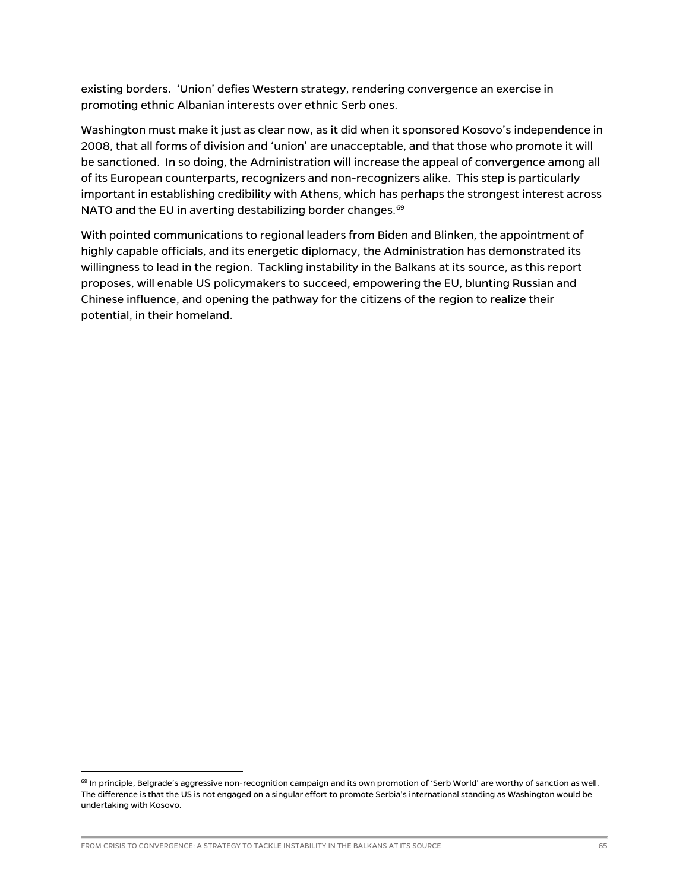existing borders. 'Union' defies Western strategy, rendering convergence an exercise in promoting ethnic Albanian interests over ethnic Serb ones.

Washington must make it just as clear now, as it did when it sponsored Kosovo's independence in 2008, that all forms of division and 'union' are unacceptable, and that those who promote it will be sanctioned. In so doing, the Administration will increase the appeal of convergence among all of its European counterparts, recognizers and non-recognizers alike. This step is particularly important in establishing credibility with Athens, which has perhaps the strongest interest across NATO and the EU in averting destabilizing border changes.[69]

With pointed communications to regional leaders from Biden and Blinken, the appointment of highly capable officials, and its energetic diplomacy, the Administration has demonstrated its willingness to lead in the region. Tackling instability in the Balkans at its source, as this report proposes, will enable US policymakers to succeed, empowering the EU, blunting Russian and Chinese influence, and opening the pathway for the citizens of the region to realize their potential, in their homeland.

---

[69] In principle, Belgrade's aggressive non-recognition campaign and its own promotion of 'Serb World' are worthy of sanction as well. The difference is that the US is not engaged on a singular effort to promote Serbia's international standing as Washington would be undertaking with Kosovo.